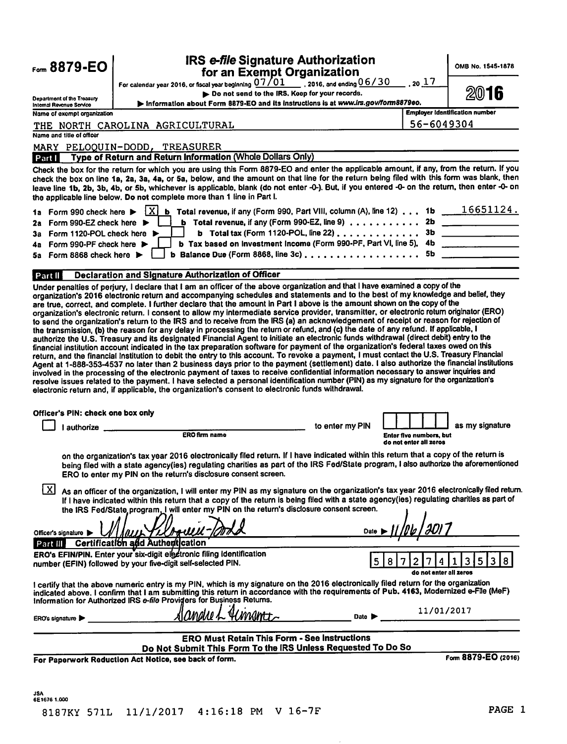# Form 8879-EO

## IRS *e-file* Signature Authorization for an Exempt Organization

OMB No. 1545-1878

**2016**

For calendar year 2016, or fiscal year beginning 07/01, 2016, and ending 06/30, 20 17

▶ Do not send to the IRS. Keep for your records.

▶ Information about Form 8879-EO and its instructions is at *www.irs.gov/form8879eo.*

Department of the Treasury
Internal Revenue Service

| Name of exempt organization | Employer identification number |
|---|---|
| THE NORTH CAROLINA AGRICULTURAL | 56-6049304 |

Name and title of officer

MARY PELOQUIN-DODD, TREASURER

### Part I — Type of Return and Return Information (Whole Dollars Only)

Check the box for the return for which you are using this Form 8879-EO and enter the applicable amount, if any, from the return. If you check the box on line 1a, 2a, 3a, 4a, or 5a, below, and the amount on that line for the return being filed with this form was blank, then leave line 1b, 2b, 3b, 4b, or 5b, whichever is applicable, blank (do not enter -0-). But, if you entered -0- on the return, then enter -0- on the applicable line below. **Do not** complete more than 1 line in Part I.

| | | | | |
|---|---|---|---|---|
| 1a Form 990 check here ▶ [X] | b Total revenue, if any (Form 990, Part VIII, column (A), line 12) | 1b | 16651124. |
| 2a Form 990-EZ check here ▶ [ ] | b Total revenue, if any (Form 990-EZ, line 9) | 2b | |
| 3a Form 1120-POL check here ▶ [ ] | b Total tax (Form 1120-POL, line 22) | 3b | |
| 4a Form 990-PF check here ▶ [ ] | b Tax based on investment income (Form 990-PF, Part VI, line 5) | 4b | |
| 5a Form 8868 check here ▶ [ ] | b Balance Due (Form 8868, line 3c) | 5b | |

### Part II — Declaration and Signature Authorization of Officer

Under penalties of perjury, I declare that I am an officer of the above organization and that I have examined a copy of the organization's 2016 electronic return and accompanying schedules and statements and to the best of my knowledge and belief, they are true, correct, and complete. I further declare that the amount in Part I above is the amount shown on the copy of the organization's electronic return. I consent to allow my intermediate service provider, transmitter, or electronic return originator (ERO) to send the organization's return to the IRS and to receive from the IRS (a) an acknowledgement of receipt or reason for rejection of the transmission, (b) the reason for any delay in processing the return or refund, and (c) the date of any refund. If applicable, I authorize the U.S. Treasury and its designated Financial Agent to initiate an electronic funds withdrawal (direct debit) entry to the financial institution account indicated in the tax preparation software for payment of the organization's federal taxes owed on this return, and the financial institution to debit the entry to this account. To revoke a payment, I must contact the U.S. Treasury Financial Agent at 1-888-353-4537 no later than 2 business days prior to the payment (settlement) date. I also authorize the financial institutions involved in the processing of the electronic payment of taxes to receive confidential information necessary to answer inquiries and resolve issues related to the payment. I have selected a personal identification number (PIN) as my signature for the organization's electronic return and, if applicable, the organization's consent to electronic funds withdrawal.

**Officer's PIN: check one box only**

[ ] I authorize ______________ (ERO firm name) to enter my PIN [ ][ ][ ][ ][ ] (Enter five numbers, but do not enter all zeros) as my signature on the organization's tax year 2016 electronically filed return. If I have indicated within this return that a copy of the return is being filed with a state agency(ies) regulating charities as part of the IRS Fed/State program, I also authorize the aforementioned ERO to enter my PIN on the return's disclosure consent screen.

[X] As an officer of the organization, I will enter my PIN as my signature on the organization's tax year 2016 electronically filed return. If I have indicated within this return that a copy of the return is being filed with a state agency(ies) regulating charities as part of the IRS Fed/State program, I will enter my PIN on the return's disclosure consent screen.

Officer's signature ▶ Mary Peloquin-Dodd    Date ▶ 11/06/2017

### Part III — Certification and Authentication

ERO's EFIN/PIN. Enter your six-digit electronic filing identification number (EFIN) followed by your five-digit self-selected PIN.

5 8 7 2 7 4 1 3 5 3 8 (do not enter all zeros)

I certify that the above numeric entry is my PIN, which is my signature on the 2016 electronically filed return for the organization indicated above. I confirm that I am submitting this return in accordance with the requirements of Pub. 4163, Modernized e-File (MeF) Information for Authorized IRS *e-file* Providers for Business Returns.

ERO's signature ▶ Sandra L Aimant    Date ▶ 11/01/2017

**ERO Must Retain This Form - See Instructions**

**Do Not Submit This Form To the IRS Unless Requested To Do So**

**For Paperwork Reduction Act Notice, see back of form.**

Form **8879-EO** (2016)

JSA
6E1676 1.000

8187KY 571L 11/1/2017 4:16:18 PM V 16-7F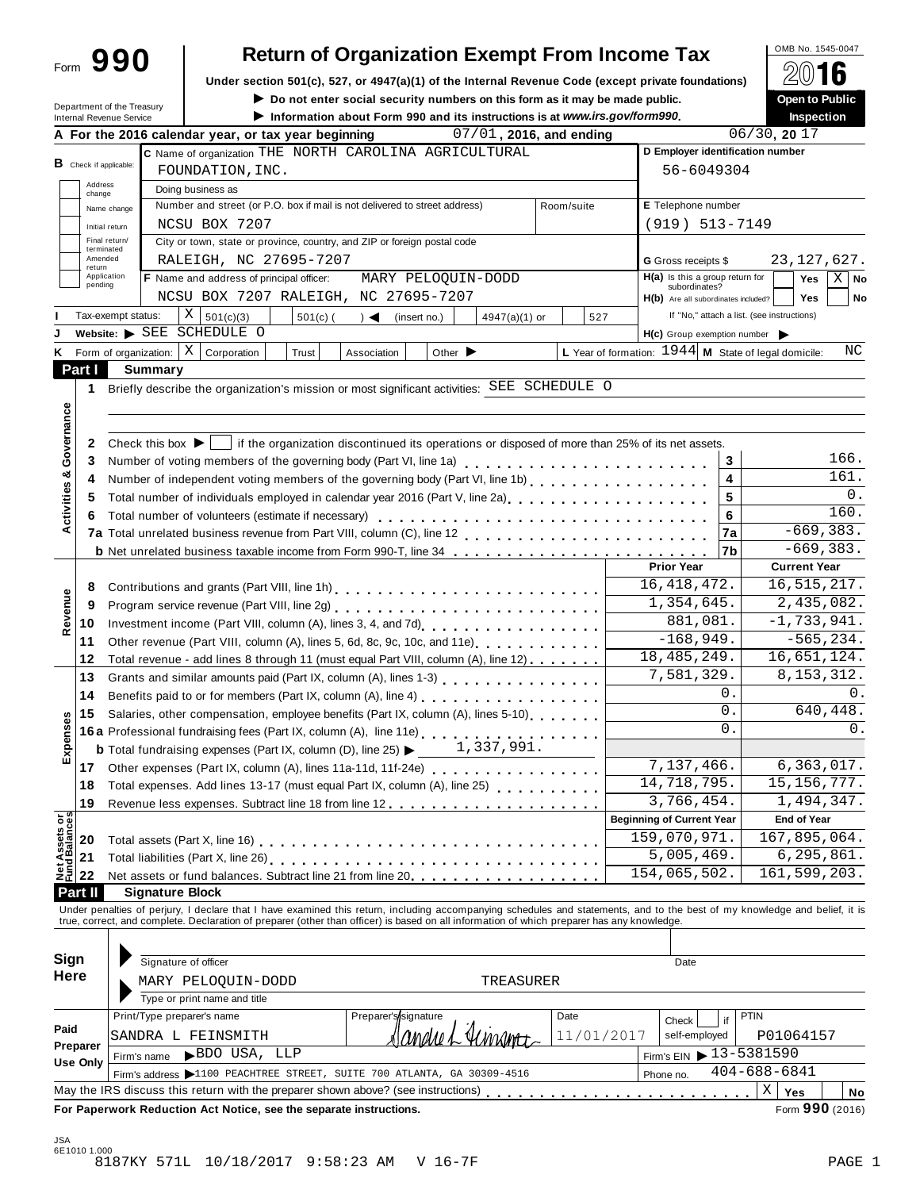# Form 990

## Return of Organization Exempt From Income Tax

**Under section 501(c), 527, or 4947(a)(1) of the Internal Revenue Code (except private foundations)**

▶ Do not enter social security numbers on this form as it may be made public.

▶ Information about Form 990 and its instructions is at www.irs.gov/form990.

OMB No. 1545-0047

2016

Open to Public Inspection

Department of the Treasury
Internal Revenue Service

**A** For the 2016 calendar year, or tax year beginning 07/01, 2016, and ending 06/30, 20 17

**B** Check if applicable:
- Address change
- Name change
- Initial return
- Final return/terminated
- Amended return
- Application pending

**C** Name of organization THE NORTH CAROLINA AGRICULTURAL FOUNDATION, INC.

Doing business as

Number and street (or P.O. box if mail is not delivered to street address): NCSU BOX 7207 — Room/suite

City or town, state or province, country, and ZIP or foreign postal code: RALEIGH, NC 27695-7207

**D** Employer identification number: 56-6049304

**E** Telephone number: (919) 513-7149

**G** Gross receipts $ 23,127,627.

**F** Name and address of principal officer: MARY PELOQUIN-DODD, NCSU BOX 7207 RALEIGH, NC 27695-7207

**H(a)** Is this a group return for subordinates? Yes [ ] No [X]

**H(b)** Are all subordinates included? Yes [ ] No [ ]
If "No," attach a list. (see instructions)

**I** Tax-exempt status: [X] 501(c)(3) [ ] 501(c) ( ) ◀ (insert no.) [ ] 4947(a)(1) or [ ] 527

**J** Website: ▶ SEE SCHEDULE O

**H(c)** Group exemption number ▶

**K** Form of organization: [X] Corporation [ ] Trust [ ] Association [ ] Other ▶

**L** Year of formation: 1944 **M** State of legal domicile: NC

## Part I Summary

**Activities & Governance**

1 Briefly describe the organization's mission or most significant activities: SEE SCHEDULE O

2 Check this box ▶ [ ] if the organization discontinued its operations or disposed of more than 25% of its net assets.

| Line | Description | | Value |
|---|---|---|---|
| 3 | Number of voting members of the governing body (Part VI, line 1a) | 3 | 166. |
| 4 | Number of independent voting members of the governing body (Part VI, line 1b) | 4 | 161. |
| 5 | Total number of individuals employed in calendar year 2016 (Part V, line 2a) | 5 | 0. |
| 6 | Total number of volunteers (estimate if necessary) | 6 | 160. |
| 7a | Total unrelated business revenue from Part VIII, column (C), line 12 | 7a | -669,383. |
| b | Net unrelated business taxable income from Form 990-T, line 34 | 7b | -669,383. |

| Line | Description | Prior Year | Current Year |
|---|---|---|---|
| **Revenue** | | | |
| 8 | Contributions and grants (Part VIII, line 1h) | 16,418,472. | 16,515,217. |
| 9 | Program service revenue (Part VIII, line 2g) | 1,354,645. | 2,435,082. |
| 10 | Investment income (Part VIII, column (A), lines 3, 4, and 7d) | 881,081. | -1,733,941. |
| 11 | Other revenue (Part VIII, column (A), lines 5, 6d, 8c, 9c, 10c, and 11e) | -168,949. | -565,234. |
| 12 | Total revenue - add lines 8 through 11 (must equal Part VIII, column (A), line 12) | 18,485,249. | 16,651,124. |
| **Expenses** | | | |
| 13 | Grants and similar amounts paid (Part IX, column (A), lines 1-3) | 7,581,329. | 8,153,312. |
| 14 | Benefits paid to or for members (Part IX, column (A), line 4) | 0. | 0. |
| 15 | Salaries, other compensation, employee benefits (Part IX, column (A), lines 5-10) | 0. | 640,448. |
| 16a | Professional fundraising fees (Part IX, column (A), line 11e) | 0. | 0. |
| b | Total fundraising expenses (Part IX, column (D), line 25) ▶ 1,337,991. | | |
| 17 | Other expenses (Part IX, column (A), lines 11a-11d, 11f-24e) | 7,137,466. | 6,363,017. |
| 18 | Total expenses. Add lines 13-17 (must equal Part IX, column (A), line 25) | 14,718,795. | 15,156,777. |
| 19 | Revenue less expenses. Subtract line 18 from line 12 | 3,766,454. | 1,494,347. |
| **Net Assets or Fund Balances** | | **Beginning of Current Year** | **End of Year** |
| 20 | Total assets (Part X, line 16) | 159,070,971. | 167,895,064. |
| 21 | Total liabilities (Part X, line 26) | 5,005,469. | 6,295,861. |
| 22 | Net assets or fund balances. Subtract line 21 from line 20 | 154,065,502. | 161,599,203. |

## Part II Signature Block

Under penalties of perjury, I declare that I have examined this return, including accompanying schedules and statements, and to the best of my knowledge and belief, it is true, correct, and complete. Declaration of preparer (other than officer) is based on all information of which preparer has any knowledge.

**Sign Here**

Signature of officer — Date

MARY PELOQUIN-DODD — TREASURER
Type or print name and title

**Paid Preparer Use Only**

| Print/Type preparer's name | Preparer's signature | Date | Check if self-employed | PTIN |
|---|---|---|---|---|
| SANDRA L FEINSMITH | Sandra L Feinsmith | 11/01/2017 | | P01064157 |

Firm's name ▶ BDO USA, LLP — Firm's EIN ▶ 13-5381590

Firm's address ▶ 1100 PEACHTREE STREET, SUITE 700 ATLANTA, GA 30309-4516 — Phone no. 404-688-6841

May the IRS discuss this return with the preparer shown above? (see instructions) [X] Yes [ ] No

**For Paperwork Reduction Act Notice, see the separate instructions.** Form **990** (2016)

JSA
6E1010 1.000
8187KY 571L 10/18/2017 9:58:23 AM V 16-7F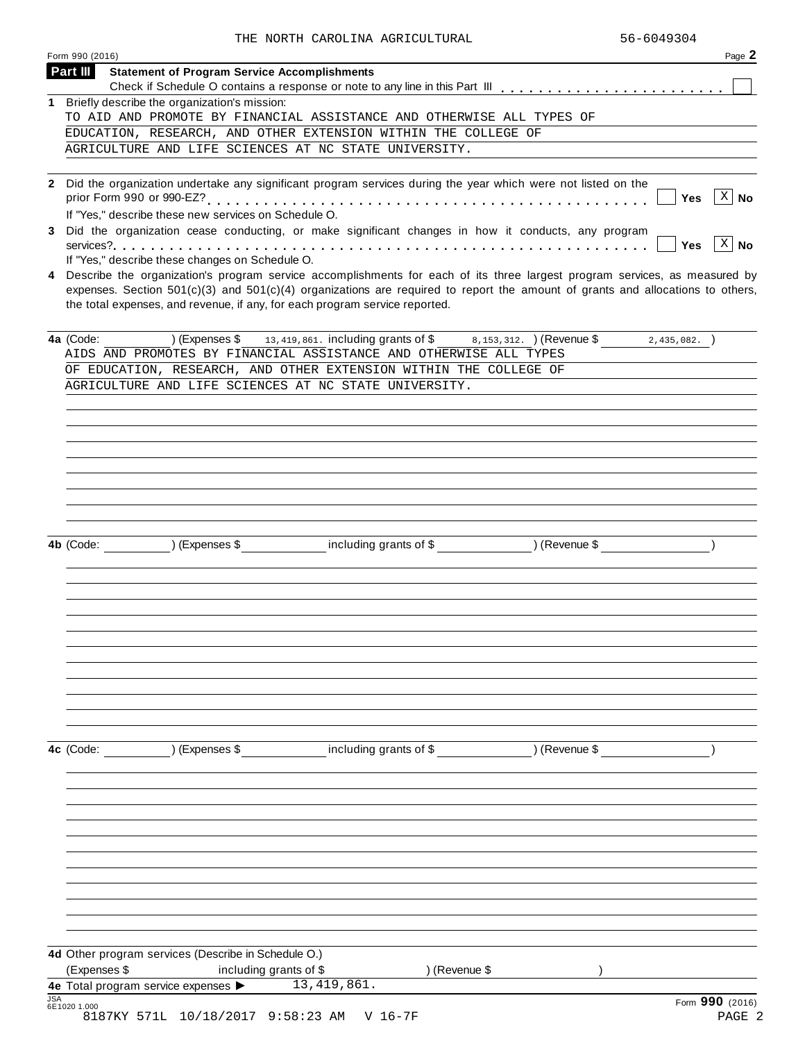THE NORTH CAROLINA AGRICULTURAL 56-6049304

Form 990 (2016)

## Part III Statement of Program Service Accomplishments

Check if Schedule O contains a response or note to any line in this Part III . . . . . . . . . . . . . . . . . . . . . . . . ☐

**1** Briefly describe the organization's mission:

TO AID AND PROMOTE BY FINANCIAL ASSISTANCE AND OTHERWISE ALL TYPES OF EDUCATION, RESEARCH, AND OTHER EXTENSION WITHIN THE COLLEGE OF AGRICULTURE AND LIFE SCIENCES AT NC STATE UNIVERSITY.

**2** Did the organization undertake any significant program services during the year which were not listed on the prior Form 990 or 990-EZ? . . . . . . . . . . . . . . . . . . . . . . . . . . . . . . . . . . . . . . . . . . ☐ Yes ☒ No

If "Yes," describe these new services on Schedule O.

**3** Did the organization cease conducting, or make significant changes in how it conducts, any program services? . . . . . . . . . . . . . . . . . . . . . . . . . . . . . . . . . . . . . . . . . . . . . . . . . . . . . . . ☐ Yes ☒ No

If "Yes," describe these changes on Schedule O.

**4** Describe the organization's program service accomplishments for each of its three largest program services, as measured by expenses. Section 501(c)(3) and 501(c)(4) organizations are required to report the amount of grants and allocations to others, the total expenses, and revenue, if any, for each program service reported.

**4a** (Code: ) (Expenses $ 13,419,861. including grants of $ 8,153,312. ) (Revenue $ 2,435,082. )

AIDS AND PROMOTES BY FINANCIAL ASSISTANCE AND OTHERWISE ALL TYPES OF EDUCATION, RESEARCH, AND OTHER EXTENSION WITHIN THE COLLEGE OF AGRICULTURE AND LIFE SCIENCES AT NC STATE UNIVERSITY.

**4b** (Code: ) (Expenses $ including grants of $ ) (Revenue $ )

**4c** (Code: ) (Expenses $ including grants of $ ) (Revenue $ )

**4d** Other program services (Describe in Schedule O.)

(Expenses $ including grants of $ ) (Revenue $ )

**4e** Total program service expenses ▶ 13,419,861.

Form **990** (2016)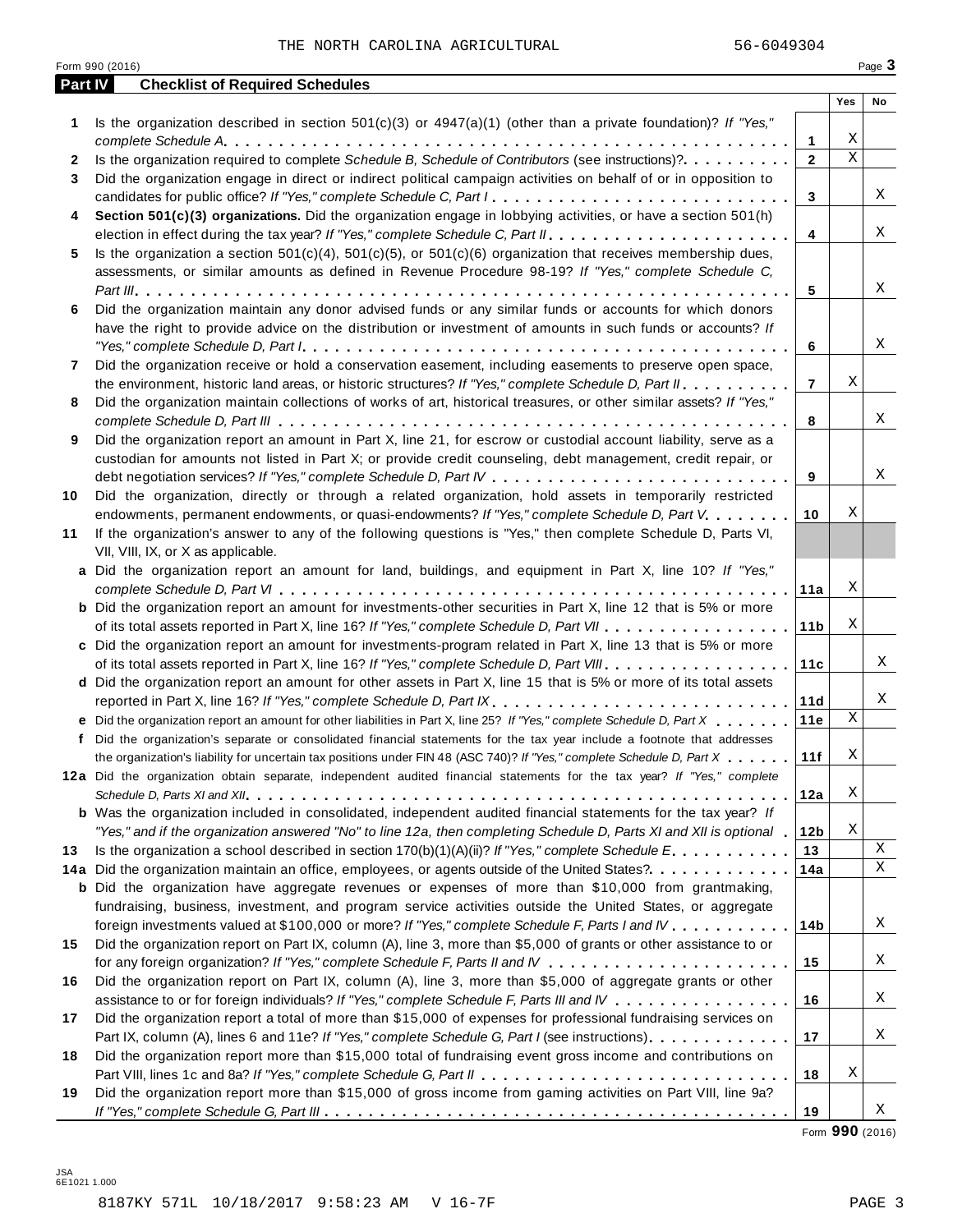THE NORTH CAROLINA AGRICULTURAL 56-6049304

Form 990 (2016)

## Part IV Checklist of Required Schedules

| | | | Yes | No |
|---|---|---|---|---|
| **1** | Is the organization described in section 501(c)(3) or 4947(a)(1) (other than a private foundation)? *If "Yes," complete Schedule A* | **1** | X | |
| **2** | Is the organization required to complete *Schedule B, Schedule of Contributors* (see instructions)? | **2** | X | |
| **3** | Did the organization engage in direct or indirect political campaign activities on behalf of or in opposition to candidates for public office? *If "Yes," complete Schedule C, Part I* | **3** | | X |
| **4** | **Section 501(c)(3) organizations.** Did the organization engage in lobbying activities, or have a section 501(h) election in effect during the tax year? *If "Yes," complete Schedule C, Part II* | **4** | | X |
| **5** | Is the organization a section 501(c)(4), 501(c)(5), or 501(c)(6) organization that receives membership dues, assessments, or similar amounts as defined in Revenue Procedure 98-19? *If "Yes," complete Schedule C, Part III* | **5** | | X |
| **6** | Did the organization maintain any donor advised funds or any similar funds or accounts for which donors have the right to provide advice on the distribution or investment of amounts in such funds or accounts? *If "Yes," complete Schedule D, Part I* | **6** | | X |
| **7** | Did the organization receive or hold a conservation easement, including easements to preserve open space, the environment, historic land areas, or historic structures? *If "Yes," complete Schedule D, Part II* | **7** | X | |
| **8** | Did the organization maintain collections of works of art, historical treasures, or other similar assets? *If "Yes," complete Schedule D, Part III* | **8** | | X |
| **9** | Did the organization report an amount in Part X, line 21, for escrow or custodial account liability, serve as a custodian for amounts not listed in Part X; or provide credit counseling, debt management, credit repair, or debt negotiation services? *If "Yes," complete Schedule D, Part IV* | **9** | | X |
| **10** | Did the organization, directly or through a related organization, hold assets in temporarily restricted endowments, permanent endowments, or quasi-endowments? *If "Yes," complete Schedule D, Part V* | **10** | X | |
| **11** | If the organization's answer to any of the following questions is "Yes," then complete Schedule D, Parts VI, VII, VIII, IX, or X as applicable. | | | |
| **a** | Did the organization report an amount for land, buildings, and equipment in Part X, line 10? *If "Yes," complete Schedule D, Part VI* | **11a** | X | |
| **b** | Did the organization report an amount for investments-other securities in Part X, line 12 that is 5% or more of its total assets reported in Part X, line 16? *If "Yes," complete Schedule D, Part VII* | **11b** | X | |
| **c** | Did the organization report an amount for investments-program related in Part X, line 13 that is 5% or more of its total assets reported in Part X, line 16? *If "Yes," complete Schedule D, Part VIII* | **11c** | | X |
| **d** | Did the organization report an amount for other assets in Part X, line 15 that is 5% or more of its total assets reported in Part X, line 16? *If "Yes," complete Schedule D, Part IX* | **11d** | | X |
| **e** | Did the organization report an amount for other liabilities in Part X, line 25? *If "Yes," complete Schedule D, Part X* | **11e** | X | |
| **f** | Did the organization's separate or consolidated financial statements for the tax year include a footnote that addresses the organization's liability for uncertain tax positions under FIN 48 (ASC 740)? *If "Yes," complete Schedule D, Part X* | **11f** | X | |
| **12a** | Did the organization obtain separate, independent audited financial statements for the tax year? *If "Yes," complete Schedule D, Parts XI and XII* | **12a** | X | |
| **b** | Was the organization included in consolidated, independent audited financial statements for the tax year? *If "Yes," and if the organization answered "No" to line 12a, then completing Schedule D, Parts XI and XII is optional* | **12b** | X | |
| **13** | Is the organization a school described in section 170(b)(1)(A)(ii)? *If "Yes," complete Schedule E* | **13** | | X |
| **14a** | Did the organization maintain an office, employees, or agents outside of the United States? | **14a** | | X |
| **b** | Did the organization have aggregate revenues or expenses of more than $10,000 from grantmaking, fundraising, business, investment, and program service activities outside the United States, or aggregate foreign investments valued at $100,000 or more? *If "Yes," complete Schedule F, Parts I and IV* | **14b** | | X |
| **15** | Did the organization report on Part IX, column (A), line 3, more than $5,000 of grants or other assistance to or for any foreign organization? *If "Yes," complete Schedule F, Parts II and IV* | **15** | | X |
| **16** | Did the organization report on Part IX, column (A), line 3, more than $5,000 of aggregate grants or other assistance to or for foreign individuals? *If "Yes," complete Schedule F, Parts III and IV* | **16** | | X |
| **17** | Did the organization report a total of more than $15,000 of expenses for professional fundraising services on Part IX, column (A), lines 6 and 11e? *If "Yes," complete Schedule G, Part I* (see instructions) | **17** | | X |
| **18** | Did the organization report more than $15,000 total of fundraising event gross income and contributions on Part VIII, lines 1c and 8a? *If "Yes," complete Schedule G, Part II* | **18** | X | |
| **19** | Did the organization report more than $15,000 of gross income from gaming activities on Part VIII, line 9a? *If "Yes," complete Schedule G, Part III* | **19** | | X |

Form **990** (2016)

JSA
6E1021 1.000

8187KY 571L 10/18/2017 9:58:23 AM V 16-7F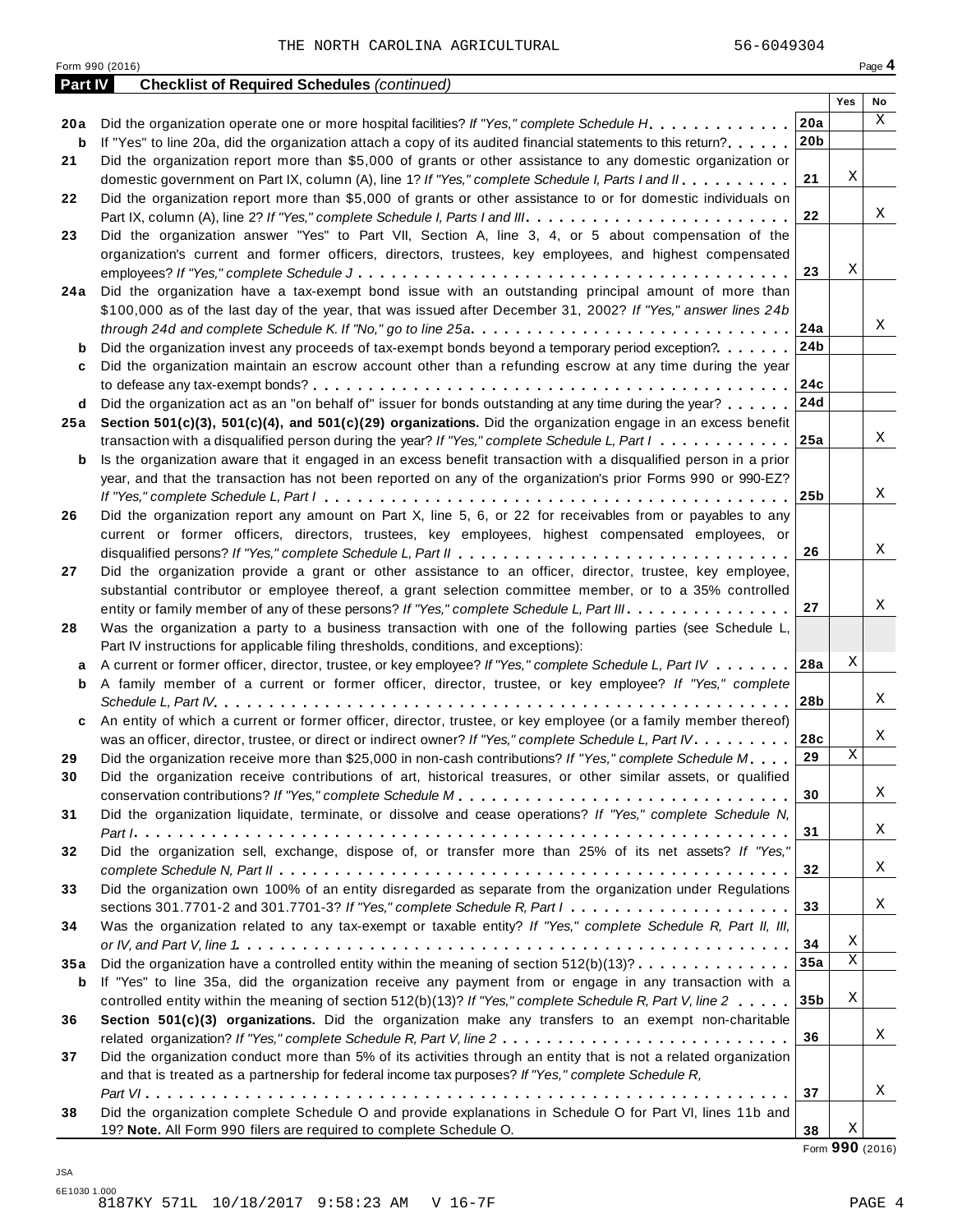THE NORTH CAROLINA AGRICULTURAL 56-6049304

Form 990 (2016)

## Part IV Checklist of Required Schedules *(continued)*

| | | | Yes | No |
|---|---|---|---|---|
| **20a** | Did the organization operate one or more hospital facilities? *If "Yes," complete Schedule H* | **20a** | | X |
| **b** | If "Yes" to line 20a, did the organization attach a copy of its audited financial statements to this return? | **20b** | | |
| **21** | Did the organization report more than $5,000 of grants or other assistance to any domestic organization or domestic government on Part IX, column (A), line 1? *If "Yes," complete Schedule I, Parts I and II* | **21** | X | |
| **22** | Did the organization report more than $5,000 of grants or other assistance to or for domestic individuals on Part IX, column (A), line 2? *If "Yes," complete Schedule I, Parts I and III* | **22** | | X |
| **23** | Did the organization answer "Yes" to Part VII, Section A, line 3, 4, or 5 about compensation of the organization's current and former officers, directors, trustees, key employees, and highest compensated employees? *If "Yes," complete Schedule J* | **23** | X | |
| **24a** | Did the organization have a tax-exempt bond issue with an outstanding principal amount of more than $100,000 as of the last day of the year, that was issued after December 31, 2002? *If "Yes," answer lines 24b through 24d and complete Schedule K. If "No," go to line 25a* | **24a** | | X |
| **b** | Did the organization invest any proceeds of tax-exempt bonds beyond a temporary period exception? | **24b** | | |
| **c** | Did the organization maintain an escrow account other than a refunding escrow at any time during the year to defease any tax-exempt bonds? | **24c** | | |
| **d** | Did the organization act as an "on behalf of" issuer for bonds outstanding at any time during the year? | **24d** | | |
| **25a** | **Section 501(c)(3), 501(c)(4), and 501(c)(29) organizations.** Did the organization engage in an excess benefit transaction with a disqualified person during the year? *If "Yes," complete Schedule L, Part I* | **25a** | | X |
| **b** | Is the organization aware that it engaged in an excess benefit transaction with a disqualified person in a prior year, and that the transaction has not been reported on any of the organization's prior Forms 990 or 990-EZ? *If "Yes," complete Schedule L, Part I* | **25b** | | X |
| **26** | Did the organization report any amount on Part X, line 5, 6, or 22 for receivables from or payables to any current or former officers, directors, trustees, key employees, highest compensated employees, or disqualified persons? *If "Yes," complete Schedule L, Part II* | **26** | | X |
| **27** | Did the organization provide a grant or other assistance to an officer, director, trustee, key employee, substantial contributor or employee thereof, a grant selection committee member, or to a 35% controlled entity or family member of any of these persons? *If "Yes," complete Schedule L, Part III* | **27** | | X |
| **28** | Was the organization a party to a business transaction with one of the following parties (see Schedule L, Part IV instructions for applicable filing thresholds, conditions, and exceptions): | | | |
| **a** | A current or former officer, director, trustee, or key employee? *If "Yes," complete Schedule L, Part IV* | **28a** | X | |
| **b** | A family member of a current or former officer, director, trustee, or key employee? *If "Yes," complete Schedule L, Part IV* | **28b** | | X |
| **c** | An entity of which a current or former officer, director, trustee, or key employee (or a family member thereof) was an officer, director, trustee, or direct or indirect owner? *If "Yes," complete Schedule L, Part IV* | **28c** | | X |
| **29** | Did the organization receive more than $25,000 in non-cash contributions? *If "Yes," complete Schedule M* | **29** | X | |
| **30** | Did the organization receive contributions of art, historical treasures, or other similar assets, or qualified conservation contributions? *If "Yes," complete Schedule M* | **30** | | X |
| **31** | Did the organization liquidate, terminate, or dissolve and cease operations? *If "Yes," complete Schedule N, Part I* | **31** | | X |
| **32** | Did the organization sell, exchange, dispose of, or transfer more than 25% of its net assets? *If "Yes," complete Schedule N, Part II* | **32** | | X |
| **33** | Did the organization own 100% of an entity disregarded as separate from the organization under Regulations sections 301.7701-2 and 301.7701-3? *If "Yes," complete Schedule R, Part I* | **33** | | X |
| **34** | Was the organization related to any tax-exempt or taxable entity? *If "Yes," complete Schedule R, Part II, III, or IV, and Part V, line 1* | **34** | X | |
| **35a** | Did the organization have a controlled entity within the meaning of section 512(b)(13)? | **35a** | X | |
| **b** | If "Yes" to line 35a, did the organization receive any payment from or engage in any transaction with a controlled entity within the meaning of section 512(b)(13)? *If "Yes," complete Schedule R, Part V, line 2* | **35b** | X | |
| **36** | **Section 501(c)(3) organizations.** Did the organization make any transfers to an exempt non-charitable related organization? *If "Yes," complete Schedule R, Part V, line 2* | **36** | | X |
| **37** | Did the organization conduct more than 5% of its activities through an entity that is not a related organization and that is treated as a partnership for federal income tax purposes? *If "Yes," complete Schedule R, Part VI* | **37** | | X |
| **38** | Did the organization complete Schedule O and provide explanations in Schedule O for Part VI, lines 11b and 19? **Note.** All Form 990 filers are required to complete Schedule O. | **38** | X | |

Form **990** (2016)

JSA
6E1030 1.000
8187KY 571L 10/18/2017 9:58:23 AM V 16-7F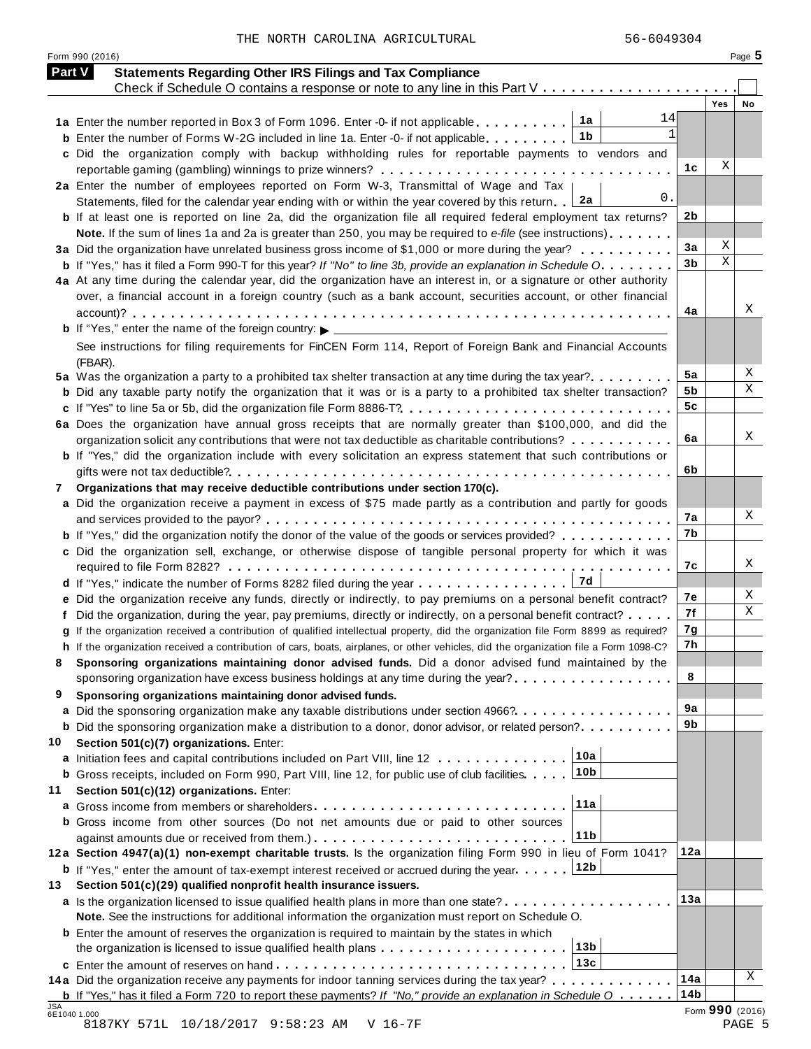THE NORTH CAROLINA AGRICULTURAL 56-6049304

Form 990 (2016)

## Part V Statements Regarding Other IRS Filings and Tax Compliance

Check if Schedule O contains a response or note to any line in this Part V . . . . . . . . . . . . . . . . . . . . . ☐

| | | | | Yes | No |
|---|---|---|---|---|---|
| **1a** Enter the number reported in Box 3 of Form 1096. Enter -0- if not applicable | 1a | 14 | | | |
| **b** Enter the number of Forms W-2G included in line 1a. Enter -0- if not applicable | 1b | 1 | | | |
| **c** Did the organization comply with backup withholding rules for reportable payments to vendors and reportable gaming (gambling) winnings to prize winners? | | | 1c | X | |
| **2a** Enter the number of employees reported on Form W-3, Transmittal of Wage and Tax Statements, filed for the calendar year ending with or within the year covered by this return | 2a | 0. | | | |
| **b** If at least one is reported on line 2a, did the organization file all required federal employment tax returns? | | | 2b | | |
| **Note.** If the sum of lines 1a and 2a is greater than 250, you may be required to *e-file* (see instructions) | | | | | |
| **3a** Did the organization have unrelated business gross income of $1,000 or more during the year? | | | 3a | X | |
| **b** If "Yes," has it filed a Form 990-T for this year? *If "No" to line 3b, provide an explanation in Schedule O* | | | 3b | X | |
| **4a** At any time during the calendar year, did the organization have an interest in, or a signature or other authority over, a financial account in a foreign country (such as a bank account, securities account, or other financial account)? | | | 4a | | X |
| **b** If "Yes," enter the name of the foreign country: ▶ | | | | | |
| See instructions for filing requirements for FinCEN Form 114, Report of Foreign Bank and Financial Accounts (FBAR). | | | | | |
| **5a** Was the organization a party to a prohibited tax shelter transaction at any time during the tax year? | | | 5a | | X |
| **b** Did any taxable party notify the organization that it was or is a party to a prohibited tax shelter transaction? | | | 5b | | X |
| **c** If "Yes" to line 5a or 5b, did the organization file Form 8886-T? | | | 5c | | |
| **6a** Does the organization have annual gross receipts that are normally greater than $100,000, and did the organization solicit any contributions that were not tax deductible as charitable contributions? | | | 6a | | X |
| **b** If "Yes," did the organization include with every solicitation an express statement that such contributions or gifts were not tax deductible? | | | 6b | | |
| **7 Organizations that may receive deductible contributions under section 170(c).** | | | | | |
| **a** Did the organization receive a payment in excess of $75 made partly as a contribution and partly for goods and services provided to the payor? | | | 7a | | X |
| **b** If "Yes," did the organization notify the donor of the value of the goods or services provided? | | | 7b | | |
| **c** Did the organization sell, exchange, or otherwise dispose of tangible personal property for which it was required to file Form 8282? | | | 7c | | X |
| **d** If "Yes," indicate the number of Forms 8282 filed during the year | 7d | | | | |
| **e** Did the organization receive any funds, directly or indirectly, to pay premiums on a personal benefit contract? | | | 7e | | X |
| **f** Did the organization, during the year, pay premiums, directly or indirectly, on a personal benefit contract? | | | 7f | | X |
| **g** If the organization received a contribution of qualified intellectual property, did the organization file Form 8899 as required? | | | 7g | | |
| **h** If the organization received a contribution of cars, boats, airplanes, or other vehicles, did the organization file a Form 1098-C? | | | 7h | | |
| **8 Sponsoring organizations maintaining donor advised funds.** Did a donor advised fund maintained by the sponsoring organization have excess business holdings at any time during the year? | | | 8 | | |
| **9 Sponsoring organizations maintaining donor advised funds.** | | | | | |
| **a** Did the sponsoring organization make any taxable distributions under section 4966? | | | 9a | | |
| **b** Did the sponsoring organization make a distribution to a donor, donor advisor, or related person? | | | 9b | | |
| **10 Section 501(c)(7) organizations.** Enter: | | | | | |
| **a** Initiation fees and capital contributions included on Part VIII, line 12 | 10a | | | | |
| **b** Gross receipts, included on Form 990, Part VIII, line 12, for public use of club facilities | 10b | | | | |
| **11 Section 501(c)(12) organizations.** Enter: | | | | | |
| **a** Gross income from members or shareholders | 11a | | | | |
| **b** Gross income from other sources (Do not net amounts due or paid to other sources against amounts due or received from them.) | 11b | | | | |
| **12a Section 4947(a)(1) non-exempt charitable trusts.** Is the organization filing Form 990 in lieu of Form 1041? | | | 12a | | |
| **b** If "Yes," enter the amount of tax-exempt interest received or accrued during the year | 12b | | | | |
| **13 Section 501(c)(29) qualified nonprofit health insurance issuers.** | | | | | |
| **a** Is the organization licensed to issue qualified health plans in more than one state? | | | 13a | | |
| **Note.** See the instructions for additional information the organization must report on Schedule O. | | | | | |
| **b** Enter the amount of reserves the organization is required to maintain by the states in which the organization is licensed to issue qualified health plans | 13b | | | | |
| **c** Enter the amount of reserves on hand | 13c | | | | |
| **14a** Did the organization receive any payments for indoor tanning services during the tax year? | | | 14a | | X |
| **b** If "Yes," has it filed a Form 720 to report these payments? *If "No," provide an explanation in Schedule O* | | | 14b | | |

Form **990** (2016)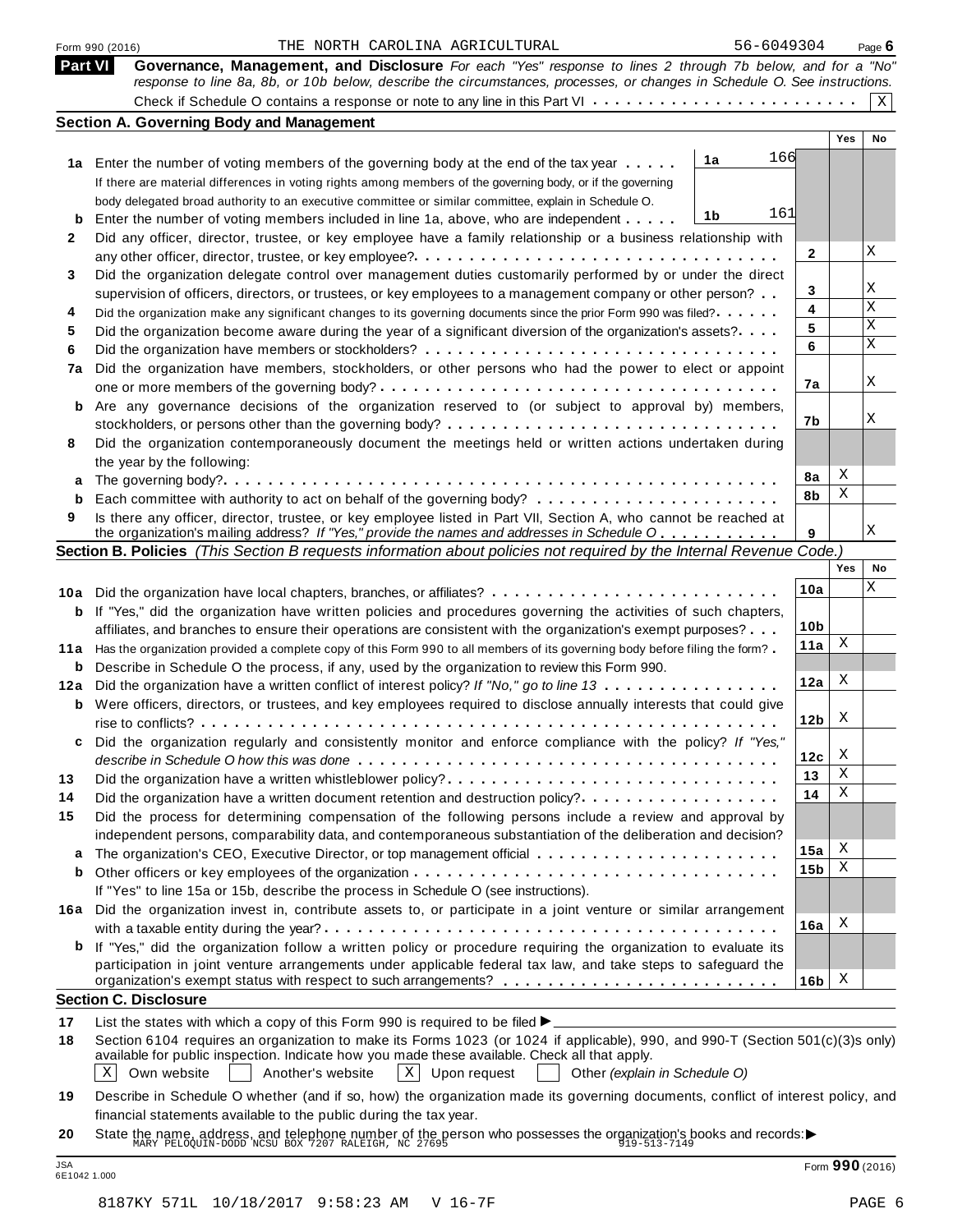Form 990 (2016) THE NORTH CAROLINA AGRICULTURAL 56-6049304 Page 6

## Part VI Governance, Management, and Disclosure

*For each "Yes" response to lines 2 through 7b below, and for a "No" response to line 8a, 8b, or 10b below, describe the circumstances, processes, or changes in Schedule O. See instructions.*

Check if Schedule O contains a response or note to any line in this Part VI . . . . . . . . . . . . . . . . . . . . . . . . [X]

### Section A. Governing Body and Management

| | | | | Yes | No |
|---|---|---|---|---|---|
| 1a | Enter the number of voting members of the governing body at the end of the tax year . . . . . If there are material differences in voting rights among members of the governing body, or if the governing body delegated broad authority to an executive committee or similar committee, explain in Schedule O. | 1a | 166 | | |
| b | Enter the number of voting members included in line 1a, above, who are independent . . . . . | 1b | 161 | | |
| 2 | Did any officer, director, trustee, or key employee have a family relationship or a business relationship with any other officer, director, trustee, or key employee? | 2 | | | X |
| 3 | Did the organization delegate control over management duties customarily performed by or under the direct supervision of officers, directors, or trustees, or key employees to a management company or other person? | 3 | | | X |
| 4 | Did the organization make any significant changes to its governing documents since the prior Form 990 was filed? | 4 | | | X |
| 5 | Did the organization become aware during the year of a significant diversion of the organization's assets? | 5 | | | X |
| 6 | Did the organization have members or stockholders? | 6 | | | X |
| 7a | Did the organization have members, stockholders, or other persons who had the power to elect or appoint one or more members of the governing body? | 7a | | | X |
| b | Are any governance decisions of the organization reserved to (or subject to approval by) members, stockholders, or persons other than the governing body? | 7b | | | X |
| 8 | Did the organization contemporaneously document the meetings held or written actions undertaken during the year by the following: | | | | |
| a | The governing body? | 8a | | X | |
| b | Each committee with authority to act on behalf of the governing body? | 8b | | X | |
| 9 | Is there any officer, director, trustee, or key employee listed in Part VII, Section A, who cannot be reached at the organization's mailing address? *If "Yes," provide the names and addresses in Schedule O* | 9 | | | X |

### Section B. Policies *(This Section B requests information about policies not required by the Internal Revenue Code.)*

| | | | Yes | No |
|---|---|---|---|---|
| 10a | Did the organization have local chapters, branches, or affiliates? | 10a | | X |
| b | If "Yes," did the organization have written policies and procedures governing the activities of such chapters, affiliates, and branches to ensure their operations are consistent with the organization's exempt purposes? | 10b | | |
| 11a | Has the organization provided a complete copy of this Form 990 to all members of its governing body before filing the form? | 11a | X | |
| b | Describe in Schedule O the process, if any, used by the organization to review this Form 990. | | | |
| 12a | Did the organization have a written conflict of interest policy? *If "No," go to line 13* | 12a | X | |
| b | Were officers, directors, or trustees, and key employees required to disclose annually interests that could give rise to conflicts? | 12b | X | |
| c | Did the organization regularly and consistently monitor and enforce compliance with the policy? *If "Yes," describe in Schedule O how this was done* | 12c | X | |
| 13 | Did the organization have a written whistleblower policy? | 13 | X | |
| 14 | Did the organization have a written document retention and destruction policy? | 14 | X | |
| 15 | Did the process for determining compensation of the following persons include a review and approval by independent persons, comparability data, and contemporaneous substantiation of the deliberation and decision? | | | |
| a | The organization's CEO, Executive Director, or top management official | 15a | X | |
| b | Other officers or key employees of the organization | 15b | X | |
| | If "Yes" to line 15a or 15b, describe the process in Schedule O (see instructions). | | | |
| 16a | Did the organization invest in, contribute assets to, or participate in a joint venture or similar arrangement with a taxable entity during the year? | 16a | X | |
| b | If "Yes," did the organization follow a written policy or procedure requiring the organization to evaluate its participation in joint venture arrangements under applicable federal tax law, and take steps to safeguard the organization's exempt status with respect to such arrangements? | 16b | X | |

### Section C. Disclosure

**17** List the states with which a copy of this Form 990 is required to be filed ▶

**18** Section 6104 requires an organization to make its Forms 1023 (or 1024 if applicable), 990, and 990-T (Section 501(c)(3)s only) available for public inspection. Indicate how you made these available. Check all that apply.

[X] Own website [ ] Another's website [X] Upon request [ ] Other *(explain in Schedule O)*

**19** Describe in Schedule O whether (and if so, how) the organization made its governing documents, conflict of interest policy, and financial statements available to the public during the tax year.

**20** State the name, address, and telephone number of the person who possesses the organization's books and records: ▶
MARY PELOQUIN-DODD NCSU BOX 7207 RALEIGH, NC 27695 919-513-7149

Form **990** (2016)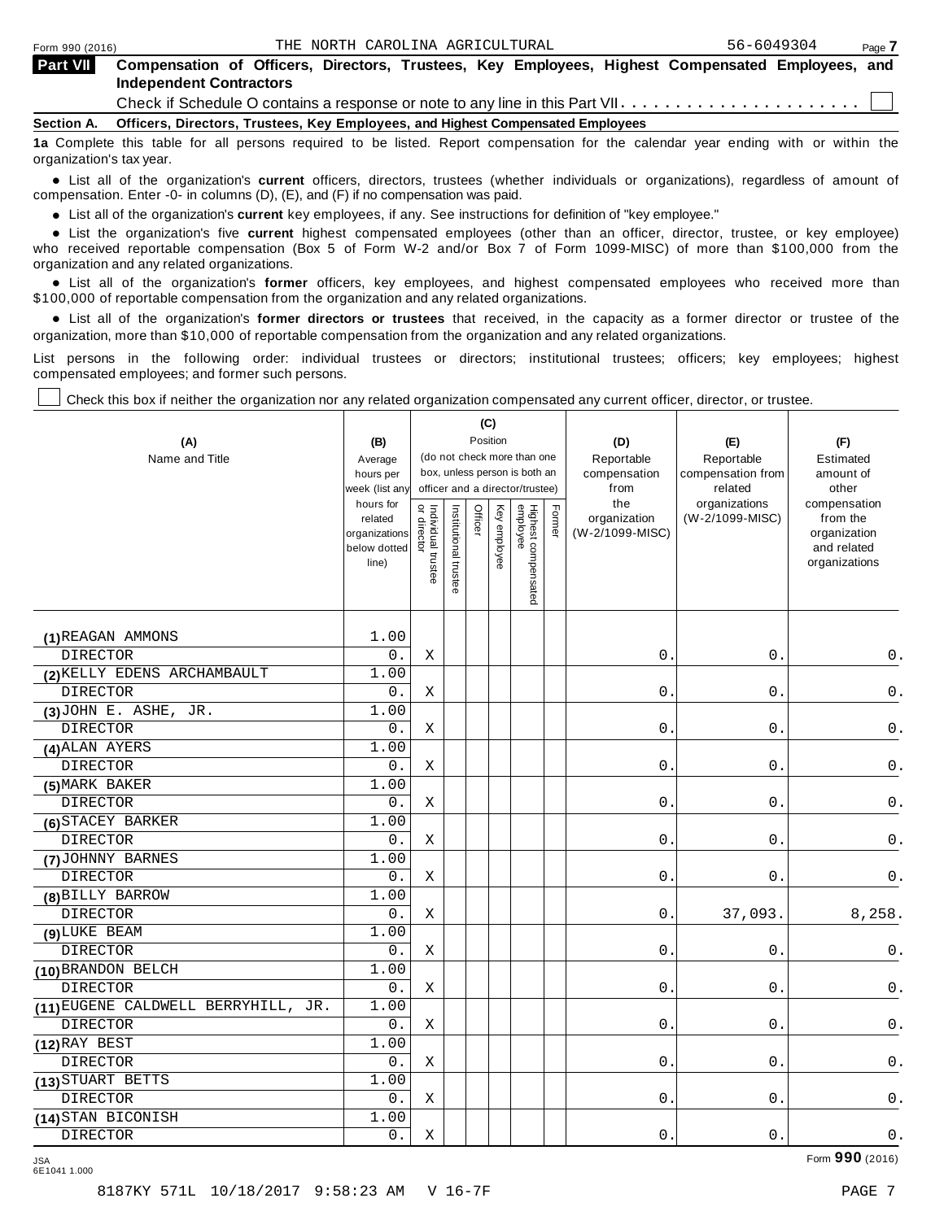THE NORTH CAROLINA AGRICULTURAL 56-6049304

**Part VII Compensation of Officers, Directors, Trustees, Key Employees, Highest Compensated Employees, and Independent Contractors**

Check if Schedule O contains a response or note to any line in this Part VII . . . . . . . . . . . . . . . . . . . . . . ☐

**Section A. Officers, Directors, Trustees, Key Employees, and Highest Compensated Employees**

**1a** Complete this table for all persons required to be listed. Report compensation for the calendar year ending with or within the organization's tax year.

- List all of the organization's **current** officers, directors, trustees (whether individuals or organizations), regardless of amount of compensation. Enter -0- in columns (D), (E), and (F) if no compensation was paid.
- List all of the organization's **current** key employees, if any. See instructions for definition of "key employee."
- List the organization's five **current** highest compensated employees (other than an officer, director, trustee, or key employee) who received reportable compensation (Box 5 of Form W-2 and/or Box 7 of Form 1099-MISC) of more than $100,000 from the organization and any related organizations.
- List all of the organization's **former** officers, key employees, and highest compensated employees who received more than $100,000 of reportable compensation from the organization and any related organizations.
- List all of the organization's **former directors or trustees** that received, in the capacity as a former director or trustee of the organization, more than $10,000 of reportable compensation from the organization and any related organizations.

List persons in the following order: individual trustees or directors; institutional trustees; officers; key employees; highest compensated employees; and former such persons.

☐ Check this box if neither the organization nor any related organization compensated any current officer, director, or trustee.

| (A) Name and Title | (B) Average hours per week (list any hours for related organizations below dotted line) | (C) Position: Individual trustee or director | Institutional trustee | Officer | Key employee | Highest compensated employee | Former | (D) Reportable compensation from the organization (W-2/1099-MISC) | (E) Reportable compensation from related organizations (W-2/1099-MISC) | (F) Estimated amount of other compensation from the organization and related organizations |
|---|---|---|---|---|---|---|---|---|---|---|
| (1) REAGAN AMMONS<br>DIRECTOR | 1.00<br>0. | X | | | | | | 0. | 0. | 0. |
| (2) KELLY EDENS ARCHAMBAULT<br>DIRECTOR | 1.00<br>0. | X | | | | | | 0. | 0. | 0. |
| (3) JOHN E. ASHE, JR.<br>DIRECTOR | 1.00<br>0. | X | | | | | | 0. | 0. | 0. |
| (4) ALAN AYERS<br>DIRECTOR | 1.00<br>0. | X | | | | | | 0. | 0. | 0. |
| (5) MARK BAKER<br>DIRECTOR | 1.00<br>0. | X | | | | | | 0. | 0. | 0. |
| (6) STACEY BARKER<br>DIRECTOR | 1.00<br>0. | X | | | | | | 0. | 0. | 0. |
| (7) JOHNNY BARNES<br>DIRECTOR | 1.00<br>0. | X | | | | | | 0. | 0. | 0. |
| (8) BILLY BARROW<br>DIRECTOR | 1.00<br>0. | X | | | | | | 0. | 37,093. | 8,258. |
| (9) LUKE BEAM<br>DIRECTOR | 1.00<br>0. | X | | | | | | 0. | 0. | 0. |
| (10) BRANDON BELCH<br>DIRECTOR | 1.00<br>0. | X | | | | | | 0. | 0. | 0. |
| (11) EUGENE CALDWELL BERRYHILL, JR.<br>DIRECTOR | 1.00<br>0. | X | | | | | | 0. | 0. | 0. |
| (12) RAY BEST<br>DIRECTOR | 1.00<br>0. | X | | | | | | 0. | 0. | 0. |
| (13) STUART BETTS<br>DIRECTOR | 1.00<br>0. | X | | | | | | 0. | 0. | 0. |
| (14) STAN BICONISH<br>DIRECTOR | 1.00<br>0. | X | | | | | | 0. | 0. | 0. |

Form **990** (2016)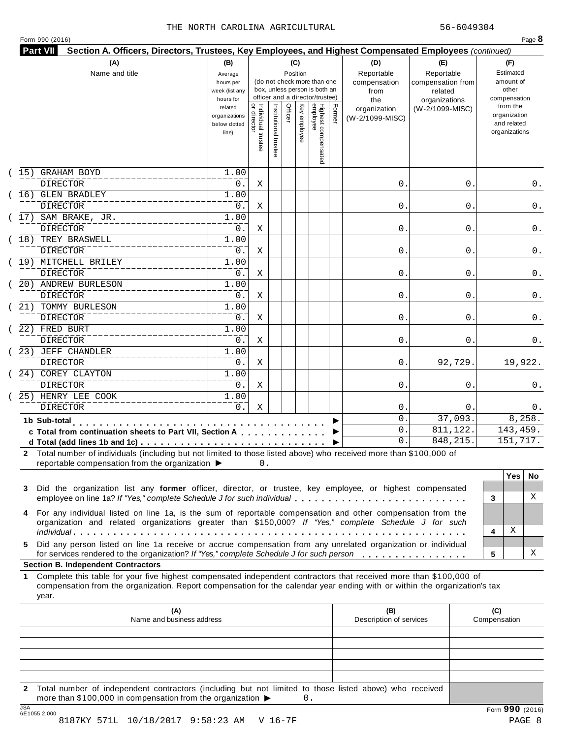THE NORTH CAROLINA AGRICULTURAL 56-6049304

Form 990 (2016)

## Part VII Section A. Officers, Directors, Trustees, Key Employees, and Highest Compensated Employees *(continued)*

| (A) Name and title | (B) Average hours per week (list any hours for related organizations below dotted line) | (C) Position: Individual trustee or director | Institutional trustee | Officer | Key employee | Highest compensated employee | Former | (D) Reportable compensation from the organization (W-2/1099-MISC) | (E) Reportable compensation from related organizations (W-2/1099-MISC) | (F) Estimated amount of other compensation from the organization and related organizations |
|---|---|---|---|---|---|---|---|---|---|---|
| (15) GRAHAM BOYD<br>DIRECTOR | 1.00<br>0. | X | | | | | | 0. | 0. | 0. |
| (16) GLEN BRADLEY<br>DIRECTOR | 1.00<br>0. | X | | | | | | 0. | 0. | 0. |
| (17) SAM BRAKE, JR.<br>DIRECTOR | 1.00<br>0. | X | | | | | | 0. | 0. | 0. |
| (18) TREY BRASWELL<br>DIRECTOR | 1.00<br>0. | X | | | | | | 0. | 0. | 0. |
| (19) MITCHELL BRILEY<br>DIRECTOR | 1.00<br>0. | X | | | | | | 0. | 0. | 0. |
| (20) ANDREW BURLESON<br>DIRECTOR | 1.00<br>0. | X | | | | | | 0. | 0. | 0. |
| (21) TOMMY BURLESON<br>DIRECTOR | 1.00<br>0. | X | | | | | | 0. | 0. | 0. |
| (22) FRED BURT<br>DIRECTOR | 1.00<br>0. | X | | | | | | 0. | 0. | 0. |
| (23) JEFF CHANDLER<br>DIRECTOR | 1.00<br>0. | X | | | | | | 0. | 92,729. | 19,922. |
| (24) COREY CLAYTON<br>DIRECTOR | 1.00<br>0. | X | | | | | | 0. | 0. | 0. |
| (25) HENRY LEE COOK<br>DIRECTOR | 1.00<br>0. | X | | | | | | 0. | 0. | 0. |
| **1b Sub-total** | | | | | | | | 0. | 37,093. | 8,258. |
| **c Total from continuation sheets to Part VII, Section A** | | | | | | | | 0. | 811,122. | 143,459. |
| **d Total (add lines 1b and 1c)** | | | | | | | | 0. | 848,215. | 151,717. |

**2** Total number of individuals (including but not limited to those listed above) who received more than $100,000 of reportable compensation from the organization ▶ 0.

| | | Yes | No |
|---|---|---|---|
| **3** Did the organization list any **former** officer, director, or trustee, key employee, or highest compensated employee on line 1a? *If "Yes," complete Schedule J for such individual* | 3 | | X |
| **4** For any individual listed on line 1a, is the sum of reportable compensation and other compensation from the organization and related organizations greater than $150,000? *If "Yes," complete Schedule J for such individual* | 4 | X | |
| **5** Did any person listed on line 1a receive or accrue compensation from any unrelated organization or individual for services rendered to the organization? *If "Yes," complete Schedule J for such person* | 5 | | X |

### Section B. Independent Contractors

**1** Complete this table for your five highest compensated independent contractors that received more than $100,000 of compensation from the organization. Report compensation for the calendar year ending with or within the organization's tax year.

| (A) Name and business address | (B) Description of services | (C) Compensation |
|---|---|---|
| | | |
| | | |
| | | |
| | | |
| | | |

**2** Total number of independent contractors (including but not limited to those listed above) who received more than $100,000 in compensation from the organization ▶ 0.

Form **990** (2016)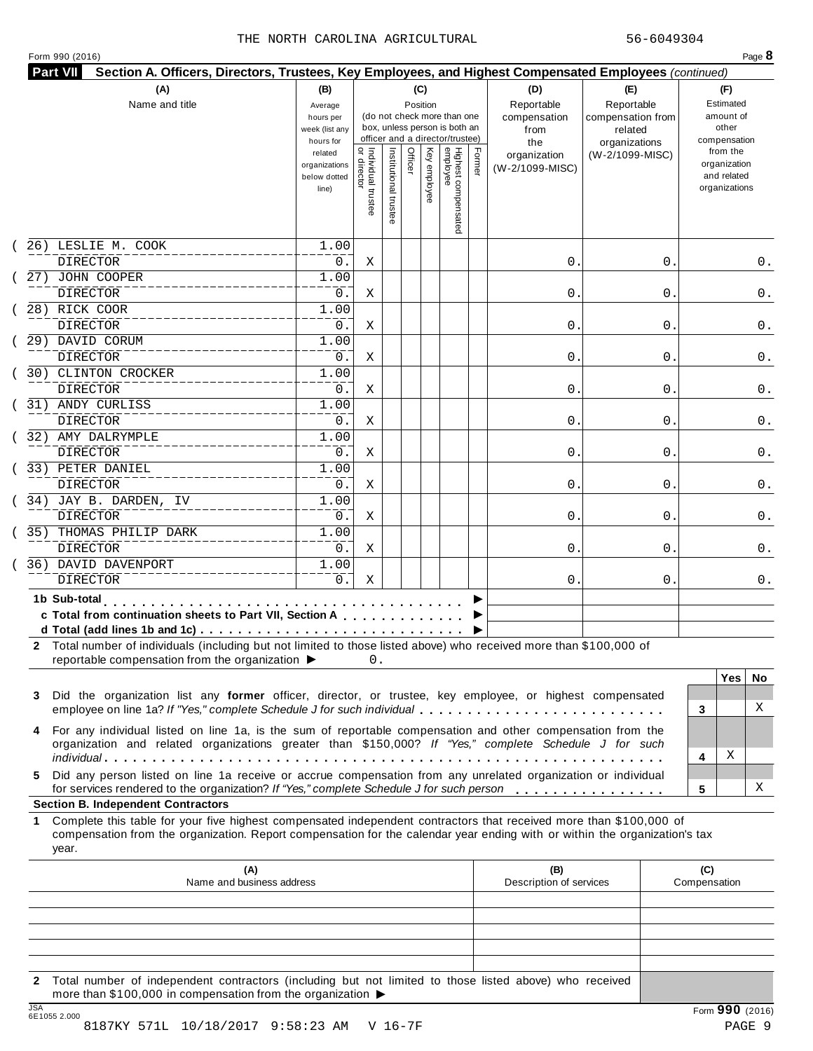THE NORTH CAROLINA AGRICULTURAL 56-6049304

Form 990 (2016) Page **8**

**Part VII** **Section A. Officers, Directors, Trustees, Key Employees, and Highest Compensated Employees** *(continued)*

| (A) Name and title | (B) Average hours per week (list any hours for related organizations below dotted line) | (C) Position: Individual trustee or director | Institutional trustee | Officer | Key employee | Highest compensated employee | Former | (D) Reportable compensation from the organization (W-2/1099-MISC) | (E) Reportable compensation from related organizations (W-2/1099-MISC) | (F) Estimated amount of other compensation from the organization and related organizations |
|---|---|---|---|---|---|---|---|---|---|---|
| (26) LESLIE M. COOK<br>DIRECTOR | 1.00<br>0. | X | | | | | | 0. | 0. | 0. |
| (27) JOHN COOPER<br>DIRECTOR | 1.00<br>0. | X | | | | | | 0. | 0. | 0. |
| (28) RICK COOR<br>DIRECTOR | 1.00<br>0. | X | | | | | | 0. | 0. | 0. |
| (29) DAVID CORUM<br>DIRECTOR | 1.00<br>0. | X | | | | | | 0. | 0. | 0. |
| (30) CLINTON CROCKER<br>DIRECTOR | 1.00<br>0. | X | | | | | | 0. | 0. | 0. |
| (31) ANDY CURLISS<br>DIRECTOR | 1.00<br>0. | X | | | | | | 0. | 0. | 0. |
| (32) AMY DALRYMPLE<br>DIRECTOR | 1.00<br>0. | X | | | | | | 0. | 0. | 0. |
| (33) PETER DANIEL<br>DIRECTOR | 1.00<br>0. | X | | | | | | 0. | 0. | 0. |
| (34) JAY B. DARDEN, IV<br>DIRECTOR | 1.00<br>0. | X | | | | | | 0. | 0. | 0. |
| (35) THOMAS PHILIP DARK<br>DIRECTOR | 1.00<br>0. | X | | | | | | 0. | 0. | 0. |
| (36) DAVID DAVENPORT<br>DIRECTOR | 1.00<br>0. | X | | | | | | 0. | 0. | 0. |

**1b Sub-total** . . . . . . . . . . . . . . . . . . . . ►

**c Total from continuation sheets to Part VII, Section A** . . . . . . ►

**d Total (add lines 1b and 1c)** . . . . . . . . . . . . . . ►

**2** Total number of individuals (including but not limited to those listed above) who received more than $100,000 of reportable compensation from the organization ► 0.

| | | Yes | No |
|---|---|---|---|
| **3** Did the organization list any **former** officer, director, or trustee, key employee, or highest compensated employee on line 1a? *If "Yes," complete Schedule J for such individual* | 3 | | X |
| **4** For any individual listed on line 1a, is the sum of reportable compensation and other compensation from the organization and related organizations greater than $150,000? *If "Yes," complete Schedule J for such individual* | 4 | X | |
| **5** Did any person listed on line 1a receive or accrue compensation from any unrelated organization or individual for services rendered to the organization? *If "Yes," complete Schedule J for such person* | 5 | | X |

**Section B. Independent Contractors**

**1** Complete this table for your five highest compensated independent contractors that received more than $100,000 of compensation from the organization. Report compensation for the calendar year ending with or within the organization's tax year.

| (A) Name and business address | (B) Description of services | (C) Compensation |
|---|---|---|
| | | |
| | | |
| | | |
| | | |
| | | |

**2** Total number of independent contractors (including but not limited to those listed above) who received more than $100,000 in compensation from the organization ►

Form **990** (2016)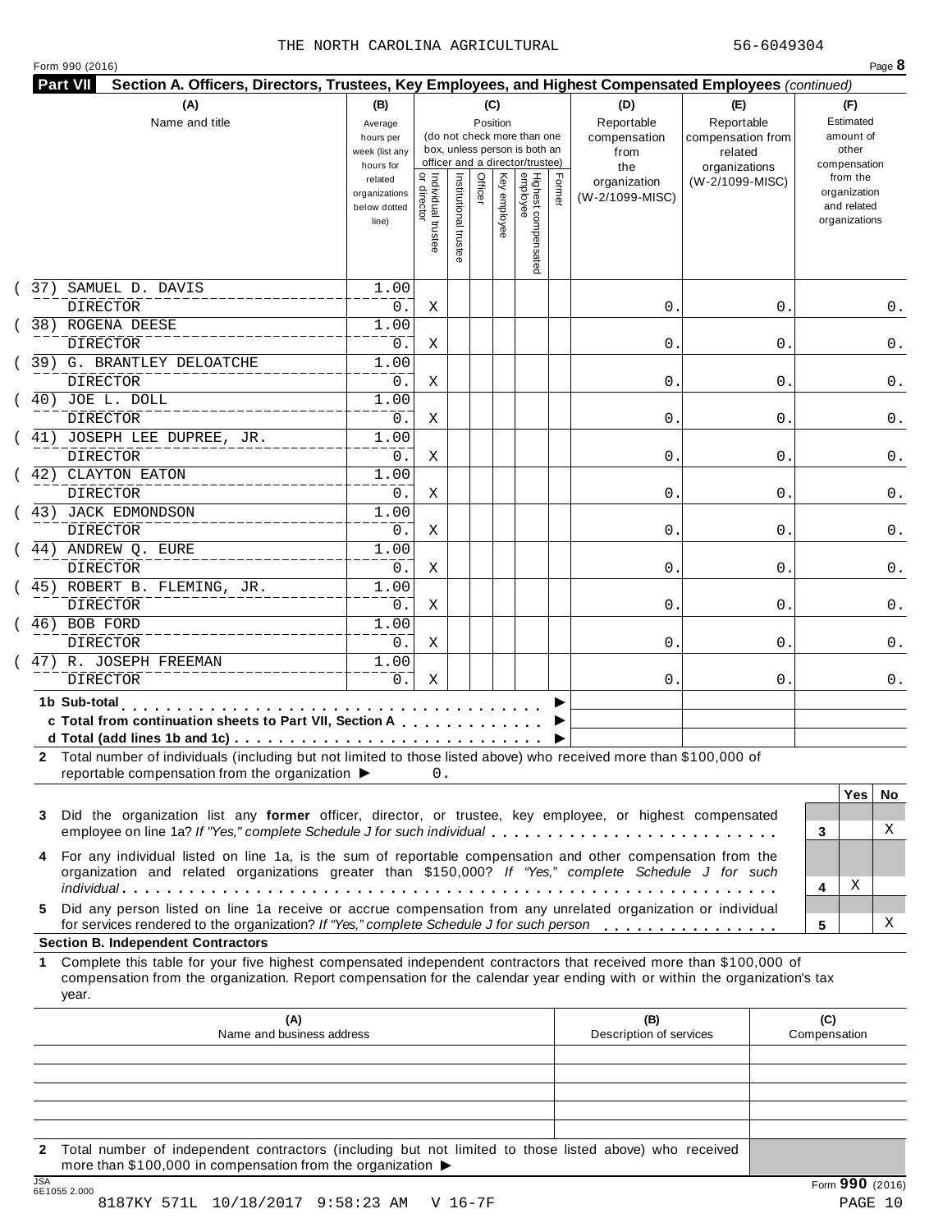THE NORTH CAROLINA AGRICULTURAL 56-6049304

Form 990 (2016) Page **8**

**Part VII Section A. Officers, Directors, Trustees, Key Employees, and Highest Compensated Employees** *(continued)*

| (A) Name and title | (B) Average hours per week (list any hours for related organizations below dotted line) | (C) Position: Individual trustee or director | Institutional trustee | Officer | Key employee | Highest compensated employee | Former | (D) Reportable compensation from the organization (W-2/1099-MISC) | (E) Reportable compensation from related organizations (W-2/1099-MISC) | (F) Estimated amount of other compensation from the organization and related organizations |
|---|---|---|---|---|---|---|---|---|---|---|
| (37) SAMUEL D. DAVIS<br>DIRECTOR | 1.00<br>0. | X | | | | | | 0. | 0. | 0. |
| (38) ROGENA DEESE<br>DIRECTOR | 1.00<br>0. | X | | | | | | 0. | 0. | 0. |
| (39) G. BRANTLEY DELOATCHE<br>DIRECTOR | 1.00<br>0. | X | | | | | | 0. | 0. | 0. |
| (40) JOE L. DOLL<br>DIRECTOR | 1.00<br>0. | X | | | | | | 0. | 0. | 0. |
| (41) JOSEPH LEE DUPREE, JR.<br>DIRECTOR | 1.00<br>0. | X | | | | | | 0. | 0. | 0. |
| (42) CLAYTON EATON<br>DIRECTOR | 1.00<br>0. | X | | | | | | 0. | 0. | 0. |
| (43) JACK EDMONDSON<br>DIRECTOR | 1.00<br>0. | X | | | | | | 0. | 0. | 0. |
| (44) ANDREW Q. EURE<br>DIRECTOR | 1.00<br>0. | X | | | | | | 0. | 0. | 0. |
| (45) ROBERT B. FLEMING, JR.<br>DIRECTOR | 1.00<br>0. | X | | | | | | 0. | 0. | 0. |
| (46) BOB FORD<br>DIRECTOR | 1.00<br>0. | X | | | | | | 0. | 0. | 0. |
| (47) R. JOSEPH FREEMAN<br>DIRECTOR | 1.00<br>0. | X | | | | | | 0. | 0. | 0. |

**1b Sub-total** ▶

**c Total from continuation sheets to Part VII, Section A** ▶

**d Total (add lines 1b and 1c)** ▶

**2** Total number of individuals (including but not limited to those listed above) who received more than $100,000 of reportable compensation from the organization ▶ 0.

| | | Yes | No |
|---|---|---|---|
| **3** Did the organization list any **former** officer, director, or trustee, key employee, or highest compensated employee on line 1a? *If "Yes," complete Schedule J for such individual* | 3 | | X |
| **4** For any individual listed on line 1a, is the sum of reportable compensation and other compensation from the organization and related organizations greater than $150,000? *If "Yes," complete Schedule J for such individual* | 4 | X | |
| **5** Did any person listed on line 1a receive or accrue compensation from any unrelated organization or individual for services rendered to the organization? *If "Yes," complete Schedule J for such person* | 5 | | X |

**Section B. Independent Contractors**

**1** Complete this table for your five highest compensated independent contractors that received more than $100,000 of compensation from the organization. Report compensation for the calendar year ending with or within the organization's tax year.

| (A) Name and business address | (B) Description of services | (C) Compensation |
|---|---|---|
| | | |
| | | |
| | | |
| | | |
| | | |

**2** Total number of independent contractors (including but not limited to those listed above) who received more than $100,000 in compensation from the organization ▶

JSA 6E1055 2.000

Form **990** (2016)

8187KY 571L 10/18/2017 9:58:23 AM V 16-7F PAGE 10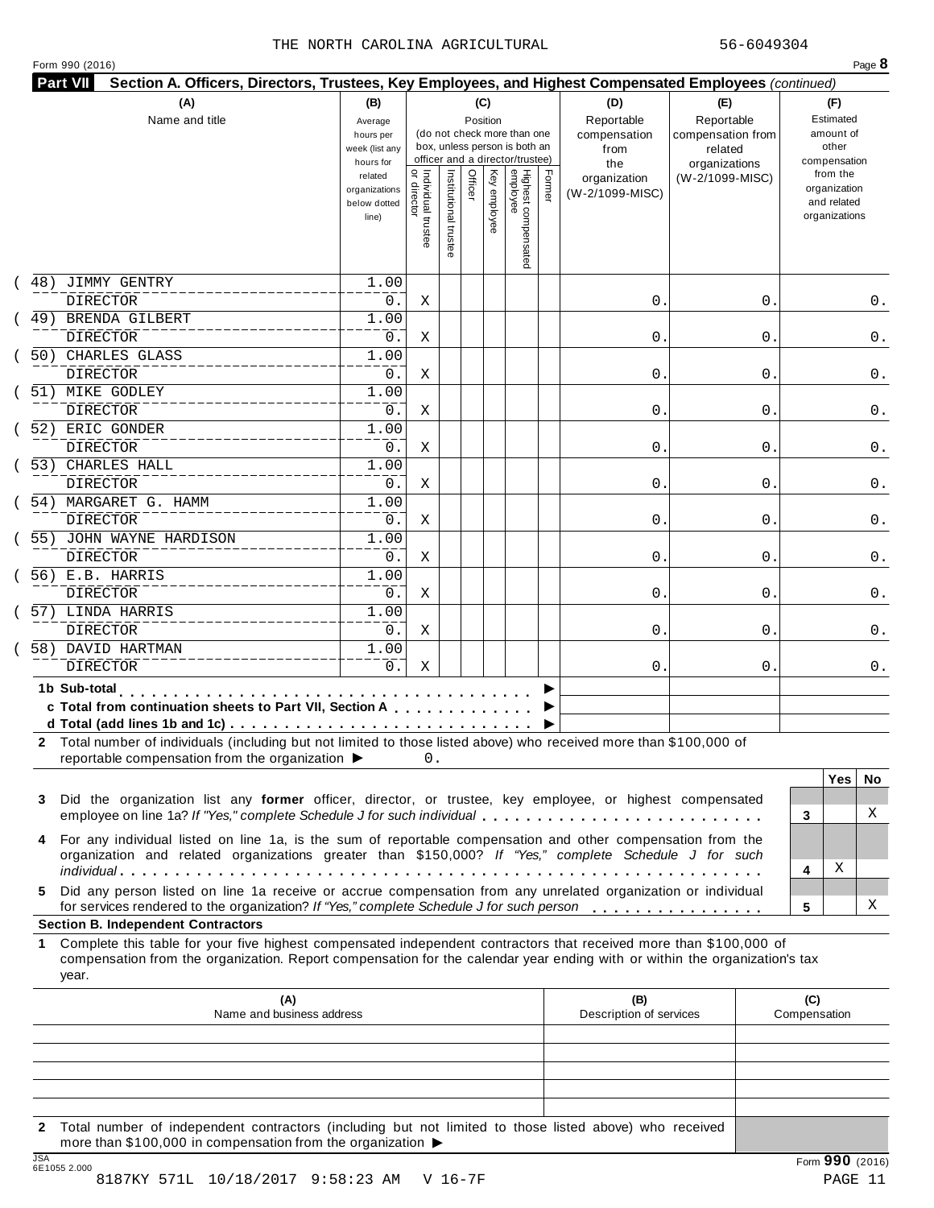THE NORTH CAROLINA AGRICULTURAL 56-6049304

Form 990 (2016)

**Part VII** **Section A. Officers, Directors, Trustees, Key Employees, and Highest Compensated Employees** *(continued)*

| (A) Name and title | (B) Average hours per week (list any hours for related organizations below dotted line) | (C) Position: Individual trustee or director | Institutional trustee | Officer | Key employee | Highest compensated employee | Former | (D) Reportable compensation from the organization (W-2/1099-MISC) | (E) Reportable compensation from related organizations (W-2/1099-MISC) | (F) Estimated amount of other compensation from the organization and related organizations |
|---|---|---|---|---|---|---|---|---|---|---|
| (48) JIMMY GENTRY<br>DIRECTOR | 1.00<br>0. | X | | | | | | 0. | 0. | 0. |
| (49) BRENDA GILBERT<br>DIRECTOR | 1.00<br>0. | X | | | | | | 0. | 0. | 0. |
| (50) CHARLES GLASS<br>DIRECTOR | 1.00<br>0. | X | | | | | | 0. | 0. | 0. |
| (51) MIKE GODLEY<br>DIRECTOR | 1.00<br>0. | X | | | | | | 0. | 0. | 0. |
| (52) ERIC GONDER<br>DIRECTOR | 1.00<br>0. | X | | | | | | 0. | 0. | 0. |
| (53) CHARLES HALL<br>DIRECTOR | 1.00<br>0. | X | | | | | | 0. | 0. | 0. |
| (54) MARGARET G. HAMM<br>DIRECTOR | 1.00<br>0. | X | | | | | | 0. | 0. | 0. |
| (55) JOHN WAYNE HARDISON<br>DIRECTOR | 1.00<br>0. | X | | | | | | 0. | 0. | 0. |
| (56) E.B. HARRIS<br>DIRECTOR | 1.00<br>0. | X | | | | | | 0. | 0. | 0. |
| (57) LINDA HARRIS<br>DIRECTOR | 1.00<br>0. | X | | | | | | 0. | 0. | 0. |
| (58) DAVID HARTMAN<br>DIRECTOR | 1.00<br>0. | X | | | | | | 0. | 0. | 0. |
| **1b Sub-total** ▶ | | | | | | | | | | |
| **c Total from continuation sheets to Part VII, Section A** ▶ | | | | | | | | | | |
| **d Total (add lines 1b and 1c)** ▶ | | | | | | | | | | |

**2** Total number of individuals (including but not limited to those listed above) who received more than $100,000 of reportable compensation from the organization ▶ 0.

| | | Yes | No |
|---|---|---|---|
| **3** Did the organization list any **former** officer, director, or trustee, key employee, or highest compensated employee on line 1a? *If "Yes," complete Schedule J for such individual* | 3 | | X |
| **4** For any individual listed on line 1a, is the sum of reportable compensation and other compensation from the organization and related organizations greater than $150,000? *If "Yes," complete Schedule J for such individual* | 4 | X | |
| **5** Did any person listed on line 1a receive or accrue compensation from any unrelated organization or individual for services rendered to the organization? *If "Yes," complete Schedule J for such person* | 5 | | X |

**Section B. Independent Contractors**

**1** Complete this table for your five highest compensated independent contractors that received more than $100,000 of compensation from the organization. Report compensation for the calendar year ending with or within the organization's tax year.

| (A) Name and business address | (B) Description of services | (C) Compensation |
|---|---|---|
| | | |
| | | |
| | | |
| | | |
| | | |

**2** Total number of independent contractors (including but not limited to those listed above) who received more than $100,000 in compensation from the organization ▶

Form **990** (2016)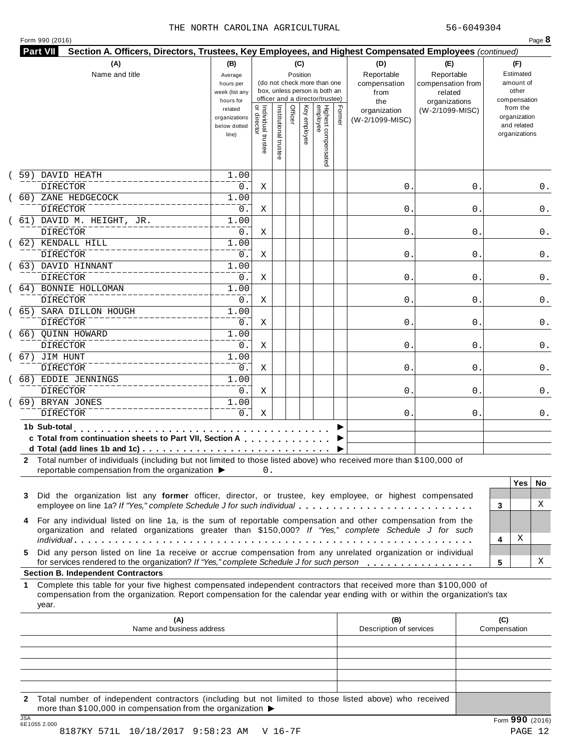THE NORTH CAROLINA AGRICULTURAL 56-6049304

Form 990 (2016)

**Part VII** **Section A. Officers, Directors, Trustees, Key Employees, and Highest Compensated Employees** *(continued)*

| (A) Name and title | (B) Average hours per week (list any hours for related organizations below dotted line) | (C) Position: Individual trustee or director | Institutional trustee | Officer | Key employee | Highest compensated employee | Former | (D) Reportable compensation from the organization (W-2/1099-MISC) | (E) Reportable compensation from related organizations (W-2/1099-MISC) | (F) Estimated amount of other compensation from the organization and related organizations |
|---|---|---|---|---|---|---|---|---|---|---|
| (59) DAVID HEATH<br>DIRECTOR | 1.00<br>0. | X | | | | | | 0. | 0. | 0. |
| (60) ZANE HEDGECOCK<br>DIRECTOR | 1.00<br>0. | X | | | | | | 0. | 0. | 0. |
| (61) DAVID M. HEIGHT, JR.<br>DIRECTOR | 1.00<br>0. | X | | | | | | 0. | 0. | 0. |
| (62) KENDALL HILL<br>DIRECTOR | 1.00<br>0. | X | | | | | | 0. | 0. | 0. |
| (63) DAVID HINNANT<br>DIRECTOR | 1.00<br>0. | X | | | | | | 0. | 0. | 0. |
| (64) BONNIE HOLLOMAN<br>DIRECTOR | 1.00<br>0. | X | | | | | | 0. | 0. | 0. |
| (65) SARA DILLON HOUGH<br>DIRECTOR | 1.00<br>0. | X | | | | | | 0. | 0. | 0. |
| (66) QUINN HOWARD<br>DIRECTOR | 1.00<br>0. | X | | | | | | 0. | 0. | 0. |
| (67) JIM HUNT<br>DIRECTOR | 1.00<br>0. | X | | | | | | 0. | 0. | 0. |
| (68) EDDIE JENNINGS<br>DIRECTOR | 1.00<br>0. | X | | | | | | 0. | 0. | 0. |
| (69) BRYAN JONES<br>DIRECTOR | 1.00<br>0. | X | | | | | | 0. | 0. | 0. |
| **1b Sub-total** | | | | | | | | | | |
| **c Total from continuation sheets to Part VII, Section A** | | | | | | | | | | |
| **d Total (add lines 1b and 1c)** | | | | | | | | | | |

**2** Total number of individuals (including but not limited to those listed above) who received more than $100,000 of reportable compensation from the organization ▶ 0.

| | | Yes | No |
|---|---|---|---|
| **3** Did the organization list any **former** officer, director, or trustee, key employee, or highest compensated employee on line 1a? *If "Yes," complete Schedule J for such individual* | 3 | | X |
| **4** For any individual listed on line 1a, is the sum of reportable compensation and other compensation from the organization and related organizations greater than $150,000? *If "Yes," complete Schedule J for such individual* | 4 | X | |
| **5** Did any person listed on line 1a receive or accrue compensation from any unrelated organization or individual for services rendered to the organization? *If "Yes," complete Schedule J for such person* | 5 | | X |

**Section B. Independent Contractors**

**1** Complete this table for your five highest compensated independent contractors that received more than $100,000 of compensation from the organization. Report compensation for the calendar year ending with or within the organization's tax year.

| (A) Name and business address | (B) Description of services | (C) Compensation |
|---|---|---|
| | | |
| | | |
| | | |
| | | |
| | | |

**2** Total number of independent contractors (including but not limited to those listed above) who received more than $100,000 in compensation from the organization ▶

Form **990** (2016)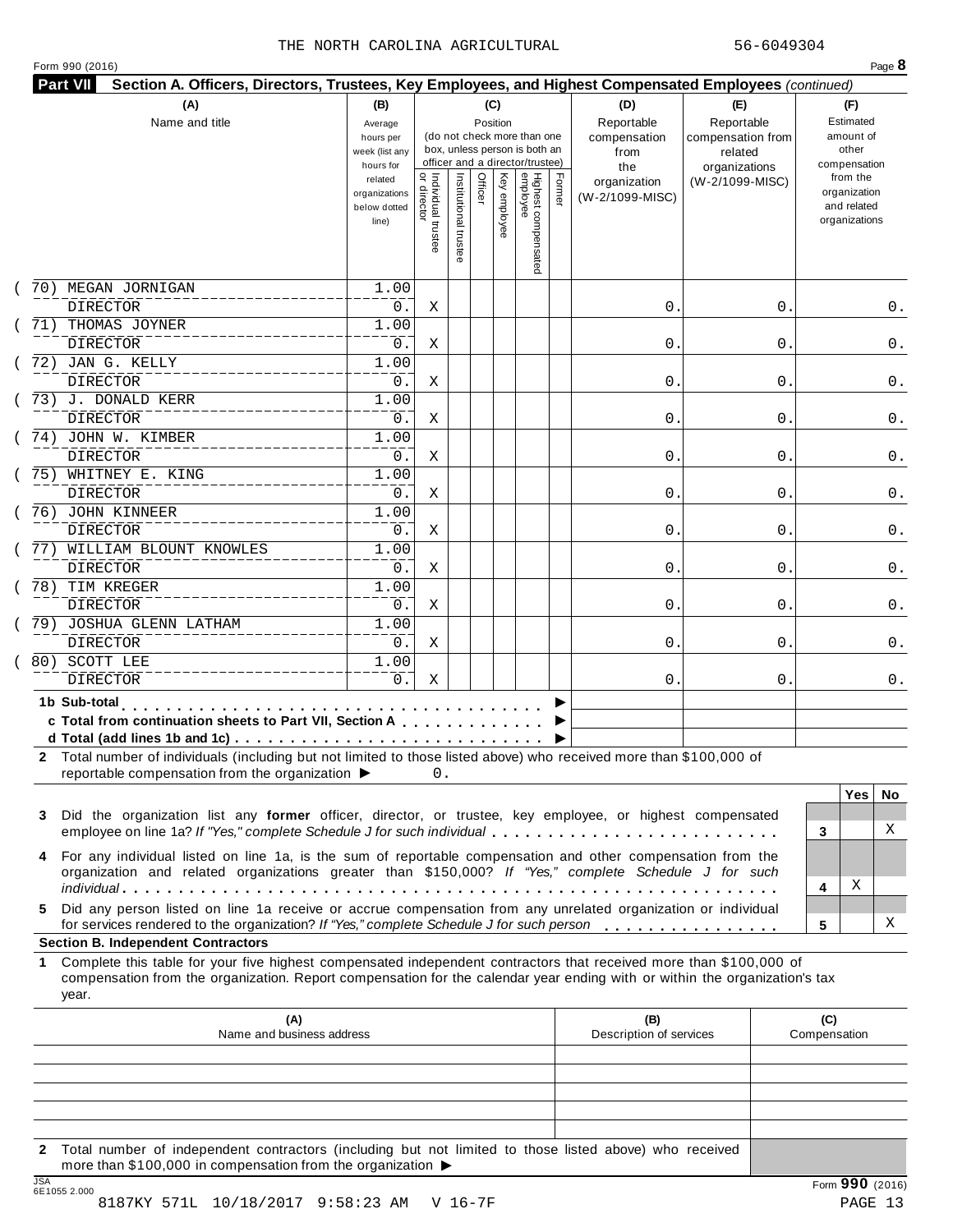THE NORTH CAROLINA AGRICULTURAL 56-6049304

Form 990 (2016)

**Part VII Section A. Officers, Directors, Trustees, Key Employees, and Highest Compensated Employees** *(continued)*

| (A) Name and title | (B) Average hours per week (list any hours for related organizations below dotted line) | (C) Position: Individual trustee or director | Institutional trustee | Officer | Key employee | Highest compensated employee | Former | (D) Reportable compensation from the organization (W-2/1099-MISC) | (E) Reportable compensation from related organizations (W-2/1099-MISC) | (F) Estimated amount of other compensation from the organization and related organizations |
|---|---|---|---|---|---|---|---|---|---|---|
| (70) MEGAN JORNIGAN<br>DIRECTOR | 1.00<br>0. | X | | | | | | 0. | 0. | 0. |
| (71) THOMAS JOYNER<br>DIRECTOR | 1.00<br>0. | X | | | | | | 0. | 0. | 0. |
| (72) JAN G. KELLY<br>DIRECTOR | 1.00<br>0. | X | | | | | | 0. | 0. | 0. |
| (73) J. DONALD KERR<br>DIRECTOR | 1.00<br>0. | X | | | | | | 0. | 0. | 0. |
| (74) JOHN W. KIMBER<br>DIRECTOR | 1.00<br>0. | X | | | | | | 0. | 0. | 0. |
| (75) WHITNEY E. KING<br>DIRECTOR | 1.00<br>0. | X | | | | | | 0. | 0. | 0. |
| (76) JOHN KINNEER<br>DIRECTOR | 1.00<br>0. | X | | | | | | 0. | 0. | 0. |
| (77) WILLIAM BLOUNT KNOWLES<br>DIRECTOR | 1.00<br>0. | X | | | | | | 0. | 0. | 0. |
| (78) TIM KREGER<br>DIRECTOR | 1.00<br>0. | X | | | | | | 0. | 0. | 0. |
| (79) JOSHUA GLENN LATHAM<br>DIRECTOR | 1.00<br>0. | X | | | | | | 0. | 0. | 0. |
| (80) SCOTT LEE<br>DIRECTOR | 1.00<br>0. | X | | | | | | 0. | 0. | 0. |

**1b Sub-total** ▶

**c Total from continuation sheets to Part VII, Section A** ▶

**d Total (add lines 1b and 1c)** ▶

**2** Total number of individuals (including but not limited to those listed above) who received more than $100,000 of reportable compensation from the organization ▶ 0.

| | | Yes | No |
|---|---|---|---|
| **3** Did the organization list any **former** officer, director, or trustee, key employee, or highest compensated employee on line 1a? *If "Yes," complete Schedule J for such individual* | 3 | | X |
| **4** For any individual listed on line 1a, is the sum of reportable compensation and other compensation from the organization and related organizations greater than $150,000? *If "Yes," complete Schedule J for such individual* | 4 | X | |
| **5** Did any person listed on line 1a receive or accrue compensation from any unrelated organization or individual for services rendered to the organization? *If "Yes," complete Schedule J for such person* | 5 | | X |

**Section B. Independent Contractors**

**1** Complete this table for your five highest compensated independent contractors that received more than $100,000 of compensation from the organization. Report compensation for the calendar year ending with or within the organization's tax year.

| (A) Name and business address | (B) Description of services | (C) Compensation |
|---|---|---|
| | | |
| | | |
| | | |
| | | |
| | | |

**2** Total number of independent contractors (including but not limited to those listed above) who received more than $100,000 in compensation from the organization ▶

Form **990** (2016)

8187KY 571L 10/18/2017 9:58:23 AM V 16-7F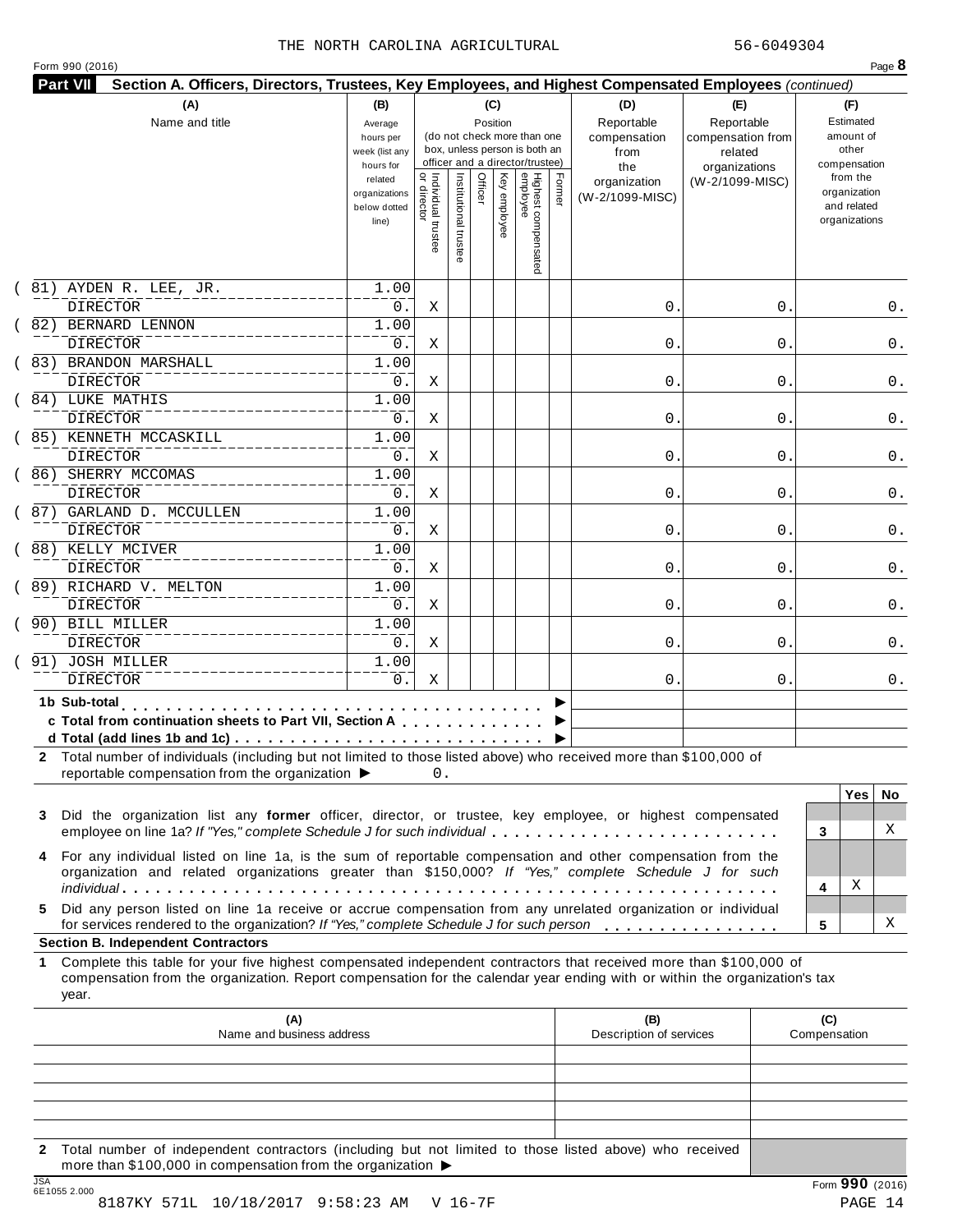THE NORTH CAROLINA AGRICULTURAL 56-6049304

Form 990 (2016) Page **8**

**Part VII Section A. Officers, Directors, Trustees, Key Employees, and Highest Compensated Employees** *(continued)*

| (A) Name and title | (B) Average hours per week (list any hours for related organizations below dotted line) | (C) Individual trustee or director | Institutional trustee | Officer | Key employee | Highest compensated employee | Former | (D) Reportable compensation from the organization (W-2/1099-MISC) | (E) Reportable compensation from related organizations (W-2/1099-MISC) | (F) Estimated amount of other compensation from the organization and related organizations |
|---|---|---|---|---|---|---|---|---|---|---|
| (81) AYDEN R. LEE, JR. DIRECTOR | 1.00 0. | X | | | | | | 0. | 0. | 0. |
| (82) BERNARD LENNON DIRECTOR | 1.00 0. | X | | | | | | 0. | 0. | 0. |
| (83) BRANDON MARSHALL DIRECTOR | 1.00 0. | X | | | | | | 0. | 0. | 0. |
| (84) LUKE MATHIS DIRECTOR | 1.00 0. | X | | | | | | 0. | 0. | 0. |
| (85) KENNETH MCCASKILL DIRECTOR | 1.00 0. | X | | | | | | 0. | 0. | 0. |
| (86) SHERRY MCCOMAS DIRECTOR | 1.00 0. | X | | | | | | 0. | 0. | 0. |
| (87) GARLAND D. MCCULLEN DIRECTOR | 1.00 0. | X | | | | | | 0. | 0. | 0. |
| (88) KELLY MCIVER DIRECTOR | 1.00 0. | X | | | | | | 0. | 0. | 0. |
| (89) RICHARD V. MELTON DIRECTOR | 1.00 0. | X | | | | | | 0. | 0. | 0. |
| (90) BILL MILLER DIRECTOR | 1.00 0. | X | | | | | | 0. | 0. | 0. |
| (91) JOSH MILLER DIRECTOR | 1.00 0. | X | | | | | | 0. | 0. | 0. |
| **1b Sub-total** | | | | | | | | | | |
| **c Total from continuation sheets to Part VII, Section A** | | | | | | | | | | |
| **d Total (add lines 1b and 1c)** | | | | | | | | | | |

**2** Total number of individuals (including but not limited to those listed above) who received more than $100,000 of reportable compensation from the organization ▶ 0.

| | | Yes | No |
|---|---|---|---|
| **3** Did the organization list any **former** officer, director, or trustee, key employee, or highest compensated employee on line 1a? *If "Yes," complete Schedule J for such individual* | 3 | | X |
| **4** For any individual listed on line 1a, is the sum of reportable compensation and other compensation from the organization and related organizations greater than $150,000? *If "Yes," complete Schedule J for such individual* | 4 | X | |
| **5** Did any person listed on line 1a receive or accrue compensation from any unrelated organization or individual for services rendered to the organization? *If "Yes," complete Schedule J for such person* | 5 | | X |

**Section B. Independent Contractors**

**1** Complete this table for your five highest compensated independent contractors that received more than $100,000 of compensation from the organization. Report compensation for the calendar year ending with or within the organization's tax year.

| (A) Name and business address | (B) Description of services | (C) Compensation |
|---|---|---|
| | | |
| | | |
| | | |
| | | |
| | | |

**2** Total number of independent contractors (including but not limited to those listed above) who received more than $100,000 in compensation from the organization ▶

Form **990** (2016)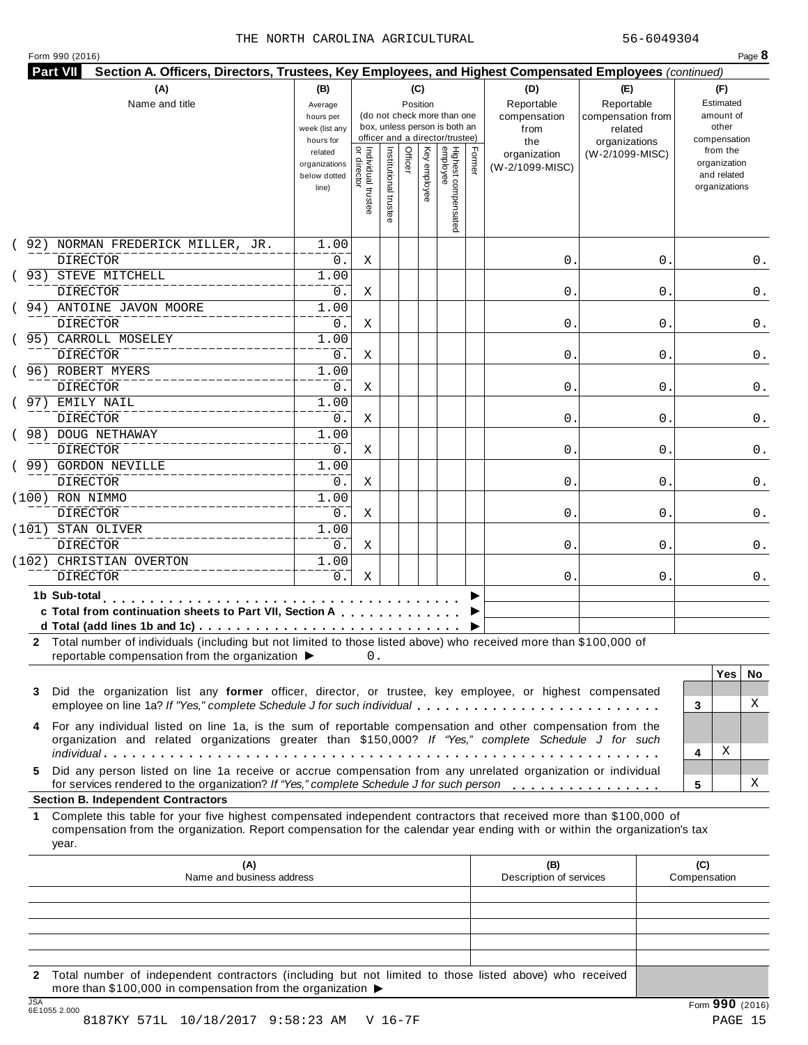THE NORTH CAROLINA AGRICULTURAL 56-6049304

Form 990 (2016)

**Part VII Section A. Officers, Directors, Trustees, Key Employees, and Highest Compensated Employees** *(continued)*

| (A) Name and title | (B) Average hours per week (list any hours for related organizations below dotted line) | (C) Position: Individual trustee or director | Institutional trustee | Officer | Key employee | Highest compensated employee | Former | (D) Reportable compensation from the organization (W-2/1099-MISC) | (E) Reportable compensation from related organizations (W-2/1099-MISC) | (F) Estimated amount of other compensation from the organization and related organizations |
|---|---|---|---|---|---|---|---|---|---|---|
| (92) NORMAN FREDERICK MILLER, JR. DIRECTOR | 1.00 / 0. | X | | | | | | 0. | 0. | 0. |
| (93) STEVE MITCHELL DIRECTOR | 1.00 / 0. | X | | | | | | 0. | 0. | 0. |
| (94) ANTOINE JAVON MOORE DIRECTOR | 1.00 / 0. | X | | | | | | 0. | 0. | 0. |
| (95) CARROLL MOSELEY DIRECTOR | 1.00 / 0. | X | | | | | | 0. | 0. | 0. |
| (96) ROBERT MYERS DIRECTOR | 1.00 / 0. | X | | | | | | 0. | 0. | 0. |
| (97) EMILY NAIL DIRECTOR | 1.00 / 0. | X | | | | | | 0. | 0. | 0. |
| (98) DOUG NETHAWAY DIRECTOR | 1.00 / 0. | X | | | | | | 0. | 0. | 0. |
| (99) GORDON NEVILLE DIRECTOR | 1.00 / 0. | X | | | | | | 0. | 0. | 0. |
| (100) RON NIMMO DIRECTOR | 1.00 / 0. | X | | | | | | 0. | 0. | 0. |
| (101) STAN OLIVER DIRECTOR | 1.00 / 0. | X | | | | | | 0. | 0. | 0. |
| (102) CHRISTIAN OVERTON DIRECTOR | 1.00 / 0. | X | | | | | | 0. | 0. | 0. |

**1b Sub-total** . . . . . . ▶

**c Total from continuation sheets to Part VII, Section A** . . . . ▶

**d Total (add lines 1b and 1c)** . . . . . . ▶

**2** Total number of individuals (including but not limited to those listed above) who received more than $100,000 of reportable compensation from the organization ▶ 0.

| | | Yes | No |
|---|---|---|---|
| **3** Did the organization list any **former** officer, director, or trustee, key employee, or highest compensated employee on line 1a? *If "Yes," complete Schedule J for such individual* | 3 | | X |
| **4** For any individual listed on line 1a, is the sum of reportable compensation and other compensation from the organization and related organizations greater than $150,000? *If "Yes," complete Schedule J for such individual* | 4 | X | |
| **5** Did any person listed on line 1a receive or accrue compensation from any unrelated organization or individual for services rendered to the organization? *If "Yes," complete Schedule J for such person* | 5 | | X |

**Section B. Independent Contractors**

**1** Complete this table for your five highest compensated independent contractors that received more than $100,000 of compensation from the organization. Report compensation for the calendar year ending with or within the organization's tax year.

| (A) Name and business address | (B) Description of services | (C) Compensation |
|---|---|---|
| | | |
| | | |
| | | |
| | | |
| | | |

**2** Total number of independent contractors (including but not limited to those listed above) who received more than $100,000 in compensation from the organization ▶

JSA 6E1055 2.000

Form **990** (2016)

8187KY 571L 10/18/2017 9:58:23 AM V 16-7F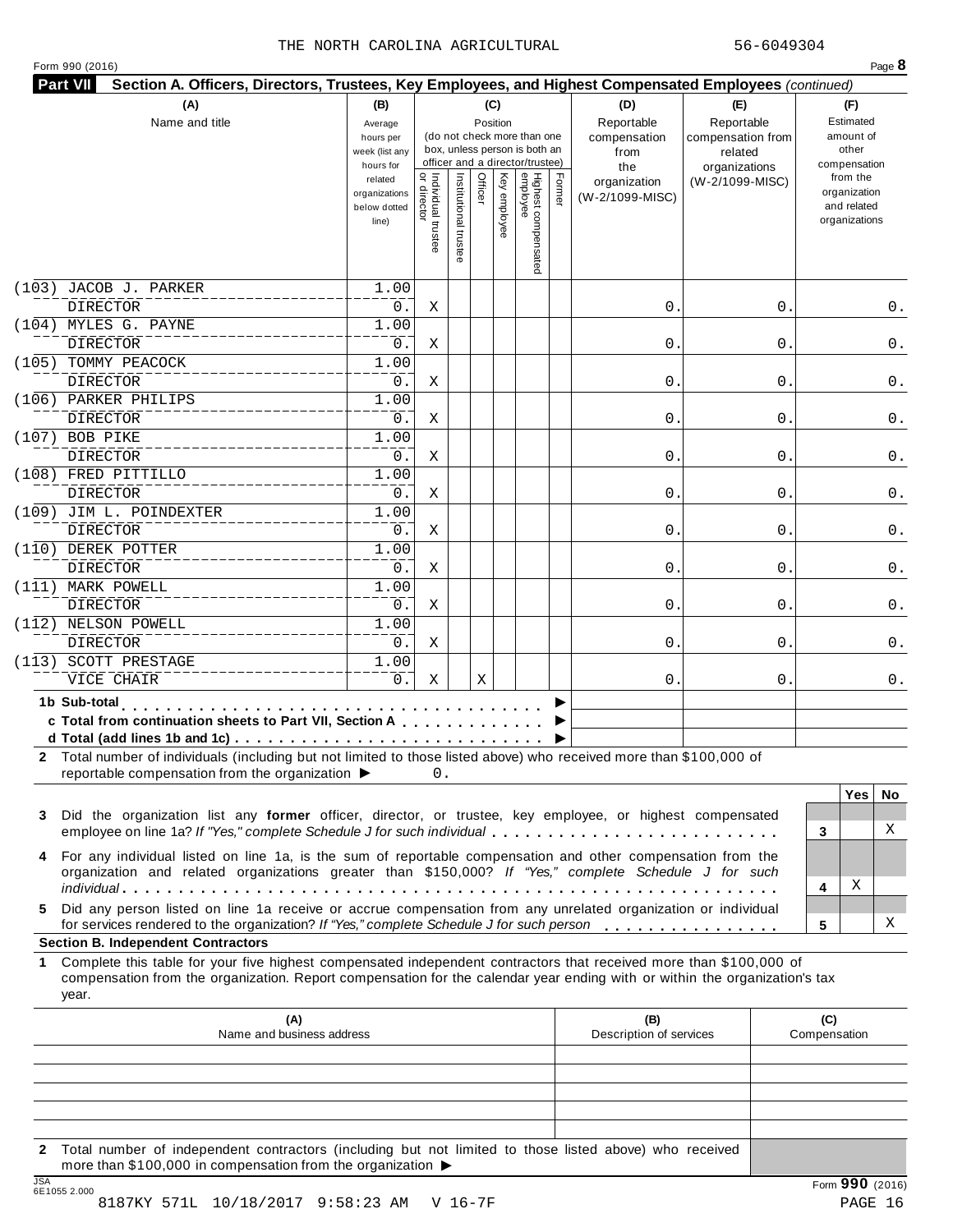THE NORTH CAROLINA AGRICULTURAL 56-6049304

Form 990 (2016) Page **8**

**Part VII** **Section A. Officers, Directors, Trustees, Key Employees, and Highest Compensated Employees** *(continued)*

| (A) Name and title | (B) Average hours per week (list any hours for related organizations below dotted line) | (C) Position: Individual trustee or director | Institutional trustee | Officer | Key employee | Highest compensated employee | Former | (D) Reportable compensation from the organization (W-2/1099-MISC) | (E) Reportable compensation from related organizations (W-2/1099-MISC) | (F) Estimated amount of other compensation from the organization and related organizations |
|---|---|---|---|---|---|---|---|---|---|---|
| (103) JACOB J. PARKER<br>DIRECTOR | 1.00<br>0. | X | | | | | | 0. | 0. | 0. |
| (104) MYLES G. PAYNE<br>DIRECTOR | 1.00<br>0. | X | | | | | | 0. | 0. | 0. |
| (105) TOMMY PEACOCK<br>DIRECTOR | 1.00<br>0. | X | | | | | | 0. | 0. | 0. |
| (106) PARKER PHILIPS<br>DIRECTOR | 1.00<br>0. | X | | | | | | 0. | 0. | 0. |
| (107) BOB PIKE<br>DIRECTOR | 1.00<br>0. | X | | | | | | 0. | 0. | 0. |
| (108) FRED PITTILLO<br>DIRECTOR | 1.00<br>0. | X | | | | | | 0. | 0. | 0. |
| (109) JIM L. POINDEXTER<br>DIRECTOR | 1.00<br>0. | X | | | | | | 0. | 0. | 0. |
| (110) DEREK POTTER<br>DIRECTOR | 1.00<br>0. | X | | | | | | 0. | 0. | 0. |
| (111) MARK POWELL<br>DIRECTOR | 1.00<br>0. | X | | | | | | 0. | 0. | 0. |
| (112) NELSON POWELL<br>DIRECTOR | 1.00<br>0. | X | | | | | | 0. | 0. | 0. |
| (113) SCOTT PRESTAGE<br>VICE CHAIR | 1.00<br>0. | X | | X | | | | 0. | 0. | 0. |
| **1b Sub-total** ▶ | | | | | | | | | | |
| **c Total from continuation sheets to Part VII, Section A** ▶ | | | | | | | | | | |
| **d Total (add lines 1b and 1c)** ▶ | | | | | | | | | | |

**2** Total number of individuals (including but not limited to those listed above) who received more than $100,000 of reportable compensation from the organization ▶ 0.

| | | Yes | No |
|---|---|---|---|
| **3** Did the organization list any **former** officer, director, or trustee, key employee, or highest compensated employee on line 1a? *If "Yes," complete Schedule J for such individual* | 3 | | X |
| **4** For any individual listed on line 1a, is the sum of reportable compensation and other compensation from the organization and related organizations greater than $150,000? *If "Yes," complete Schedule J for such individual* | 4 | X | |
| **5** Did any person listed on line 1a receive or accrue compensation from any unrelated organization or individual for services rendered to the organization? *If "Yes," complete Schedule J for such person* | 5 | | X |

**Section B. Independent Contractors**

**1** Complete this table for your five highest compensated independent contractors that received more than $100,000 of compensation from the organization. Report compensation for the calendar year ending with or within the organization's tax year.

| (A) Name and business address | (B) Description of services | (C) Compensation |
|---|---|---|
| | | |
| | | |
| | | |
| | | |
| | | |

**2** Total number of independent contractors (including but not limited to those listed above) who received more than $100,000 in compensation from the organization ▶

Form **990** (2016)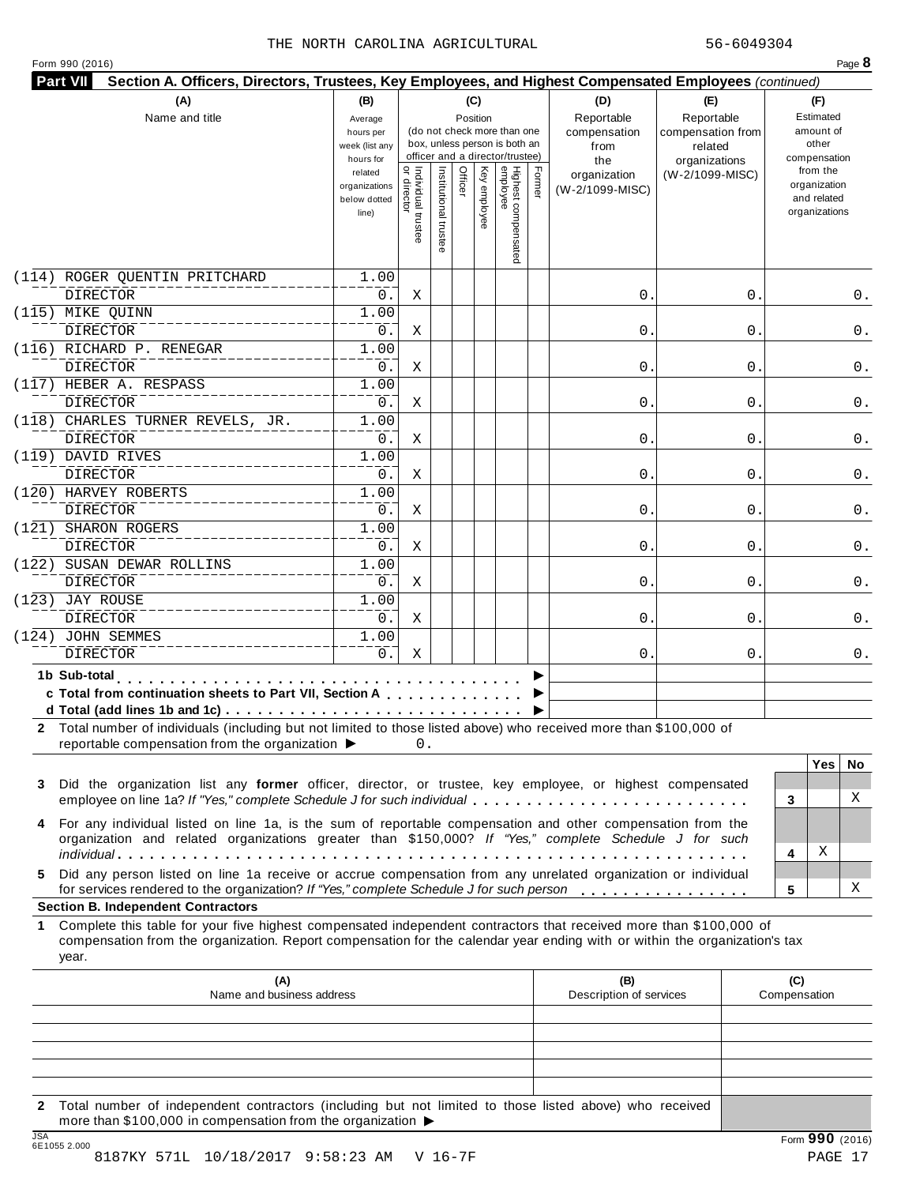THE NORTH CAROLINA AGRICULTURAL 56-6049304

Form 990 (2016)

**Part VII** **Section A. Officers, Directors, Trustees, Key Employees, and Highest Compensated Employees** *(continued)*

| (A) Name and title | (B) Average hours per week (list any hours for related organizations below dotted line) | (C) Position: Individual trustee or director | Institutional trustee | Officer | Key employee | Highest compensated employee | Former | (D) Reportable compensation from the organization (W-2/1099-MISC) | (E) Reportable compensation from related organizations (W-2/1099-MISC) | (F) Estimated amount of other compensation from the organization and related organizations |
|---|---|---|---|---|---|---|---|---|---|---|
| (114) ROGER QUENTIN PRITCHARD<br>DIRECTOR | 1.00<br>0. | X | | | | | | 0. | 0. | 0. |
| (115) MIKE QUINN<br>DIRECTOR | 1.00<br>0. | X | | | | | | 0. | 0. | 0. |
| (116) RICHARD P. RENEGAR<br>DIRECTOR | 1.00<br>0. | X | | | | | | 0. | 0. | 0. |
| (117) HEBER A. RESPASS<br>DIRECTOR | 1.00<br>0. | X | | | | | | 0. | 0. | 0. |
| (118) CHARLES TURNER REVELS, JR.<br>DIRECTOR | 1.00<br>0. | X | | | | | | 0. | 0. | 0. |
| (119) DAVID RIVES<br>DIRECTOR | 1.00<br>0. | X | | | | | | 0. | 0. | 0. |
| (120) HARVEY ROBERTS<br>DIRECTOR | 1.00<br>0. | X | | | | | | 0. | 0. | 0. |
| (121) SHARON ROGERS<br>DIRECTOR | 1.00<br>0. | X | | | | | | 0. | 0. | 0. |
| (122) SUSAN DEWAR ROLLINS<br>DIRECTOR | 1.00<br>0. | X | | | | | | 0. | 0. | 0. |
| (123) JAY ROUSE<br>DIRECTOR | 1.00<br>0. | X | | | | | | 0. | 0. | 0. |
| (124) JOHN SEMMES<br>DIRECTOR | 1.00<br>0. | X | | | | | | 0. | 0. | 0. |
| **1b Sub-total** ▶ | | | | | | | | | | |
| **c Total from continuation sheets to Part VII, Section A** ▶ | | | | | | | | | | |
| **d Total (add lines 1b and 1c)** ▶ | | | | | | | | | | |

**2** Total number of individuals (including but not limited to those listed above) who received more than $100,000 of reportable compensation from the organization ▶ 0.

| | | Yes | No |
|---|---|---|---|
| **3** Did the organization list any **former** officer, director, or trustee, key employee, or highest compensated employee on line 1a? *If "Yes," complete Schedule J for such individual* | 3 | | X |
| **4** For any individual listed on line 1a, is the sum of reportable compensation and other compensation from the organization and related organizations greater than $150,000? *If "Yes," complete Schedule J for such individual* | 4 | X | |
| **5** Did any person listed on line 1a receive or accrue compensation from any unrelated organization or individual for services rendered to the organization? *If "Yes," complete Schedule J for such person* | 5 | | X |

**Section B. Independent Contractors**

**1** Complete this table for your five highest compensated independent contractors that received more than $100,000 of compensation from the organization. Report compensation for the calendar year ending with or within the organization's tax year.

| (A) Name and business address | (B) Description of services | (C) Compensation |
|---|---|---|
| | | |
| | | |
| | | |
| | | |
| | | |

**2** Total number of independent contractors (including but not limited to those listed above) who received more than $100,000 in compensation from the organization ▶

Form **990** (2016)

8187KY 571L 10/18/2017 9:58:23 AM V 16-7F PAGE 17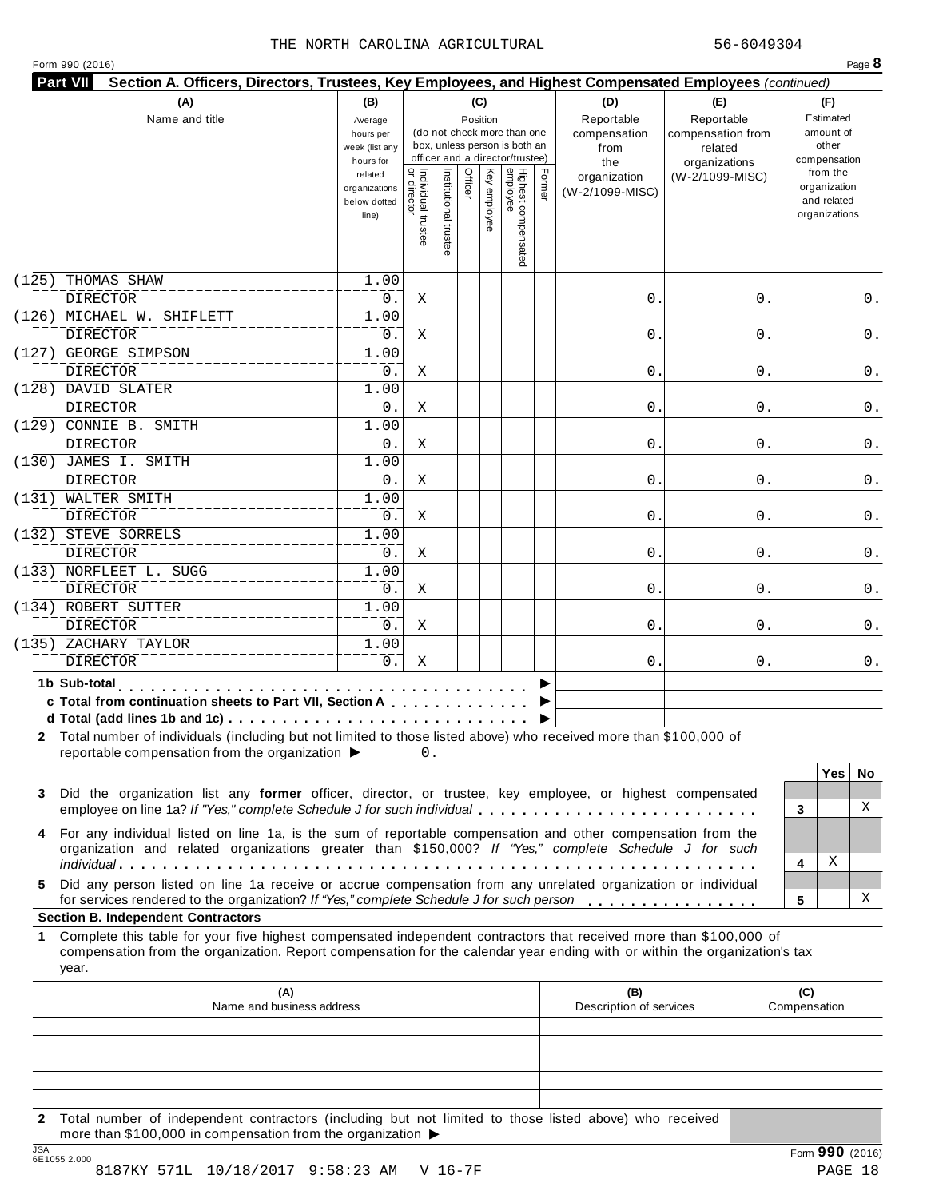THE NORTH CAROLINA AGRICULTURAL 56-6049304

Form 990 (2016) Page **8**

**Part VII Section A. Officers, Directors, Trustees, Key Employees, and Highest Compensated Employees** *(continued)*

| (A) Name and title | (B) Average hours per week (list any hours for related organizations below dotted line) | (C) Position: Individual trustee or director | Institutional trustee | Officer | Key employee | Highest compensated employee | Former | (D) Reportable compensation from the organization (W-2/1099-MISC) | (E) Reportable compensation from related organizations (W-2/1099-MISC) | (F) Estimated amount of other compensation from the organization and related organizations |
|---|---|---|---|---|---|---|---|---|---|---|
| (125) THOMAS SHAW<br>DIRECTOR | 1.00<br>0. | X | | | | | | 0. | 0. | 0. |
| (126) MICHAEL W. SHIFLETT<br>DIRECTOR | 1.00<br>0. | X | | | | | | 0. | 0. | 0. |
| (127) GEORGE SIMPSON<br>DIRECTOR | 1.00<br>0. | X | | | | | | 0. | 0. | 0. |
| (128) DAVID SLATER<br>DIRECTOR | 1.00<br>0. | X | | | | | | 0. | 0. | 0. |
| (129) CONNIE B. SMITH<br>DIRECTOR | 1.00<br>0. | X | | | | | | 0. | 0. | 0. |
| (130) JAMES I. SMITH<br>DIRECTOR | 1.00<br>0. | X | | | | | | 0. | 0. | 0. |
| (131) WALTER SMITH<br>DIRECTOR | 1.00<br>0. | X | | | | | | 0. | 0. | 0. |
| (132) STEVE SORRELS<br>DIRECTOR | 1.00<br>0. | X | | | | | | 0. | 0. | 0. |
| (133) NORFLEET L. SUGG<br>DIRECTOR | 1.00<br>0. | X | | | | | | 0. | 0. | 0. |
| (134) ROBERT SUTTER<br>DIRECTOR | 1.00<br>0. | X | | | | | | 0. | 0. | 0. |
| (135) ZACHARY TAYLOR<br>DIRECTOR | 1.00<br>0. | X | | | | | | 0. | 0. | 0. |

**1b Sub-total** ▶

**c Total from continuation sheets to Part VII, Section A** ▶

**d Total (add lines 1b and 1c)** ▶

**2** Total number of individuals (including but not limited to those listed above) who received more than $100,000 of reportable compensation from the organization ▶ 0.

| | | Yes | No |
|---|---|---|---|
| **3** Did the organization list any **former** officer, director, or trustee, key employee, or highest compensated employee on line 1a? *If "Yes," complete Schedule J for such individual* | 3 | | X |
| **4** For any individual listed on line 1a, is the sum of reportable compensation and other compensation from the organization and related organizations greater than $150,000? *If "Yes," complete Schedule J for such individual* | 4 | X | |
| **5** Did any person listed on line 1a receive or accrue compensation from any unrelated organization or individual for services rendered to the organization? *If "Yes," complete Schedule J for such person* | 5 | | X |

**Section B. Independent Contractors**

**1** Complete this table for your five highest compensated independent contractors that received more than $100,000 of compensation from the organization. Report compensation for the calendar year ending with or within the organization's tax year.

| (A) Name and business address | (B) Description of services | (C) Compensation |
|---|---|---|
| | | |
| | | |
| | | |
| | | |
| | | |

**2** Total number of independent contractors (including but not limited to those listed above) who received more than $100,000 in compensation from the organization ▶

Form **990** (2016)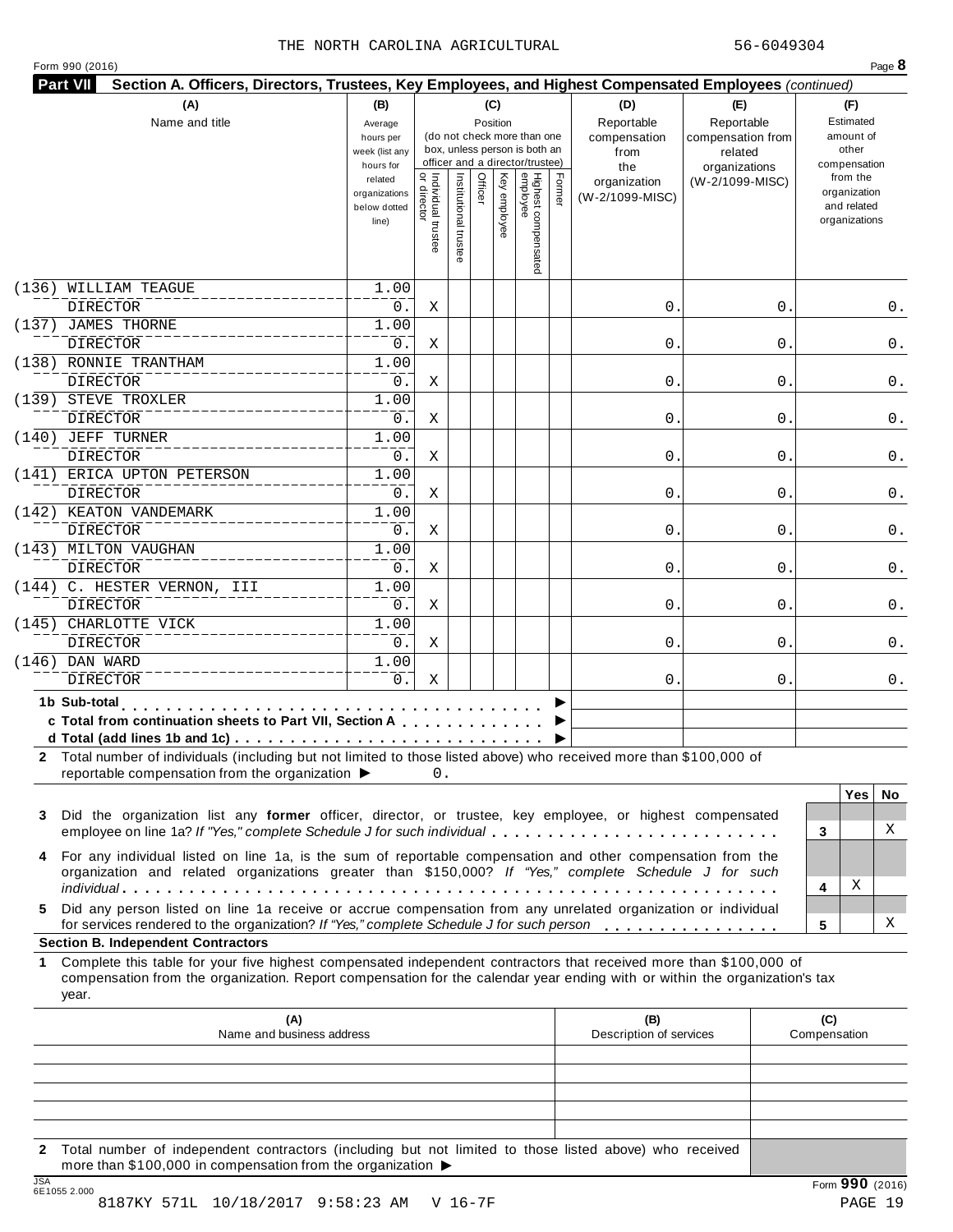THE NORTH CAROLINA AGRICULTURAL 56-6049304

Form 990 (2016)

## Part VII Section A. Officers, Directors, Trustees, Key Employees, and Highest Compensated Employees *(continued)*

| (A) Name and title | (B) Average hours per week (list any hours for related organizations below dotted line) | (C) Individual trustee or director | Institutional trustee | Officer | Key employee | Highest compensated employee | Former | (D) Reportable compensation from the organization (W-2/1099-MISC) | (E) Reportable compensation from related organizations (W-2/1099-MISC) | (F) Estimated amount of other compensation from the organization and related organizations |
|---|---|---|---|---|---|---|---|---|---|---|
| (136) WILLIAM TEAGUE<br>DIRECTOR | 1.00<br>0. | X | | | | | | 0. | 0. | 0. |
| (137) JAMES THORNE<br>DIRECTOR | 1.00<br>0. | X | | | | | | 0. | 0. | 0. |
| (138) RONNIE TRANTHAM<br>DIRECTOR | 1.00<br>0. | X | | | | | | 0. | 0. | 0. |
| (139) STEVE TROXLER<br>DIRECTOR | 1.00<br>0. | X | | | | | | 0. | 0. | 0. |
| (140) JEFF TURNER<br>DIRECTOR | 1.00<br>0. | X | | | | | | 0. | 0. | 0. |
| (141) ERICA UPTON PETERSON<br>DIRECTOR | 1.00<br>0. | X | | | | | | 0. | 0. | 0. |
| (142) KEATON VANDEMARK<br>DIRECTOR | 1.00<br>0. | X | | | | | | 0. | 0. | 0. |
| (143) MILTON VAUGHAN<br>DIRECTOR | 1.00<br>0. | X | | | | | | 0. | 0. | 0. |
| (144) C. HESTER VERNON, III<br>DIRECTOR | 1.00<br>0. | X | | | | | | 0. | 0. | 0. |
| (145) CHARLOTTE VICK<br>DIRECTOR | 1.00<br>0. | X | | | | | | 0. | 0. | 0. |
| (146) DAN WARD<br>DIRECTOR | 1.00<br>0. | X | | | | | | 0. | 0. | 0. |
| **1b Sub-total** | | | | | | | | | | |
| **c Total from continuation sheets to Part VII, Section A** | | | | | | | | | | |
| **d Total (add lines 1b and 1c)** | | | | | | | | | | |

**2** Total number of individuals (including but not limited to those listed above) who received more than $100,000 of reportable compensation from the organization ▶ 0.

| | | Yes | No |
|---|---|---|---|
| **3** Did the organization list any **former** officer, director, or trustee, key employee, or highest compensated employee on line 1a? *If "Yes," complete Schedule J for such individual* | 3 | | X |
| **4** For any individual listed on line 1a, is the sum of reportable compensation and other compensation from the organization and related organizations greater than $150,000? *If "Yes," complete Schedule J for such individual* | 4 | X | |
| **5** Did any person listed on line 1a receive or accrue compensation from any unrelated organization or individual for services rendered to the organization? *If "Yes," complete Schedule J for such person* | 5 | | X |

### Section B. Independent Contractors

**1** Complete this table for your five highest compensated independent contractors that received more than $100,000 of compensation from the organization. Report compensation for the calendar year ending with or within the organization's tax year.

| (A) Name and business address | (B) Description of services | (C) Compensation |
|---|---|---|
| | | |
| | | |
| | | |
| | | |
| | | |

**2** Total number of independent contractors (including but not limited to those listed above) who received more than $100,000 in compensation from the organization ▶

Form **990** (2016)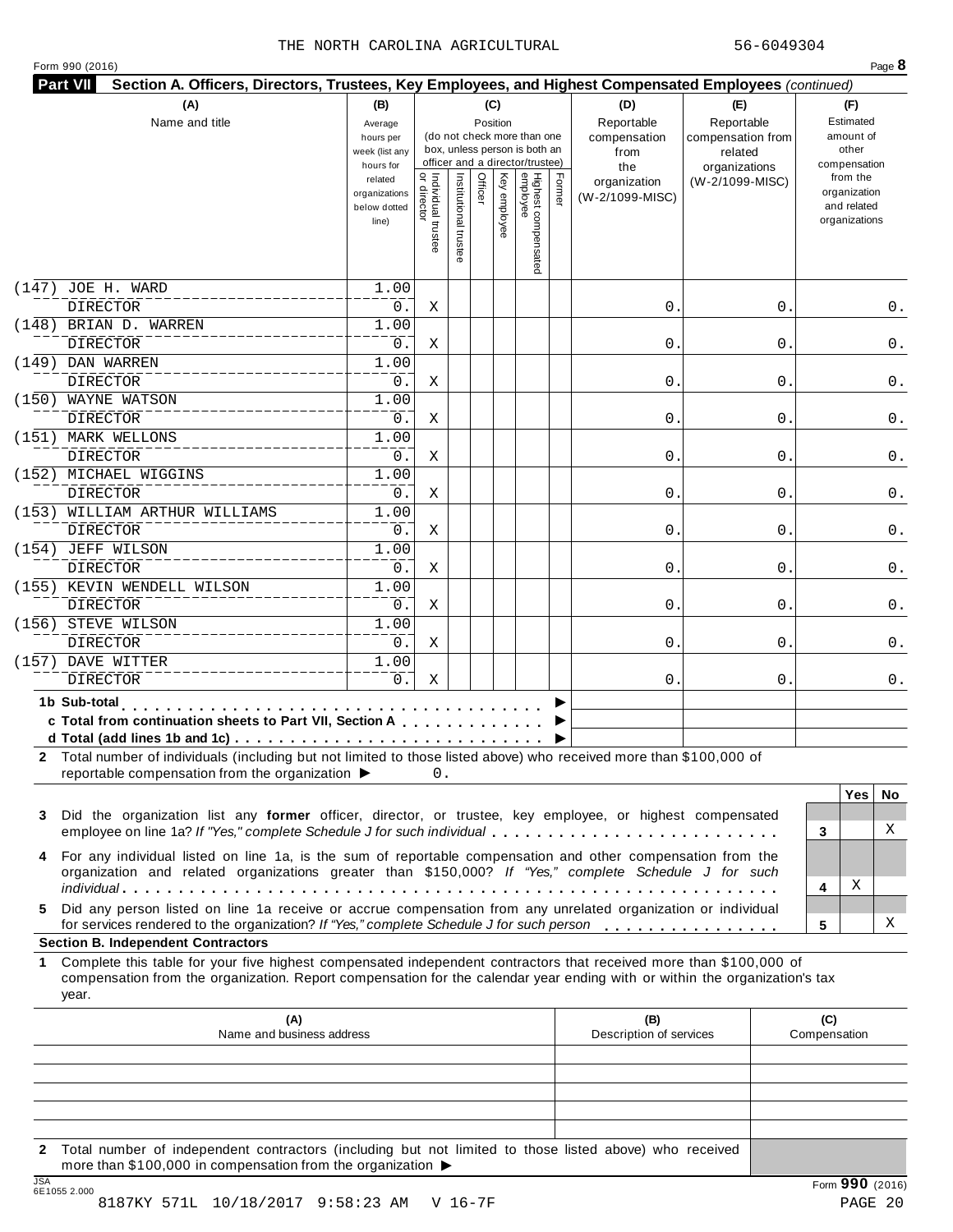THE NORTH CAROLINA AGRICULTURAL 56-6049304

Form 990 (2016)

**Part VII Section A. Officers, Directors, Trustees, Key Employees, and Highest Compensated Employees** *(continued)*

| (A) Name and title | (B) Average hours per week (list any hours for related organizations below dotted line) | (C) Position: Individual trustee or director | Institutional trustee | Officer | Key employee | Highest compensated employee | Former | (D) Reportable compensation from the organization (W-2/1099-MISC) | (E) Reportable compensation from related organizations (W-2/1099-MISC) | (F) Estimated amount of other compensation from the organization and related organizations |
|---|---|---|---|---|---|---|---|---|---|---|
| (147) JOE H. WARD<br>DIRECTOR | 1.00<br>0. | X | | | | | | 0. | 0. | 0. |
| (148) BRIAN D. WARREN<br>DIRECTOR | 1.00<br>0. | X | | | | | | 0. | 0. | 0. |
| (149) DAN WARREN<br>DIRECTOR | 1.00<br>0. | X | | | | | | 0. | 0. | 0. |
| (150) WAYNE WATSON<br>DIRECTOR | 1.00<br>0. | X | | | | | | 0. | 0. | 0. |
| (151) MARK WELLONS<br>DIRECTOR | 1.00<br>0. | X | | | | | | 0. | 0. | 0. |
| (152) MICHAEL WIGGINS<br>DIRECTOR | 1.00<br>0. | X | | | | | | 0. | 0. | 0. |
| (153) WILLIAM ARTHUR WILLIAMS<br>DIRECTOR | 1.00<br>0. | X | | | | | | 0. | 0. | 0. |
| (154) JEFF WILSON<br>DIRECTOR | 1.00<br>0. | X | | | | | | 0. | 0. | 0. |
| (155) KEVIN WENDELL WILSON<br>DIRECTOR | 1.00<br>0. | X | | | | | | 0. | 0. | 0. |
| (156) STEVE WILSON<br>DIRECTOR | 1.00<br>0. | X | | | | | | 0. | 0. | 0. |
| (157) DAVE WITTER<br>DIRECTOR | 1.00<br>0. | X | | | | | | 0. | 0. | 0. |

**1b Sub-total** . . . . . . ▶

**c Total from continuation sheets to Part VII, Section A** . . . . . ▶

**d Total (add lines 1b and 1c)** . . . . . ▶

**2** Total number of individuals (including but not limited to those listed above) who received more than $100,000 of reportable compensation from the organization ▶ 0.

| | | Yes | No |
|---|---|---|---|
| **3** Did the organization list any **former** officer, director, or trustee, key employee, or highest compensated employee on line 1a? *If "Yes," complete Schedule J for such individual* | 3 | | X |
| **4** For any individual listed on line 1a, is the sum of reportable compensation and other compensation from the organization and related organizations greater than $150,000? *If "Yes," complete Schedule J for such individual* | 4 | X | |
| **5** Did any person listed on line 1a receive or accrue compensation from any unrelated organization or individual for services rendered to the organization? *If "Yes," complete Schedule J for such person* | 5 | | X |

**Section B. Independent Contractors**

**1** Complete this table for your five highest compensated independent contractors that received more than $100,000 of compensation from the organization. Report compensation for the calendar year ending with or within the organization's tax year.

| (A) Name and business address | (B) Description of services | (C) Compensation |
|---|---|---|
| | | |
| | | |
| | | |
| | | |
| | | |

**2** Total number of independent contractors (including but not limited to those listed above) who received more than $100,000 in compensation from the organization ▶

Form **990** (2016)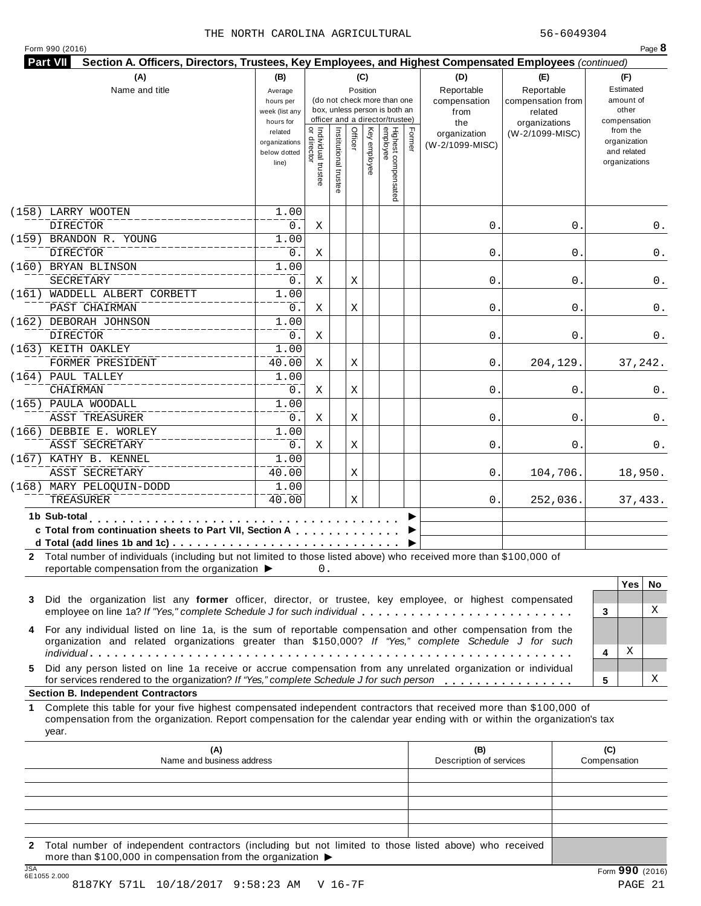THE NORTH CAROLINA AGRICULTURAL 56-6049304

Form 990 (2016) Page **8**

**Part VII Section A. Officers, Directors, Trustees, Key Employees, and Highest Compensated Employees** *(continued)*

| (A) Name and title | (B) Average hours per week (list any hours for related organizations below dotted line) | (C) Position: Individual trustee or director | Institutional trustee | Officer | Key employee | Highest compensated employee | Former | (D) Reportable compensation from the organization (W-2/1099-MISC) | (E) Reportable compensation from related organizations (W-2/1099-MISC) | (F) Estimated amount of other compensation from the organization and related organizations |
|---|---|---|---|---|---|---|---|---|---|---|
| (158) LARRY WOOTEN<br>DIRECTOR | 1.00<br>0. | X | | | | | | 0. | 0. | 0. |
| (159) BRANDON R. YOUNG<br>DIRECTOR | 1.00<br>0. | X | | | | | | 0. | 0. | 0. |
| (160) BRYAN BLINSON<br>SECRETARY | 1.00<br>0. | X | | X | | | | 0. | 0. | 0. |
| (161) WADDELL ALBERT CORBETT<br>PAST CHAIRMAN | 1.00<br>0. | X | | X | | | | 0. | 0. | 0. |
| (162) DEBORAH JOHNSON<br>DIRECTOR | 1.00<br>0. | X | | | | | | 0. | 0. | 0. |
| (163) KEITH OAKLEY<br>FORMER PRESIDENT | 1.00<br>40.00 | X | | X | | | | 0. | 204,129. | 37,242. |
| (164) PAUL TALLEY<br>CHAIRMAN | 1.00<br>0. | X | | X | | | | 0. | 0. | 0. |
| (165) PAULA WOODALL<br>ASST TREASURER | 1.00<br>0. | X | | X | | | | 0. | 0. | 0. |
| (166) DEBBIE E. WORLEY<br>ASST SECRETARY | 1.00<br>0. | X | | X | | | | 0. | 0. | 0. |
| (167) KATHY B. KENNEL<br>ASST SECRETARY | 1.00<br>40.00 | | | X | | | | 0. | 104,706. | 18,950. |
| (168) MARY PELOQUIN-DODD<br>TREASURER | 1.00<br>40.00 | | | X | | | | 0. | 252,036. | 37,433. |

**1b Sub-total** ▶

**c Total from continuation sheets to Part VII, Section A** ▶

**d Total (add lines 1b and 1c)** ▶

**2** Total number of individuals (including but not limited to those listed above) who received more than $100,000 of reportable compensation from the organization ▶ 0.

| | | Yes | No |
|---|---|---|---|
| **3** Did the organization list any **former** officer, director, or trustee, key employee, or highest compensated employee on line 1a? *If "Yes," complete Schedule J for such individual* | 3 | | X |
| **4** For any individual listed on line 1a, is the sum of reportable compensation and other compensation from the organization and related organizations greater than $150,000? *If "Yes," complete Schedule J for such individual* | 4 | X | |
| **5** Did any person listed on line 1a receive or accrue compensation from any unrelated organization or individual for services rendered to the organization? *If "Yes," complete Schedule J for such person* | 5 | | X |

**Section B. Independent Contractors**

**1** Complete this table for your five highest compensated independent contractors that received more than $100,000 of compensation from the organization. Report compensation for the calendar year ending with or within the organization's tax year.

| (A) Name and business address | (B) Description of services | (C) Compensation |
|---|---|---|
| | | |
| | | |
| | | |
| | | |
| | | |

**2** Total number of independent contractors (including but not limited to those listed above) who received more than $100,000 in compensation from the organization ▶

Form **990** (2016)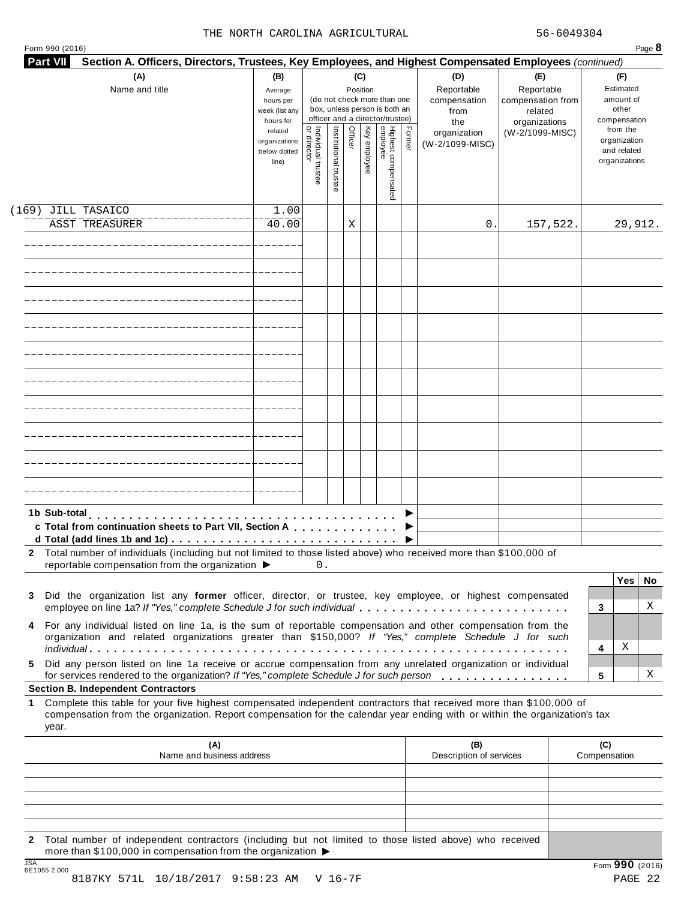THE NORTH CAROLINA AGRICULTURAL 56-6049304

Form 990 (2016) Page **8**

**Part VII Section A. Officers, Directors, Trustees, Key Employees, and Highest Compensated Employees** *(continued)*

| (A) Name and title | (B) Average hours per week (list any hours for related organizations below dotted line) | (C) Position: Individual trustee or director | Institutional trustee | Officer | Key employee | Highest compensated employee | Former | (D) Reportable compensation from the organization (W-2/1099-MISC) | (E) Reportable compensation from related organizations (W-2/1099-MISC) | (F) Estimated amount of other compensation from the organization and related organizations |
|---|---|---|---|---|---|---|---|---|---|---|
| (169) JILL TASAICO<br>ASST TREASURER | 1.00<br>40.00 | | | X | | | | 0. | 157,522. | 29,912. |
| | | | | | | | | | | |
| | | | | | | | | | | |
| | | | | | | | | | | |
| | | | | | | | | | | |
| | | | | | | | | | | |
| | | | | | | | | | | |
| | | | | | | | | | | |
| | | | | | | | | | | |
| | | | | | | | | | | |
| | | | | | | | | | | |

**1b Sub-total** . . . . . . . . . . ▶

**c Total from continuation sheets to Part VII, Section A** . . . . ▶

**d Total (add lines 1b and 1c)** . . . . . . . . . ▶

**2** Total number of individuals (including but not limited to those listed above) who received more than $100,000 of reportable compensation from the organization ▶ 0.

| | | Yes | No |
|---|---|---|---|
| **3** Did the organization list any **former** officer, director, or trustee, key employee, or highest compensated employee on line 1a? *If "Yes," complete Schedule J for such individual* | 3 | | X |
| **4** For any individual listed on line 1a, is the sum of reportable compensation and other compensation from the organization and related organizations greater than $150,000? *If "Yes," complete Schedule J for such individual* | 4 | X | |
| **5** Did any person listed on line 1a receive or accrue compensation from any unrelated organization or individual for services rendered to the organization? *If "Yes," complete Schedule J for such person* | 5 | | X |

**Section B. Independent Contractors**

**1** Complete this table for your five highest compensated independent contractors that received more than $100,000 of compensation from the organization. Report compensation for the calendar year ending with or within the organization's tax year.

| (A) Name and business address | (B) Description of services | (C) Compensation |
|---|---|---|
| | | |
| | | |
| | | |
| | | |
| | | |

**2** Total number of independent contractors (including but not limited to those listed above) who received more than $100,000 in compensation from the organization ▶

JSA 6E1055 2.000 Form **990** (2016)

8187KY 571L 10/18/2017 9:58:23 AM V 16-7F PAGE 22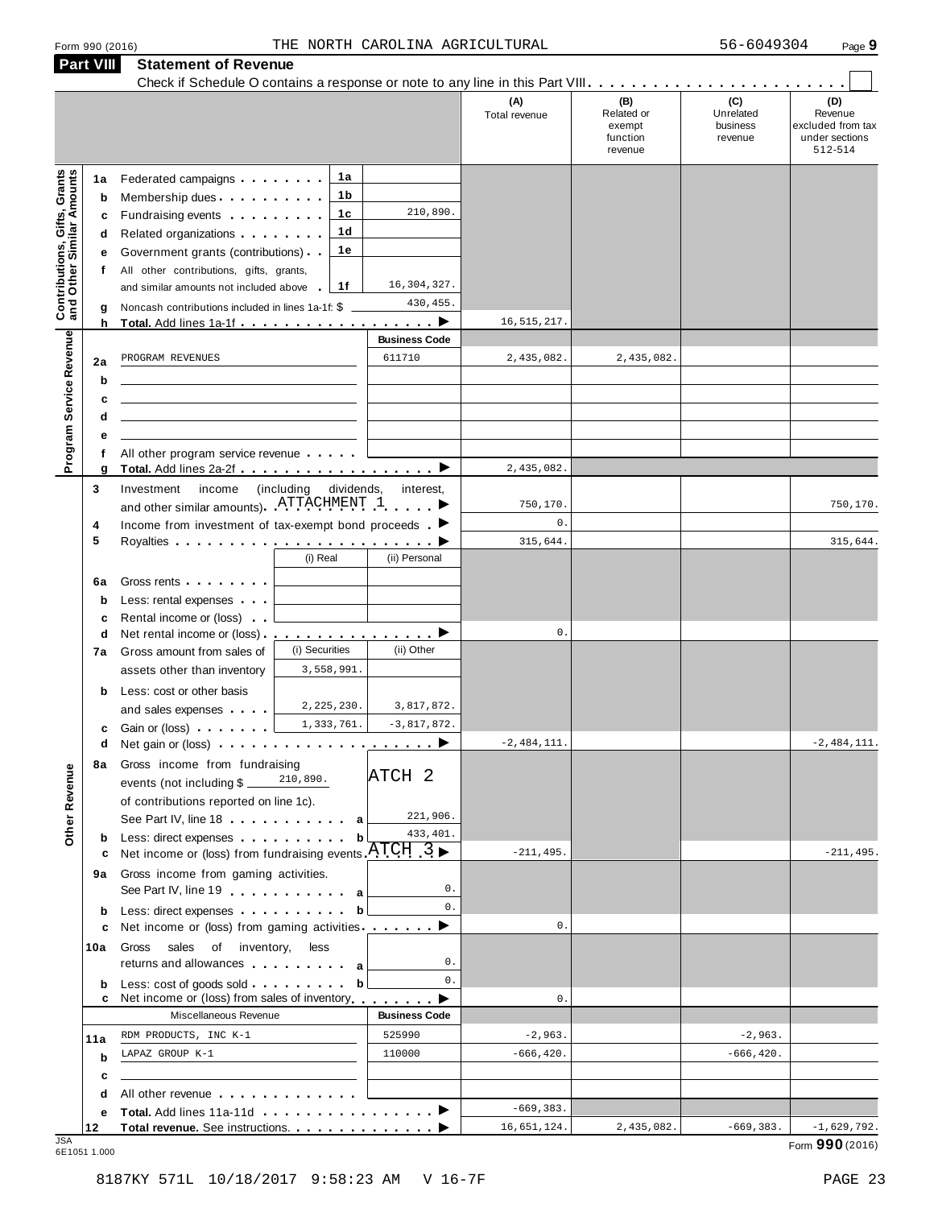Form 990 (2016) THE NORTH CAROLINA AGRICULTURAL 56-6049304 Page 9

**Part VIII Statement of Revenue**

Check if Schedule O contains a response or note to any line in this Part VIII . . . . . . . . . . . . . . . . . . . . . . . .

| | | | (A) Total revenue | (B) Related or exempt function revenue | (C) Unrelated business revenue | (D) Revenue excluded from tax under sections 512-514 |
|---|---|---|---|---|---|---|
| **Contributions, Gifts, Grants and Other Similar Amounts** | 1a Federated campaigns . . . . . . . . 1a | | | | | |
| | b Membership dues . . . . . . . . . . 1b | | | | | |
| | c Fundraising events . . . . . . . . . 1c | 210,890. | | | | |
| | d Related organizations . . . . . . . . 1d | | | | | |
| | e Government grants (contributions) . . 1e | | | | | |
| | f All other contributions, gifts, grants, and similar amounts not included above . 1f | 16,304,327. | | | | |
| | g Noncash contributions included in lines 1a-1f: $ | 430,455. | | | | |
| | h **Total.** Add lines 1a-1f . . . . . . . . . . . . . . . . . . ▶ | | 16,515,217. | | | |
| **Program Service Revenue** | | **Business Code** | | | | |
| | 2a PROGRAM REVENUES | 611710 | 2,435,082. | 2,435,082. | | |
| | b | | | | | |
| | c | | | | | |
| | d | | | | | |
| | e | | | | | |
| | f All other program service revenue . . . . . | | | | | |
| | g **Total.** Add lines 2a-2f . . . . . . . . . . . . . . . . . . ▶ | | 2,435,082. | | | |
| | 3 Investment income (including dividends, interest, and other similar amounts) ATTACHMENT 1 . . . . . ▶ | | 750,170. | | | 750,170. |
| | 4 Income from investment of tax-exempt bond proceeds . ▶ | | 0. | | | |
| | 5 Royalties . . . . . . . . . . . . . . . . . . . . . . . ▶ | | 315,644. | | | 315,644. |

| | (i) Real | (ii) Personal | (A) | (B) | (C) | (D) |
|---|---|---|---|---|---|---|
| 6a Gross rents . . . . . . . . | | | | | | |
| b Less: rental expenses . . . | | | | | | |
| c Rental income or (loss) . . | | | | | | |
| d Net rental income or (loss) . . . . . . . . . . . . . . . . . ▶ | | | 0. | | | |
| | **(i) Securities** | **(ii) Other** | | | | |
| 7a Gross amount from sales of assets other than inventory | 3,558,991. | | | | | |
| b Less: cost or other basis and sales expenses . . . . | 2,225,230. | 3,817,872. | | | | |
| c Gain or (loss) . . . . . . . | 1,333,761. | -3,817,872. | | | | |
| d Net gain or (loss) . . . . . . . . . . . . . . . . . . . . . ▶ | | | -2,484,111. | | | -2,484,111. |

**Other Revenue**

| | | (A) | (B) | (C) | (D) |
|---|---|---|---|---|---|
| 8a Gross income from fundraising events (not including $ 210,890. of contributions reported on line 1c). See Part IV, line 18 . . . . . . . . . . . a | ATCH 2 221,906. | | | | |
| b Less: direct expenses . . . . . . . . . . b | 433,401. | | | | |
| c Net income or (loss) from fundraising events ATCH 3 ▶ | | -211,495. | | | -211,495. |
| 9a Gross income from gaming activities. See Part IV, line 19 . . . . . . . . . . . a | 0. | | | | |
| b Less: direct expenses . . . . . . . . . . b | 0. | | | | |
| c Net income or (loss) from gaming activities . . . . . . . ▶ | | 0. | | | |
| 10a Gross sales of inventory, less returns and allowances . . . . . . . . . a | 0. | | | | |
| b Less: cost of goods sold . . . . . . . . . b | 0. | | | | |
| c Net income or (loss) from sales of inventory . . . . . . . ▶ | | 0. | | | |
| Miscellaneous Revenue | **Business Code** | | | | |
| 11a RDM PRODUCTS, INC K-1 | 525990 | -2,963. | | -2,963. | |
| b LAPAZ GROUP K-1 | 110000 | -666,420. | | -666,420. | |
| c | | | | | |
| d All other revenue . . . . . . . . . . . . . | | | | | |
| e **Total.** Add lines 11a-11d . . . . . . . . . . . . . . . . ▶ | | -669,383. | | | |
| 12 **Total revenue.** See instructions. . . . . . . . . . . . . . ▶ | | 16,651,124. | 2,435,082. | -669,383. | -1,629,792. |

JSA 6E1051 1.000

Form **990** (2016)

8187KY 571L 10/18/2017 9:58:23 AM V 16-7F PAGE 23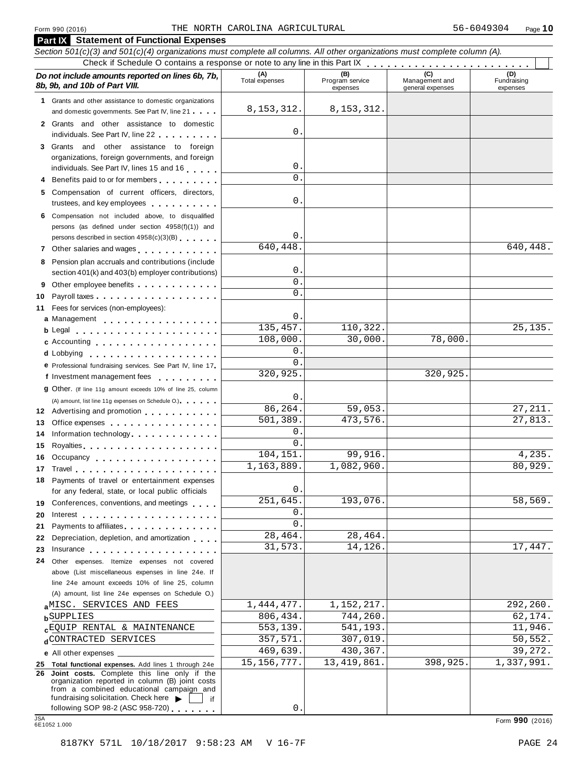Form 990 (2016) THE NORTH CAROLINA AGRICULTURAL 56-6049304 Page 10

## Part IX Statement of Functional Expenses

*Section 501(c)(3) and 501(c)(4) organizations must complete all columns. All other organizations must complete column (A).*

Check if Schedule O contains a response or note to any line in this Part IX

| *Do not include amounts reported on lines 6b, 7b, 8b, 9b, and 10b of Part VIII.* | (A) Total expenses | (B) Program service expenses | (C) Management and general expenses | (D) Fundraising expenses |
|---|---|---|---|---|
| 1 Grants and other assistance to domestic organizations and domestic governments. See Part IV, line 21 | 8,153,312. | 8,153,312. | | |
| 2 Grants and other assistance to domestic individuals. See Part IV, line 22 | 0. | | | |
| 3 Grants and other assistance to foreign organizations, foreign governments, and foreign individuals. See Part IV, lines 15 and 16 | 0. | | | |
| 4 Benefits paid to or for members | 0. | | | |
| 5 Compensation of current officers, directors, trustees, and key employees | 0. | | | |
| 6 Compensation not included above, to disqualified persons (as defined under section 4958(f)(1)) and persons described in section 4958(c)(3)(B) | 0. | | | |
| 7 Other salaries and wages | 640,448. | | | 640,448. |
| 8 Pension plan accruals and contributions (include section 401(k) and 403(b) employer contributions) | 0. | | | |
| 9 Other employee benefits | 0. | | | |
| 10 Payroll taxes | 0. | | | |
| 11 Fees for services (non-employees): | | | | |
| a Management | 0. | | | |
| b Legal | 135,457. | 110,322. | | 25,135. |
| c Accounting | 108,000. | 30,000. | 78,000. | |
| d Lobbying | 0. | | | |
| e Professional fundraising services. See Part IV, line 17 | 0. | | | |
| f Investment management fees | 320,925. | | 320,925. | |
| g Other. (If line 11g amount exceeds 10% of line 25, column (A) amount, list line 11g expenses on Schedule O.) | 0. | | | |
| 12 Advertising and promotion | 86,264. | 59,053. | | 27,211. |
| 13 Office expenses | 501,389. | 473,576. | | 27,813. |
| 14 Information technology | 0. | | | |
| 15 Royalties | 0. | | | |
| 16 Occupancy | 104,151. | 99,916. | | 4,235. |
| 17 Travel | 1,163,889. | 1,082,960. | | 80,929. |
| 18 Payments of travel or entertainment expenses for any federal, state, or local public officials | 0. | | | |
| 19 Conferences, conventions, and meetings | 251,645. | 193,076. | | 58,569. |
| 20 Interest | 0. | | | |
| 21 Payments to affiliates | 0. | | | |
| 22 Depreciation, depletion, and amortization | 28,464. | 28,464. | | |
| 23 Insurance | 31,573. | 14,126. | | 17,447. |
| 24 Other expenses. Itemize expenses not covered above (List miscellaneous expenses in line 24e. If line 24e amount exceeds 10% of line 25, column (A) amount, list line 24e expenses on Schedule O.) | | | | |
| a MISC. SERVICES AND FEES | 1,444,477. | 1,152,217. | | 292,260. |
| b SUPPLIES | 806,434. | 744,260. | | 62,174. |
| c EQUIP RENTAL & MAINTENANCE | 553,139. | 541,193. | | 11,946. |
| d CONTRACTED SERVICES | 357,571. | 307,019. | | 50,552. |
| e All other expenses | 469,639. | 430,367. | | 39,272. |
| 25 **Total functional expenses.** Add lines 1 through 24e | 15,156,777. | 13,419,861. | 398,925. | 1,337,991. |
| 26 **Joint costs.** Complete this line only if the organization reported in column (B) joint costs from a combined educational campaign and fundraising solicitation. Check here ▶ ☐ if following SOP 98-2 (ASC 958-720) | 0. | | | |

JSA 6E1052 1.000

Form **990** (2016)

8187KY 571L 10/18/2017 9:58:23 AM V 16-7F PAGE 24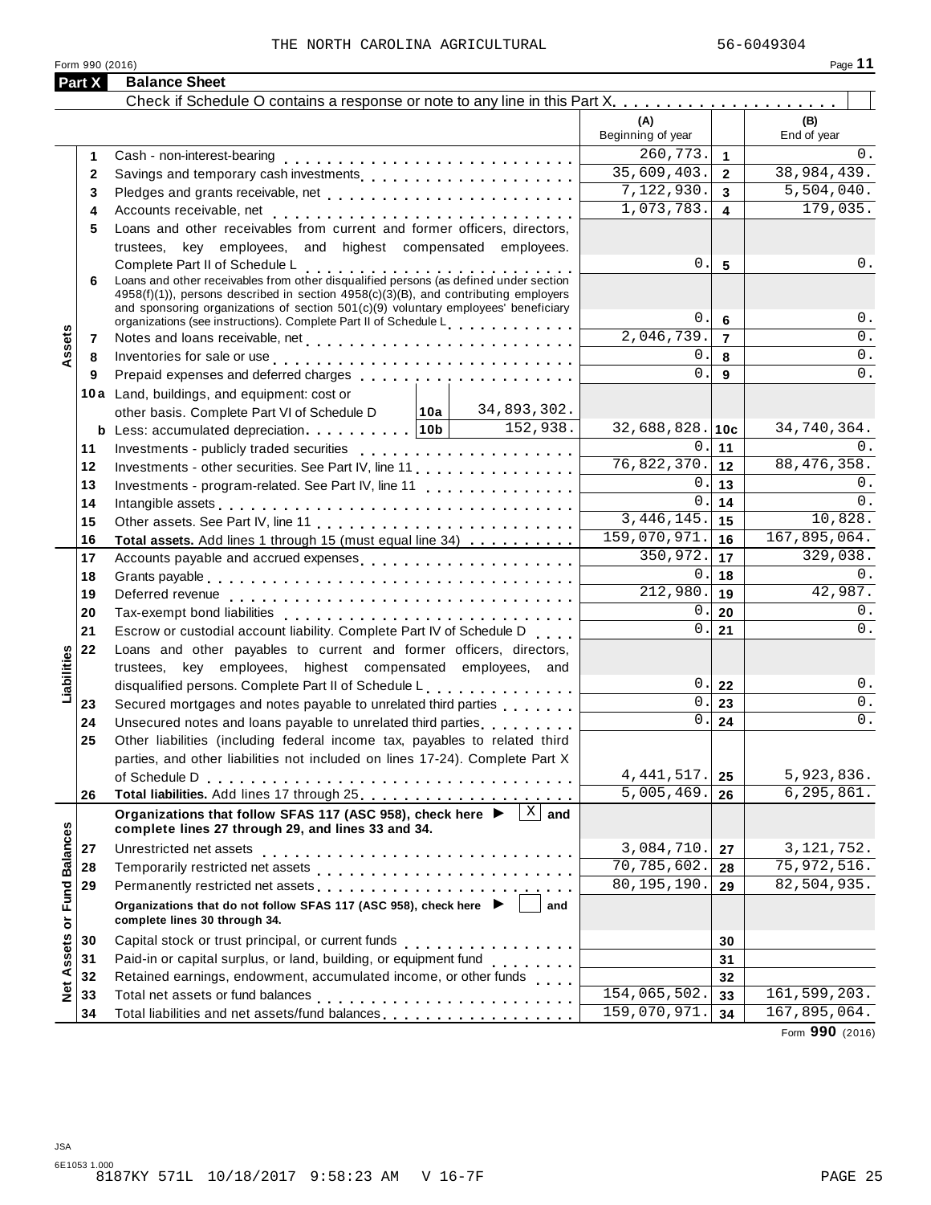THE NORTH CAROLINA AGRICULTURAL 56-6049304

Form 990 (2016) Page 11

## Part X Balance Sheet

Check if Schedule O contains a response or note to any line in this Part X . . . . . . . . . . . . . . . . . . . . . [ ]

| | | | (A) Beginning of year | | (B) End of year |
|---|---|---|---|---|---|
| **Assets** | 1 | Cash - non-interest-bearing | 260,773. | 1 | 0. |
| | 2 | Savings and temporary cash investments | 35,609,403. | 2 | 38,984,439. |
| | 3 | Pledges and grants receivable, net | 7,122,930. | 3 | 5,504,040. |
| | 4 | Accounts receivable, net | 1,073,783. | 4 | 179,035. |
| | 5 | Loans and other receivables from current and former officers, directors, trustees, key employees, and highest compensated employees. Complete Part II of Schedule L | 0. | 5 | 0. |
| | 6 | Loans and other receivables from other disqualified persons (as defined under section 4958(f)(1)), persons described in section 4958(c)(3)(B), and contributing employers and sponsoring organizations of section 501(c)(9) voluntary employees' beneficiary organizations (see instructions). Complete Part II of Schedule L | 0. | 6 | 0. |
| | 7 | Notes and loans receivable, net | 2,046,739. | 7 | 0. |
| | 8 | Inventories for sale or use | 0. | 8 | 0. |
| | 9 | Prepaid expenses and deferred charges | 0. | 9 | 0. |
| | 10a | Land, buildings, and equipment: cost or other basis. Complete Part VI of Schedule D — 10a: 34,893,302. | | | |
| | b | Less: accumulated depreciation — 10b: 152,938. | 32,688,828. | 10c | 34,740,364. |
| | 11 | Investments - publicly traded securities | 0. | 11 | 0. |
| | 12 | Investments - other securities. See Part IV, line 11 | 76,822,370. | 12 | 88,476,358. |
| | 13 | Investments - program-related. See Part IV, line 11 | 0. | 13 | 0. |
| | 14 | Intangible assets | 0. | 14 | 0. |
| | 15 | Other assets. See Part IV, line 11 | 3,446,145. | 15 | 10,828. |
| | 16 | **Total assets.** Add lines 1 through 15 (must equal line 34) | 159,070,971. | 16 | 167,895,064. |
| **Liabilities** | 17 | Accounts payable and accrued expenses | 350,972. | 17 | 329,038. |
| | 18 | Grants payable | 0. | 18 | 0. |
| | 19 | Deferred revenue | 212,980. | 19 | 42,987. |
| | 20 | Tax-exempt bond liabilities | 0. | 20 | 0. |
| | 21 | Escrow or custodial account liability. Complete Part IV of Schedule D | 0. | 21 | 0. |
| | 22 | Loans and other payables to current and former officers, directors, trustees, key employees, highest compensated employees, and disqualified persons. Complete Part II of Schedule L | 0. | 22 | 0. |
| | 23 | Secured mortgages and notes payable to unrelated third parties | 0. | 23 | 0. |
| | 24 | Unsecured notes and loans payable to unrelated third parties | 0. | 24 | 0. |
| | 25 | Other liabilities (including federal income tax, payables to related third parties, and other liabilities not included on lines 17-24). Complete Part X of Schedule D | 4,441,517. | 25 | 5,923,836. |
| | 26 | **Total liabilities.** Add lines 17 through 25 | 5,005,469. | 26 | 6,295,861. |
| **Net Assets or Fund Balances** | | **Organizations that follow SFAS 117 (ASC 958), check here ▶ [X] and complete lines 27 through 29, and lines 33 and 34.** | | | |
| | 27 | Unrestricted net assets | 3,084,710. | 27 | 3,121,752. |
| | 28 | Temporarily restricted net assets | 70,785,602. | 28 | 75,972,516. |
| | 29 | Permanently restricted net assets | 80,195,190. | 29 | 82,504,935. |
| | | **Organizations that do not follow SFAS 117 (ASC 958), check here ▶ [ ] and complete lines 30 through 34.** | | | |
| | 30 | Capital stock or trust principal, or current funds | | 30 | |
| | 31 | Paid-in or capital surplus, or land, building, or equipment fund | | 31 | |
| | 32 | Retained earnings, endowment, accumulated income, or other funds | | 32 | |
| | 33 | Total net assets or fund balances | 154,065,502. | 33 | 161,599,203. |
| | 34 | Total liabilities and net assets/fund balances | 159,070,971. | 34 | 167,895,064. |

Form **990** (2016)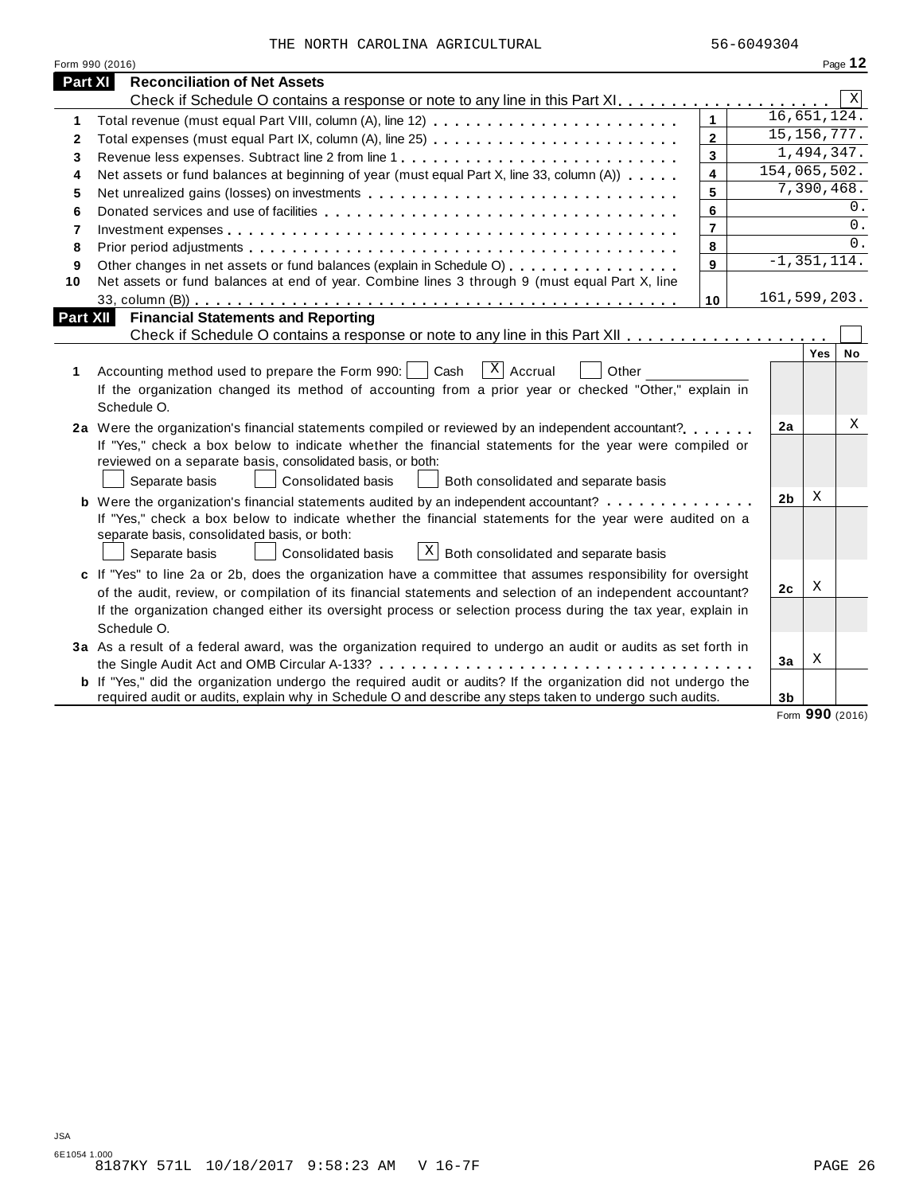THE NORTH CAROLINA AGRICULTURAL 56-6049304

Form 990 (2016)

## Part XI Reconciliation of Net Assets

Check if Schedule O contains a response or note to any line in this Part XI . . . . . . . . . . . . . . . . . . . . [X]

| | | | |
|---|---|---|---|
| 1 | Total revenue (must equal Part VIII, column (A), line 12) | 1 | 16,651,124. |
| 2 | Total expenses (must equal Part IX, column (A), line 25) | 2 | 15,156,777. |
| 3 | Revenue less expenses. Subtract line 2 from line 1 | 3 | 1,494,347. |
| 4 | Net assets or fund balances at beginning of year (must equal Part X, line 33, column (A)) | 4 | 154,065,502. |
| 5 | Net unrealized gains (losses) on investments | 5 | 7,390,468. |
| 6 | Donated services and use of facilities | 6 | 0. |
| 7 | Investment expenses | 7 | 0. |
| 8 | Prior period adjustments | 8 | 0. |
| 9 | Other changes in net assets or fund balances (explain in Schedule O) | 9 | -1,351,114. |
| 10 | Net assets or fund balances at end of year. Combine lines 3 through 9 (must equal Part X, line 33, column (B)) | 10 | 161,599,203. |

## Part XII Financial Statements and Reporting

Check if Schedule O contains a response or note to any line in this Part XII . . . . . . . . . . . . . . . . . . [ ]

| | | | Yes | No |
|---|---|---|---|---|
| 1 | Accounting method used to prepare the Form 990: [ ] Cash [X] Accrual [ ] Other ____________<br>If the organization changed its method of accounting from a prior year or checked "Other," explain in Schedule O. | | | |
| 2a | Were the organization's financial statements compiled or reviewed by an independent accountant?<br>If "Yes," check a box below to indicate whether the financial statements for the year were compiled or reviewed on a separate basis, consolidated basis, or both:<br>[ ] Separate basis [ ] Consolidated basis [ ] Both consolidated and separate basis | 2a | | X |
| b | Were the organization's financial statements audited by an independent accountant?<br>If "Yes," check a box below to indicate whether the financial statements for the year were audited on a separate basis, consolidated basis, or both:<br>[ ] Separate basis [ ] Consolidated basis [X] Both consolidated and separate basis | 2b | X | |
| c | If "Yes" to line 2a or 2b, does the organization have a committee that assumes responsibility for oversight of the audit, review, or compilation of its financial statements and selection of an independent accountant?<br>If the organization changed either its oversight process or selection process during the tax year, explain in Schedule O. | 2c | X | |
| 3a | As a result of a federal award, was the organization required to undergo an audit or audits as set forth in the Single Audit Act and OMB Circular A-133? | 3a | X | |
| b | If "Yes," did the organization undergo the required audit or audits? If the organization did not undergo the required audit or audits, explain why in Schedule O and describe any steps taken to undergo such audits. | 3b | | |

Form 990 (2016)

JSA
6E1054 1.000
8187KY 571L 10/18/2017 9:58:23 AM V 16-7F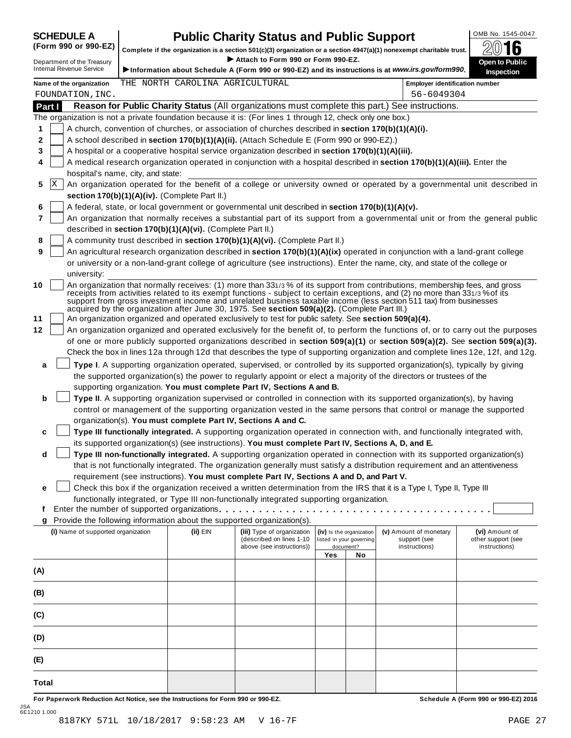**SCHEDULE A (Form 990 or 990-EZ)**

Department of the Treasury
Internal Revenue Service

# Public Charity Status and Public Support

**Complete if the organization is a section 501(c)(3) organization or a section 4947(a)(1) nonexempt charitable trust.**

▶ **Attach to Form 990 or Form 990-EZ.**

▶ **Information about Schedule A (Form 990 or 990-EZ) and its instructions is at *www.irs.gov/form990*.**

OMB No. 1545-0047

**2016**

**Open to Public Inspection**

**Name of the organization** THE NORTH CAROLINA AGRICULTURAL FOUNDATION, INC.

**Employer identification number** 56-6049304

## Part I Reason for Public Charity Status (All organizations must complete this part.) See instructions.

The organization is not a private foundation because it is: (For lines 1 through 12, check only one box.)

1. [ ] A church, convention of churches, or association of churches described in **section 170(b)(1)(A)(i).**
2. [ ] A school described in **section 170(b)(1)(A)(ii).** (Attach Schedule E (Form 990 or 990-EZ).)
3. [ ] A hospital or a cooperative hospital service organization described in **section 170(b)(1)(A)(iii).**
4. [ ] A medical research organization operated in conjunction with a hospital described in **section 170(b)(1)(A)(iii).** Enter the hospital's name, city, and state:
5. [X] An organization operated for the benefit of a college or university owned or operated by a governmental unit described in **section 170(b)(1)(A)(iv).** (Complete Part II.)
6. [ ] A federal, state, or local government or governmental unit described in **section 170(b)(1)(A)(v).**
7. [ ] An organization that normally receives a substantial part of its support from a governmental unit or from the general public described in **section 170(b)(1)(A)(vi).** (Complete Part II.)
8. [ ] A community trust described in **section 170(b)(1)(A)(vi).** (Complete Part II.)
9. [ ] An agricultural research organization described in **section 170(b)(1)(A)(ix)** operated in conjunction with a land-grant college or university or a non-land-grant college of agriculture (see instructions). Enter the name, city, and state of the college or university:
10. [ ] An organization that normally receives: (1) more than 33 1/3 % of its support from contributions, membership fees, and gross receipts from activities related to its exempt functions - subject to certain exceptions, and (2) no more than 33 1/3 % of its support from gross investment income and unrelated business taxable income (less section 511 tax) from businesses acquired by the organization after June 30, 1975. See **section 509(a)(2).** (Complete Part III.)
11. [ ] An organization organized and operated exclusively to test for public safety. See **section 509(a)(4).**
12. [ ] An organization organized and operated exclusively for the benefit of, to perform the functions of, or to carry out the purposes of one or more publicly supported organizations described in **section 509(a)(1)** or **section 509(a)(2).** See **section 509(a)(3).** Check the box in lines 12a through 12d that describes the type of supporting organization and complete lines 12e, 12f, and 12g.
   - **a** [ ] **Type I**. A supporting organization operated, supervised, or controlled by its supported organization(s), typically by giving the supported organization(s) the power to regularly appoint or elect a majority of the directors or trustees of the supporting organization. **You must complete Part IV, Sections A and B.**
   - **b** [ ] **Type II**. A supporting organization supervised or controlled in connection with its supported organization(s), by having control or management of the supporting organization vested in the same persons that control or manage the supported organization(s). **You must complete Part IV, Sections A and C.**
   - **c** [ ] **Type III functionally integrated.** A supporting organization operated in connection with, and functionally integrated with, its supported organization(s) (see instructions). **You must complete Part IV, Sections A, D, and E.**
   - **d** [ ] **Type III non-functionally integrated.** A supporting organization operated in connection with its supported organization(s) that is not functionally integrated. The organization generally must satisfy a distribution requirement and an attentiveness requirement (see instructions). **You must complete Part IV, Sections A and D, and Part V.**
   - **e** [ ] Check this box if the organization received a written determination from the IRS that it is a Type I, Type II, Type III functionally integrated, or Type III non-functionally integrated supporting organization.
   - **f** Enter the number of supported organizations
   - **g** Provide the following information about the supported organization(s).

| (i) Name of supported organization | (ii) EIN | (iii) Type of organization (described on lines 1-10 above (see instructions)) | (iv) Is the organization listed in your governing document? | | (v) Amount of monetary support (see instructions) | (vi) Amount of other support (see instructions) |
|---|---|---|---|---|---|---|
| | | | Yes | No | | |
| (A) | | | | | | |
| (B) | | | | | | |
| (C) | | | | | | |
| (D) | | | | | | |
| (E) | | | | | | |
| Total | | | | | | |

**For Paperwork Reduction Act Notice, see the Instructions for Form 990 or 990-EZ.** **Schedule A (Form 990 or 990-EZ) 2016**

JSA
6E1210 1.000

8187KY 571L 10/18/2017 9:58:23 AM V 16-7F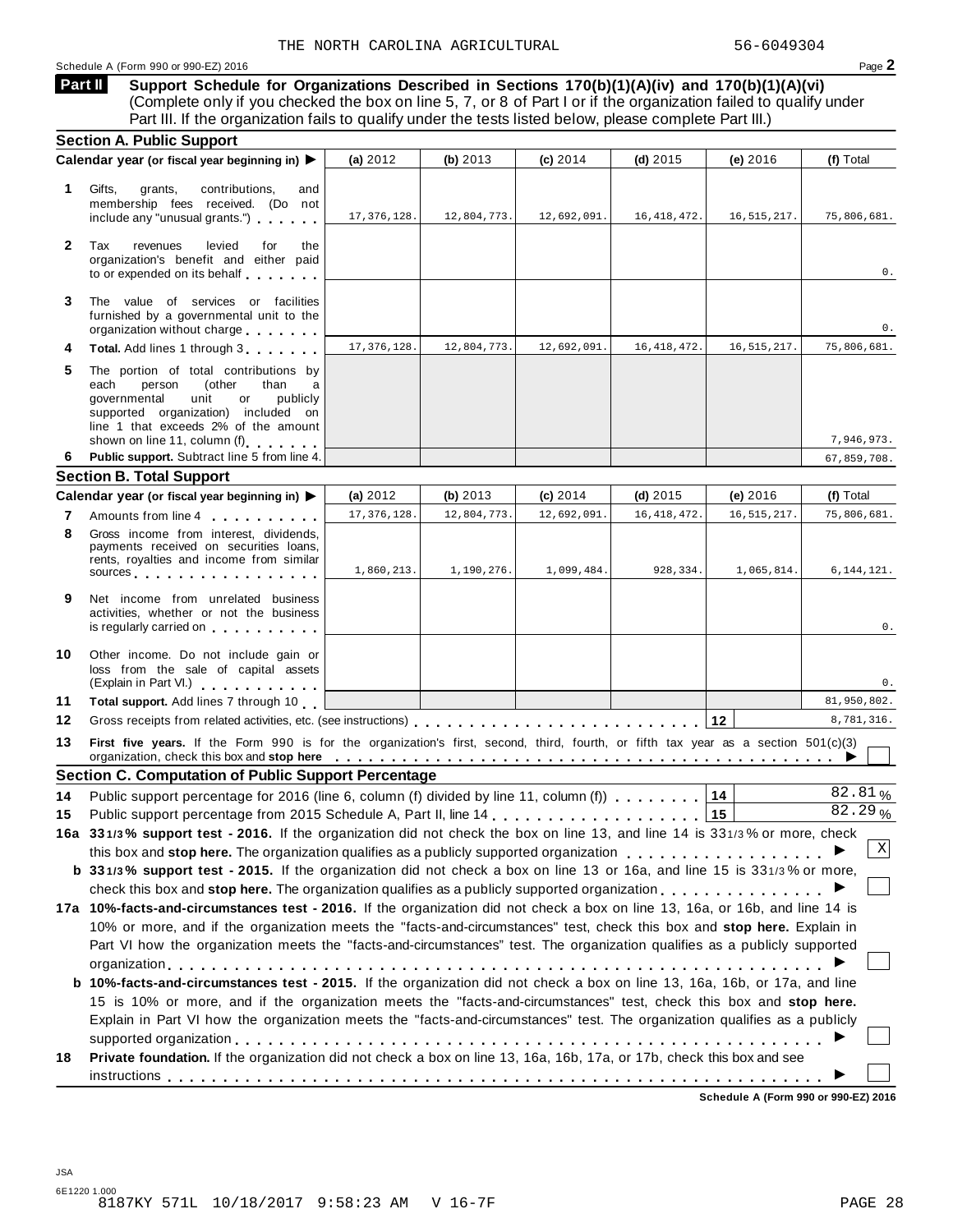THE NORTH CAROLINA AGRICULTURAL 56-6049304

Schedule A (Form 990 or 990-EZ) 2016

**Part II** **Support Schedule for Organizations Described in Sections 170(b)(1)(A)(iv) and 170(b)(1)(A)(vi)** (Complete only if you checked the box on line 5, 7, or 8 of Part I or if the organization failed to qualify under Part III. If the organization fails to qualify under the tests listed below, please complete Part III.)

### Section A. Public Support

| Calendar year (or fiscal year beginning in) ▶ | (a) 2012 | (b) 2013 | (c) 2014 | (d) 2015 | (e) 2016 | (f) Total |
|---|---|---|---|---|---|---|
| **1** Gifts, grants, contributions, and membership fees received. (Do not include any "unusual grants.") | 17,376,128. | 12,804,773. | 12,692,091. | 16,418,472. | 16,515,217. | 75,806,681. |
| **2** Tax revenues levied for the organization's benefit and either paid to or expended on its behalf | | | | | | 0. |
| **3** The value of services or facilities furnished by a governmental unit to the organization without charge | | | | | | 0. |
| **4** **Total.** Add lines 1 through 3 | 17,376,128. | 12,804,773. | 12,692,091. | 16,418,472. | 16,515,217. | 75,806,681. |
| **5** The portion of total contributions by each person (other than a governmental unit or publicly supported organization) included on line 1 that exceeds 2% of the amount shown on line 11, column (f) | | | | | | 7,946,973. |
| **6** **Public support.** Subtract line 5 from line 4. | | | | | | 67,859,708. |

### Section B. Total Support

| Calendar year (or fiscal year beginning in) ▶ | (a) 2012 | (b) 2013 | (c) 2014 | (d) 2015 | (e) 2016 | (f) Total |
|---|---|---|---|---|---|---|
| **7** Amounts from line 4 | 17,376,128. | 12,804,773. | 12,692,091. | 16,418,472. | 16,515,217. | 75,806,681. |
| **8** Gross income from interest, dividends, payments received on securities loans, rents, royalties and income from similar sources | 1,860,213. | 1,190,276. | 1,099,484. | 928,334. | 1,065,814. | 6,144,121. |
| **9** Net income from unrelated business activities, whether or not the business is regularly carried on | | | | | | 0. |
| **10** Other income. Do not include gain or loss from the sale of capital assets (Explain in Part VI.) | | | | | | 0. |
| **11** **Total support.** Add lines 7 through 10 | | | | | | 81,950,802. |
| **12** Gross receipts from related activities, etc. (see instructions) | | | | | **12** | 8,781,316. |

**13** **First five years.** If the Form 990 is for the organization's first, second, third, fourth, or fifth tax year as a section 501(c)(3) organization, check this box and **stop here** ▶ ☐

### Section C. Computation of Public Support Percentage

**14** Public support percentage for 2016 (line 6, column (f) divided by line 11, column (f)) **14** 82.81 %

**15** Public support percentage from 2015 Schedule A, Part II, line 14 **15** 82.29 %

**16a** **33 1/3% support test - 2016.** If the organization did not check the box on line 13, and line 14 is 33 1/3% or more, check this box and **stop here.** The organization qualifies as a publicly supported organization ▶ ☒

**b** **33 1/3% support test - 2015.** If the organization did not check a box on line 13 or 16a, and line 15 is 33 1/3% or more, check this box and **stop here.** The organization qualifies as a publicly supported organization ▶ ☐

**17a** **10%-facts-and-circumstances test - 2016.** If the organization did not check a box on line 13, 16a, or 16b, and line 14 is 10% or more, and if the organization meets the "facts-and-circumstances" test, check this box and **stop here.** Explain in Part VI how the organization meets the "facts-and-circumstances" test. The organization qualifies as a publicly supported organization ▶ ☐

**b** **10%-facts-and-circumstances test - 2015.** If the organization did not check a box on line 13, 16a, 16b, or 17a, and line 15 is 10% or more, and if the organization meets the "facts-and-circumstances" test, check this box and **stop here.** Explain in Part VI how the organization meets the "facts-and-circumstances" test. The organization qualifies as a publicly supported organization ▶ ☐

**18** **Private foundation.** If the organization did not check a box on line 13, 16a, 16b, 17a, or 17b, check this box and see instructions ▶ ☐

**Schedule A (Form 990 or 990-EZ) 2016**

JSA
6E1220 1.000
8187KY 571L 10/18/2017 9:58:23 AM V 16-7F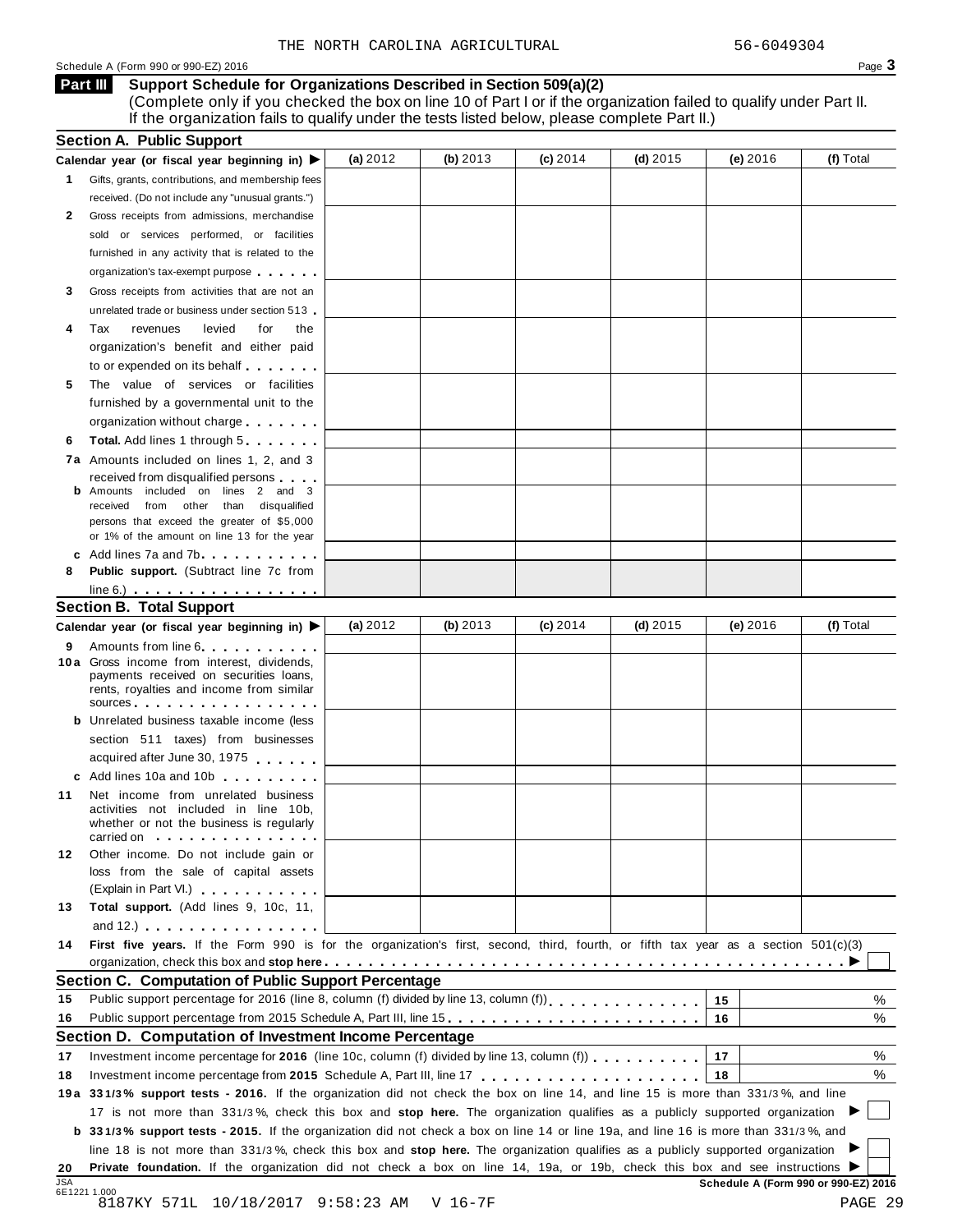THE NORTH CAROLINA AGRICULTURAL 56-6049304

Schedule A (Form 990 or 990-EZ) 2016

## Part III Support Schedule for Organizations Described in Section 509(a)(2)

(Complete only if you checked the box on line 10 of Part I or if the organization failed to qualify under Part II. If the organization fails to qualify under the tests listed below, please complete Part II.)

### Section A. Public Support

| Calendar year (or fiscal year beginning in) ▶ | (a) 2012 | (b) 2013 | (c) 2014 | (d) 2015 | (e) 2016 | (f) Total |
|---|---|---|---|---|---|---|
| **1** Gifts, grants, contributions, and membership fees received. (Do not include any "unusual grants.") | | | | | | |
| **2** Gross receipts from admissions, merchandise sold or services performed, or facilities furnished in any activity that is related to the organization's tax-exempt purpose | | | | | | |
| **3** Gross receipts from activities that are not an unrelated trade or business under section 513 | | | | | | |
| **4** Tax revenues levied for the organization's benefit and either paid to or expended on its behalf | | | | | | |
| **5** The value of services or facilities furnished by a governmental unit to the organization without charge | | | | | | |
| **6** **Total.** Add lines 1 through 5 | | | | | | |
| **7a** Amounts included on lines 1, 2, and 3 received from disqualified persons | | | | | | |
| **b** Amounts included on lines 2 and 3 received from other than disqualified persons that exceed the greater of $5,000 or 1% of the amount on line 13 for the year | | | | | | |
| **c** Add lines 7a and 7b | | | | | | |
| **8** **Public support.** (Subtract line 7c from line 6.) | | | | | | |

### Section B. Total Support

| Calendar year (or fiscal year beginning in) ▶ | (a) 2012 | (b) 2013 | (c) 2014 | (d) 2015 | (e) 2016 | (f) Total |
|---|---|---|---|---|---|---|
| **9** Amounts from line 6 | | | | | | |
| **10a** Gross income from interest, dividends, payments received on securities loans, rents, royalties and income from similar sources | | | | | | |
| **b** Unrelated business taxable income (less section 511 taxes) from businesses acquired after June 30, 1975 | | | | | | |
| **c** Add lines 10a and 10b | | | | | | |
| **11** Net income from unrelated business activities not included in line 10b, whether or not the business is regularly carried on | | | | | | |
| **12** Other income. Do not include gain or loss from the sale of capital assets (Explain in Part VI.) | | | | | | |
| **13** **Total support.** (Add lines 9, 10c, 11, and 12.) | | | | | | |

**14** **First five years.** If the Form 990 is for the organization's first, second, third, fourth, or fifth tax year as a section 501(c)(3) organization, check this box and **stop here** ▶ ☐

### Section C. Computation of Public Support Percentage

**15** Public support percentage for 2016 (line 8, column (f) divided by line 13, column (f)) **15** %

**16** Public support percentage from 2015 Schedule A, Part III, line 15 **16** %

### Section D. Computation of Investment Income Percentage

**17** Investment income percentage for **2016** (line 10c, column (f) divided by line 13, column (f)) **17** %

**18** Investment income percentage from **2015** Schedule A, Part III, line 17 **18** %

**19a** **33 1/3% support tests - 2016.** If the organization did not check the box on line 14, and line 15 is more than 33 1/3%, and line 17 is not more than 33 1/3%, check this box and **stop here.** The organization qualifies as a publicly supported organization ▶ ☐

**b** **33 1/3% support tests - 2015.** If the organization did not check a box on line 14 or line 19a, and line 16 is more than 33 1/3%, and line 18 is not more than 33 1/3%, check this box and **stop here.** The organization qualifies as a publicly supported organization ▶ ☐

**20** **Private foundation.** If the organization did not check a box on line 14, 19a, or 19b, check this box and see instructions ▶ ☐

Schedule A (Form 990 or 990-EZ) 2016

JSA 6E1221 1.000

8187KY 571L 10/18/2017 9:58:23 AM V 16-7F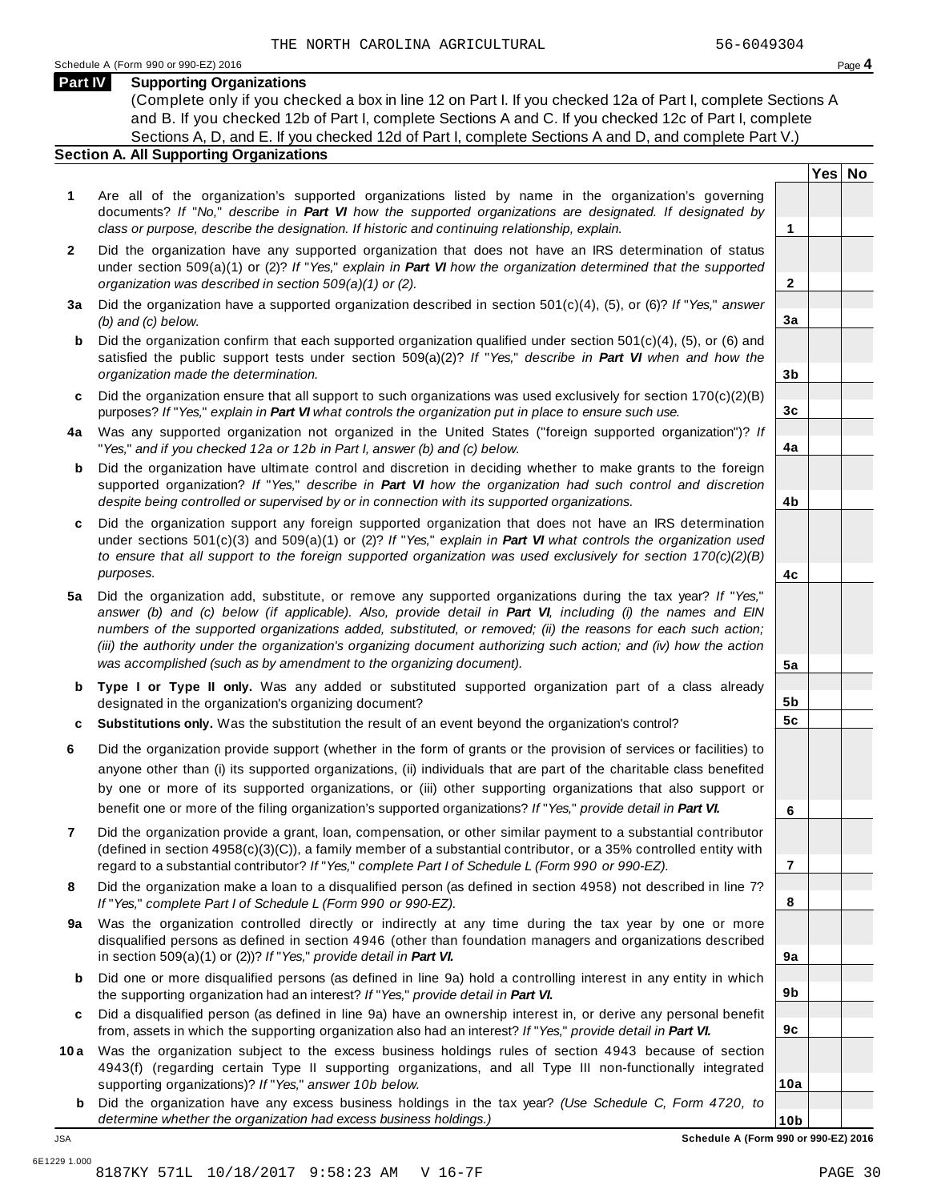THE NORTH CAROLINA AGRICULTURAL 56-6049304

Schedule A (Form 990 or 990-EZ) 2016 Page **4**

## Part IV Supporting Organizations

(Complete only if you checked a box in line 12 on Part I. If you checked 12a of Part I, complete Sections A and B. If you checked 12b of Part I, complete Sections A and C. If you checked 12c of Part I, complete Sections A, D, and E. If you checked 12d of Part I, complete Sections A and D, and complete Part V.)

### Section A. All Supporting Organizations

| | | Line | Yes | No |
|---|---|---|---|---|
| **1** | Are all of the organization's supported organizations listed by name in the organization's governing documents? *If "No," describe in **Part VI** how the supported organizations are designated. If designated by class or purpose, describe the designation. If historic and continuing relationship, explain.* | **1** | | |
| **2** | Did the organization have any supported organization that does not have an IRS determination of status under section 509(a)(1) or (2)? *If "Yes," explain in **Part VI** how the organization determined that the supported organization was described in section 509(a)(1) or (2).* | **2** | | |
| **3a** | Did the organization have a supported organization described in section 501(c)(4), (5), or (6)? *If "Yes," answer (b) and (c) below.* | **3a** | | |
| **b** | Did the organization confirm that each supported organization qualified under section 501(c)(4), (5), or (6) and satisfied the public support tests under section 509(a)(2)? *If "Yes," describe in **Part VI** when and how the organization made the determination.* | **3b** | | |
| **c** | Did the organization ensure that all support to such organizations was used exclusively for section 170(c)(2)(B) purposes? *If "Yes," explain in **Part VI** what controls the organization put in place to ensure such use.* | **3c** | | |
| **4a** | Was any supported organization not organized in the United States ("foreign supported organization")? *If "Yes," and if you checked 12a or 12b in Part I, answer (b) and (c) below.* | **4a** | | |
| **b** | Did the organization have ultimate control and discretion in deciding whether to make grants to the foreign supported organization? *If "Yes," describe in **Part VI** how the organization had such control and discretion despite being controlled or supervised by or in connection with its supported organizations.* | **4b** | | |
| **c** | Did the organization support any foreign supported organization that does not have an IRS determination under sections 501(c)(3) and 509(a)(1) or (2)? *If "Yes," explain in **Part VI** what controls the organization used to ensure that all support to the foreign supported organization was used exclusively for section 170(c)(2)(B) purposes.* | **4c** | | |
| **5a** | Did the organization add, substitute, or remove any supported organizations during the tax year? *If "Yes," answer (b) and (c) below (if applicable). Also, provide detail in **Part VI**, including (i) the names and EIN numbers of the supported organizations added, substituted, or removed; (ii) the reasons for each such action; (iii) the authority under the organization's organizing document authorizing such action; and (iv) how the action was accomplished (such as by amendment to the organizing document).* | **5a** | | |
| **b** | **Type I or Type II only.** Was any added or substituted supported organization part of a class already designated in the organization's organizing document? | **5b** | | |
| **c** | **Substitutions only.** Was the substitution the result of an event beyond the organization's control? | **5c** | | |
| **6** | Did the organization provide support (whether in the form of grants or the provision of services or facilities) to anyone other than (i) its supported organizations, (ii) individuals that are part of the charitable class benefited by one or more of its supported organizations, or (iii) other supporting organizations that also support or benefit one or more of the filing organization's supported organizations? *If "Yes," provide detail in **Part VI.*** | **6** | | |
| **7** | Did the organization provide a grant, loan, compensation, or other similar payment to a substantial contributor (defined in section 4958(c)(3)(C)), a family member of a substantial contributor, or a 35% controlled entity with regard to a substantial contributor? *If "Yes," complete Part I of Schedule L (Form 990 or 990-EZ).* | **7** | | |
| **8** | Did the organization make a loan to a disqualified person (as defined in section 4958) not described in line 7? *If "Yes," complete Part I of Schedule L (Form 990 or 990-EZ).* | **8** | | |
| **9a** | Was the organization controlled directly or indirectly at any time during the tax year by one or more disqualified persons as defined in section 4946 (other than foundation managers and organizations described in section 509(a)(1) or (2))? *If "Yes," provide detail in **Part VI.*** | **9a** | | |
| **b** | Did one or more disqualified persons (as defined in line 9a) hold a controlling interest in any entity in which the supporting organization had an interest? *If "Yes," provide detail in **Part VI.*** | **9b** | | |
| **c** | Did a disqualified person (as defined in line 9a) have an ownership interest in, or derive any personal benefit from, assets in which the supporting organization also had an interest? *If "Yes," provide detail in **Part VI.*** | **9c** | | |
| **10a** | Was the organization subject to the excess business holdings rules of section 4943 because of section 4943(f) (regarding certain Type II supporting organizations, and all Type III non-functionally integrated supporting organizations)? *If "Yes," answer 10b below.* | **10a** | | |
| **b** | Did the organization have any excess business holdings in the tax year? *(Use Schedule C, Form 4720, to determine whether the organization had excess business holdings.)* | **10b** | | |

JSA

**Schedule A (Form 990 or 990-EZ) 2016**

6E1229 1.000

8187KY 571L 10/18/2017 9:58:23 AM V 16-7F PAGE 30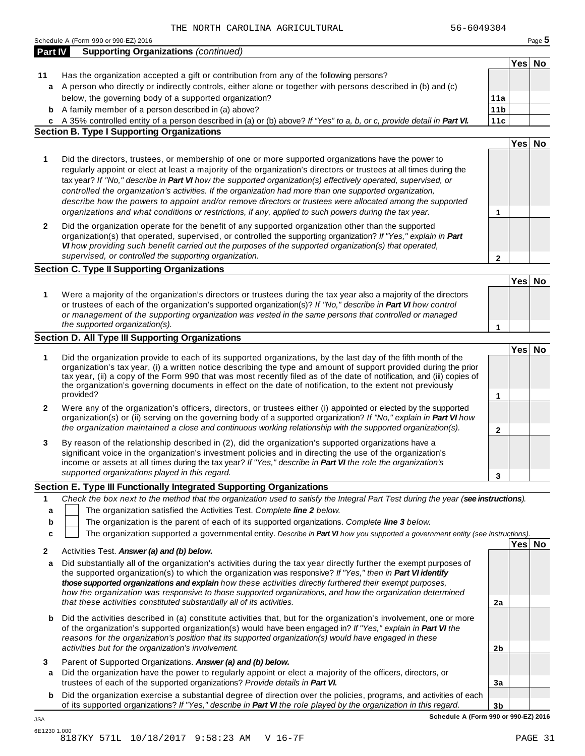THE NORTH CAROLINA AGRICULTURAL 56-6049304

Schedule A (Form 990 or 990-EZ) 2016

## Part IV Supporting Organizations *(continued)*

| | | | Yes | No |
|---|---|---|---|---|
| **11** | Has the organization accepted a gift or contribution from any of the following persons? | | | |
| **a** | A person who directly or indirectly controls, either alone or together with persons described in (b) and (c) below, the governing body of a supported organization? | **11a** | | |
| **b** | A family member of a person described in (a) above? | **11b** | | |
| **c** | A 35% controlled entity of a person described in (a) or (b) above? *If "Yes" to a, b, or c, provide detail in **Part VI**.* | **11c** | | |

### Section B. Type I Supporting Organizations

| | | | Yes | No |
|---|---|---|---|---|
| **1** | Did the directors, trustees, or membership of one or more supported organizations have the power to regularly appoint or elect at least a majority of the organization's directors or trustees at all times during the tax year? *If "No," describe in **Part VI** how the supported organization(s) effectively operated, supervised, or controlled the organization's activities. If the organization had more than one supported organization, describe how the powers to appoint and/or remove directors or trustees were allocated among the supported organizations and what conditions or restrictions, if any, applied to such powers during the tax year.* | **1** | | |
| **2** | Did the organization operate for the benefit of any supported organization other than the supported organization(s) that operated, supervised, or controlled the supporting organization? *If "Yes," explain in **Part VI** how providing such benefit carried out the purposes of the supported organization(s) that operated, supervised, or controlled the supporting organization.* | **2** | | |

### Section C. Type II Supporting Organizations

| | | | Yes | No |
|---|---|---|---|---|
| **1** | Were a majority of the organization's directors or trustees during the tax year also a majority of the directors or trustees of each of the organization's supported organization(s)? *If "No," describe in **Part VI** how control or management of the supporting organization was vested in the same persons that controlled or managed the supported organization(s).* | **1** | | |

### Section D. All Type III Supporting Organizations

| | | | Yes | No |
|---|---|---|---|---|
| **1** | Did the organization provide to each of its supported organizations, by the last day of the fifth month of the organization's tax year, (i) a written notice describing the type and amount of support provided during the prior tax year, (ii) a copy of the Form 990 that was most recently filed as of the date of notification, and (iii) copies of the organization's governing documents in effect on the date of notification, to the extent not previously provided? | **1** | | |
| **2** | Were any of the organization's officers, directors, or trustees either (i) appointed or elected by the supported organization(s) or (ii) serving on the governing body of a supported organization? *If "No," explain in **Part VI** how the organization maintained a close and continuous working relationship with the supported organization(s).* | **2** | | |
| **3** | By reason of the relationship described in (2), did the organization's supported organizations have a significant voice in the organization's investment policies and in directing the use of the organization's income or assets at all times during the tax year? *If "Yes," describe in **Part VI** the role the organization's supported organizations played in this regard.* | **3** | | |

### Section E. Type III Functionally Integrated Supporting Organizations

**1** *Check the box next to the method that the organization used to satisfy the Integral Part Test during the year (**see instructions**).*

- **a** ☐ The organization satisfied the Activities Test. *Complete **line 2** below.*
- **b** ☐ The organization is the parent of each of its supported organizations. *Complete **line 3** below.*
- **c** ☐ The organization supported a governmental entity. *Describe in **Part VI** how you supported a government entity (see instructions).*

| | | | Yes | No |
|---|---|---|---|---|
| **2** | Activities Test. ***Answer (a) and (b) below.*** | | | |
| **a** | Did substantially all of the organization's activities during the tax year directly further the exempt purposes of the supported organization(s) to which the organization was responsive? *If "Yes," then in **Part VI identify those supported organizations and explain** how these activities directly furthered their exempt purposes, how the organization was responsive to those supported organizations, and how the organization determined that these activities constituted substantially all of its activities.* | **2a** | | |
| **b** | Did the activities described in (a) constitute activities that, but for the organization's involvement, one or more of the organization's supported organization(s) would have been engaged in? *If "Yes," explain in **Part VI** the reasons for the organization's position that its supported organization(s) would have engaged in these activities but for the organization's involvement.* | **2b** | | |
| **3** | Parent of Supported Organizations. ***Answer (a) and (b) below.*** | | | |
| **a** | Did the organization have the power to regularly appoint or elect a majority of the officers, directors, or trustees of each of the supported organizations? *Provide details in **Part VI**.* | **3a** | | |
| **b** | Did the organization exercise a substantial degree of direction over the policies, programs, and activities of each of its supported organizations? *If "Yes," describe in **Part VI** the role played by the organization in this regard.* | **3b** | | |

**Schedule A (Form 990 or 990-EZ) 2016**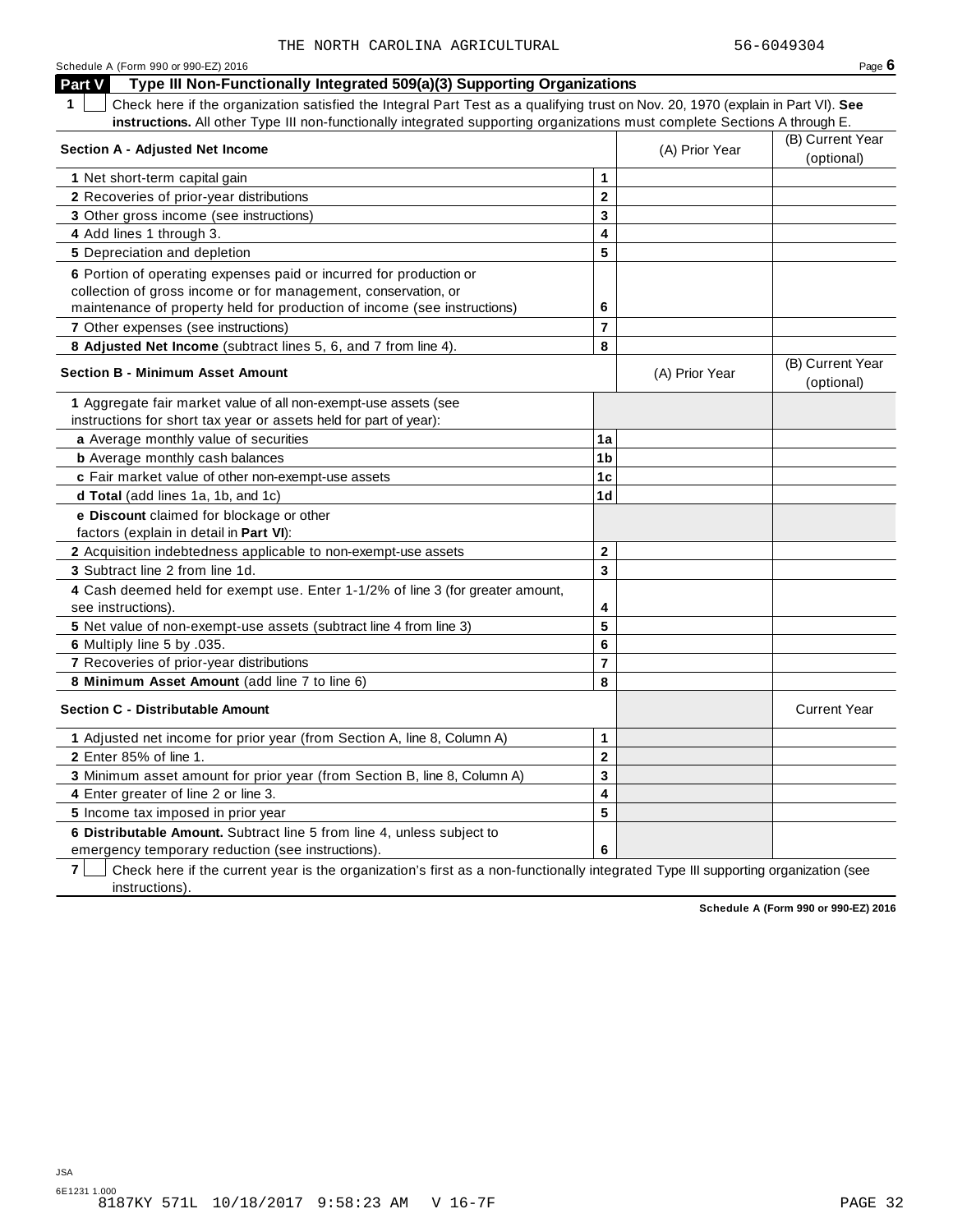THE NORTH CAROLINA AGRICULTURAL 56-6049304

Schedule A (Form 990 or 990-EZ) 2016 Page **6**

## Part V Type III Non-Functionally Integrated 509(a)(3) Supporting Organizations

**1** ☐ Check here if the organization satisfied the Integral Part Test as a qualifying trust on Nov. 20, 1970 (explain in Part VI). **See instructions.** All other Type III non-functionally integrated supporting organizations must complete Sections A through E.

| Section A - Adjusted Net Income | | (A) Prior Year | (B) Current Year (optional) |
|---|---|---|---|
| 1 Net short-term capital gain | 1 | | |
| 2 Recoveries of prior-year distributions | 2 | | |
| 3 Other gross income (see instructions) | 3 | | |
| 4 Add lines 1 through 3. | 4 | | |
| 5 Depreciation and depletion | 5 | | |
| 6 Portion of operating expenses paid or incurred for production or collection of gross income or for management, conservation, or maintenance of property held for production of income (see instructions) | 6 | | |
| 7 Other expenses (see instructions) | 7 | | |
| 8 **Adjusted Net Income** (subtract lines 5, 6, and 7 from line 4). | 8 | | |

| Section B - Minimum Asset Amount | | (A) Prior Year | (B) Current Year (optional) |
|---|---|---|---|
| 1 Aggregate fair market value of all non-exempt-use assets (see instructions for short tax year or assets held for part of year): | | | |
| a Average monthly value of securities | 1a | | |
| b Average monthly cash balances | 1b | | |
| c Fair market value of other non-exempt-use assets | 1c | | |
| d **Total** (add lines 1a, 1b, and 1c) | 1d | | |
| e **Discount** claimed for blockage or other factors (explain in detail in **Part VI**): | | | |
| 2 Acquisition indebtedness applicable to non-exempt-use assets | 2 | | |
| 3 Subtract line 2 from line 1d. | 3 | | |
| 4 Cash deemed held for exempt use. Enter 1-1/2% of line 3 (for greater amount, see instructions). | 4 | | |
| 5 Net value of non-exempt-use assets (subtract line 4 from line 3) | 5 | | |
| 6 Multiply line 5 by .035. | 6 | | |
| 7 Recoveries of prior-year distributions | 7 | | |
| 8 **Minimum Asset Amount** (add line 7 to line 6) | 8 | | |

| Section C - Distributable Amount | | | Current Year |
|---|---|---|---|
| 1 Adjusted net income for prior year (from Section A, line 8, Column A) | 1 | | |
| 2 Enter 85% of line 1. | 2 | | |
| 3 Minimum asset amount for prior year (from Section B, line 8, Column A) | 3 | | |
| 4 Enter greater of line 2 or line 3. | 4 | | |
| 5 Income tax imposed in prior year | 5 | | |
| 6 **Distributable Amount.** Subtract line 5 from line 4, unless subject to emergency temporary reduction (see instructions). | 6 | | |

**7** ☐ Check here if the current year is the organization's first as a non-functionally integrated Type III supporting organization (see instructions).

**Schedule A (Form 990 or 990-EZ) 2016**

JSA
6E1231 1.000
8187KY 571L 10/18/2017 9:58:23 AM V 16-7F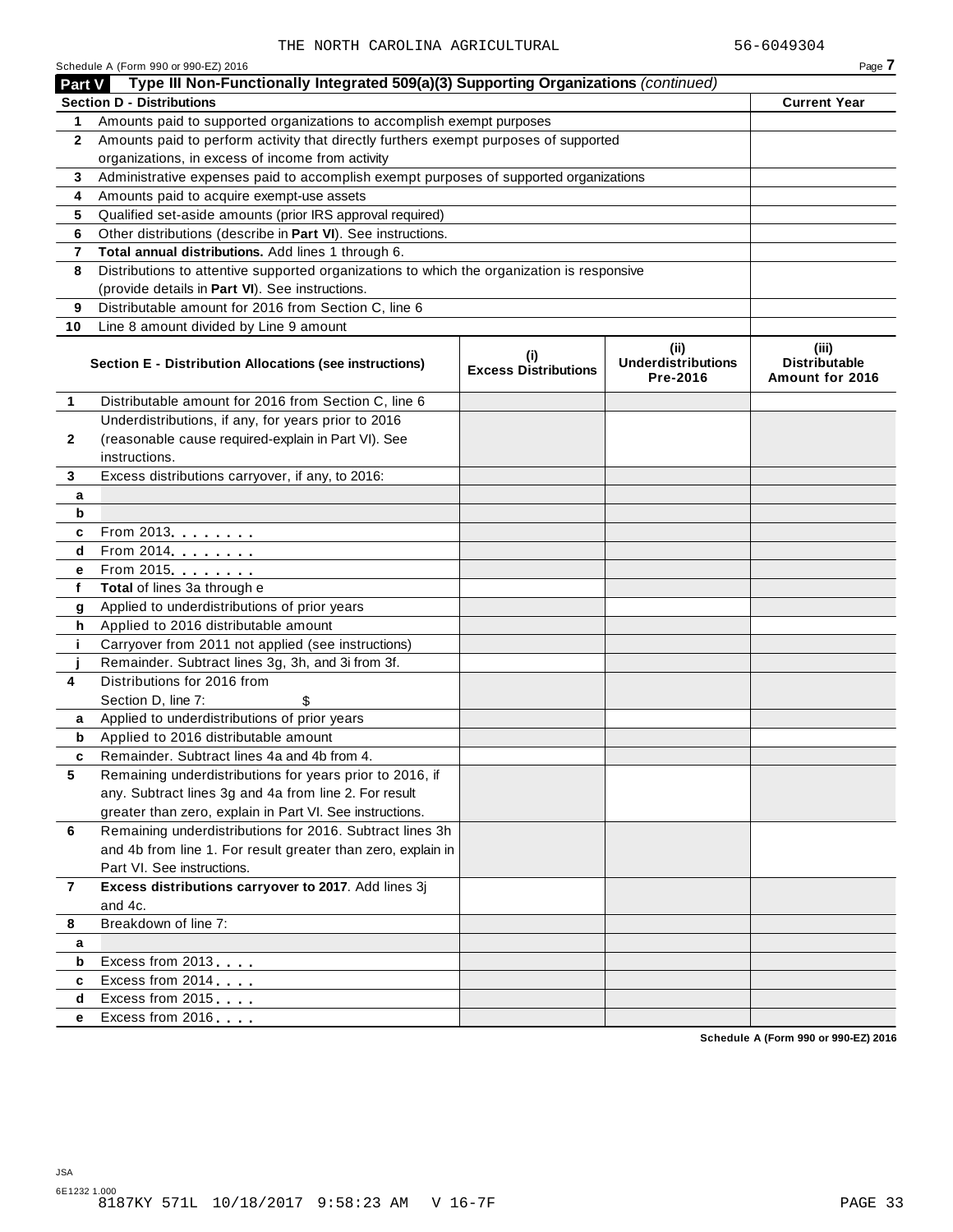THE NORTH CAROLINA AGRICULTURAL 56-6049304

Schedule A (Form 990 or 990-EZ) 2016

## Part V Type III Non-Functionally Integrated 509(a)(3) Supporting Organizations *(continued)*

| Section D - Distributions | | Current Year |
|---|---|---|
| 1 | Amounts paid to supported organizations to accomplish exempt purposes | |
| 2 | Amounts paid to perform activity that directly furthers exempt purposes of supported organizations, in excess of income from activity | |
| 3 | Administrative expenses paid to accomplish exempt purposes of supported organizations | |
| 4 | Amounts paid to acquire exempt-use assets | |
| 5 | Qualified set-aside amounts (prior IRS approval required) | |
| 6 | Other distributions (describe in **Part VI**). See instructions. | |
| 7 | **Total annual distributions.** Add lines 1 through 6. | |
| 8 | Distributions to attentive supported organizations to which the organization is responsive (provide details in **Part VI**). See instructions. | |
| 9 | Distributable amount for 2016 from Section C, line 6 | |
| 10 | Line 8 amount divided by Line 9 amount | |

| | Section E - Distribution Allocations (see instructions) | (i) Excess Distributions | (ii) Underdistributions Pre-2016 | (iii) Distributable Amount for 2016 |
|---|---|---|---|---|
| 1 | Distributable amount for 2016 from Section C, line 6 | | | |
| 2 | Underdistributions, if any, for years prior to 2016 (reasonable cause required-explain in Part VI). See instructions. | | | |
| 3 | Excess distributions carryover, if any, to 2016: | | | |
| a | | | | |
| b | | | | |
| c | From 2013. . . . . . . . | | | |
| d | From 2014. . . . . . . . | | | |
| e | From 2015. . . . . . . . | | | |
| f | **Total** of lines 3a through e | | | |
| g | Applied to underdistributions of prior years | | | |
| h | Applied to 2016 distributable amount | | | |
| i | Carryover from 2011 not applied (see instructions) | | | |
| j | Remainder. Subtract lines 3g, 3h, and 3i from 3f. | | | |
| 4 | Distributions for 2016 from Section D, line 7: $ | | | |
| a | Applied to underdistributions of prior years | | | |
| b | Applied to 2016 distributable amount | | | |
| c | Remainder. Subtract lines 4a and 4b from 4. | | | |
| 5 | Remaining underdistributions for years prior to 2016, if any. Subtract lines 3g and 4a from line 2. For result greater than zero, explain in Part VI. See instructions. | | | |
| 6 | Remaining underdistributions for 2016. Subtract lines 3h and 4b from line 1. For result greater than zero, explain in Part VI. See instructions. | | | |
| 7 | **Excess distributions carryover to 2017**. Add lines 3j and 4c. | | | |
| 8 | Breakdown of line 7: | | | |
| a | | | | |
| b | Excess from 2013 . . . . | | | |
| c | Excess from 2014 . . . . | | | |
| d | Excess from 2015 . . . . | | | |
| e | Excess from 2016 . . . . | | | |

Schedule A (Form 990 or 990-EZ) 2016

JSA
6E1232 1.000
8187KY 571L 10/18/2017 9:58:23 AM V 16-7F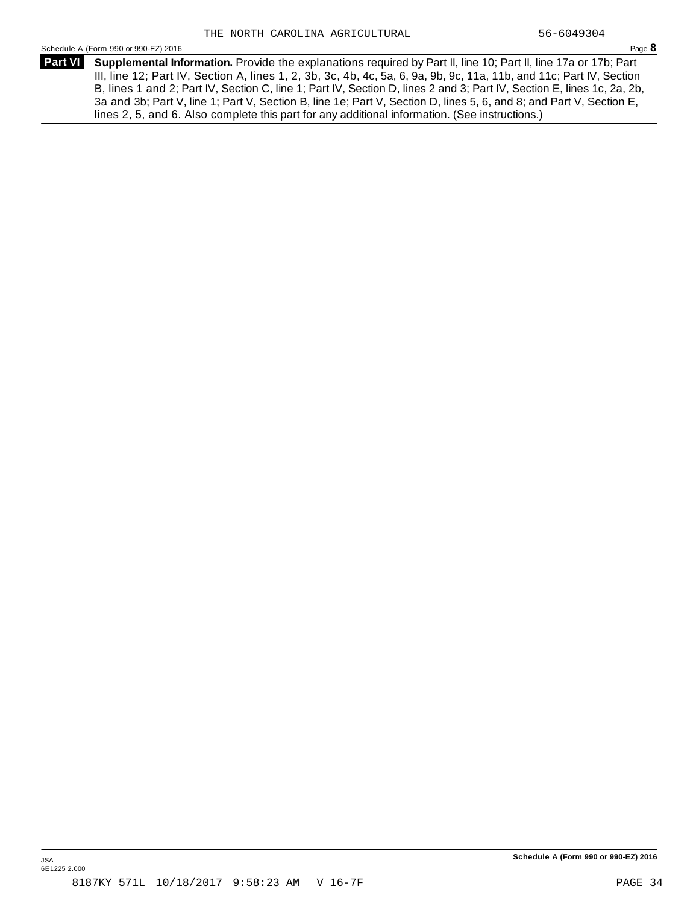THE NORTH CAROLINA AGRICULTURAL 56-6049304

Schedule A (Form 990 or 990-EZ) 2016 Page **8**

**Part VI** **Supplemental Information.** Provide the explanations required by Part II, line 10; Part II, line 17a or 17b; Part III, line 12; Part IV, Section A, lines 1, 2, 3b, 3c, 4b, 4c, 5a, 6, 9a, 9b, 9c, 11a, 11b, and 11c; Part IV, Section B, lines 1 and 2; Part IV, Section C, line 1; Part IV, Section D, lines 2 and 3; Part IV, Section E, lines 1c, 2a, 2b, 3a and 3b; Part V, line 1; Part V, Section B, line 1e; Part V, Section D, lines 5, 6, and 8; and Part V, Section E, lines 2, 5, and 6. Also complete this part for any additional information. (See instructions.)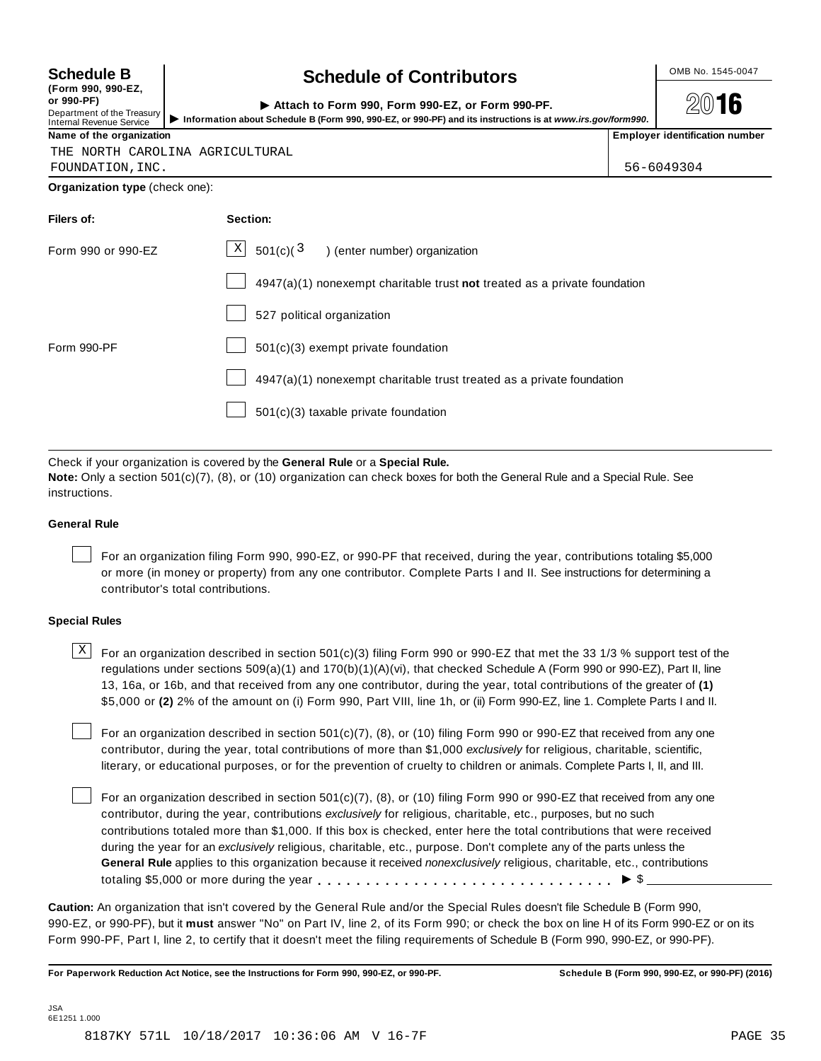**Schedule B**
**(Form 990, 990-EZ, or 990-PF)**
Department of the Treasury
Internal Revenue Service

# Schedule of Contributors

▶ **Attach to Form 990, Form 990-EZ, or Form 990-PF.**
▶ **Information about Schedule B (Form 990, 990-EZ, or 990-PF) and its instructions is at *www.irs.gov/form990*.**

OMB No. 1545-0047

**2016**

| Name of the organization | Employer identification number |
| --- | --- |
| THE NORTH CAROLINA AGRICULTURAL FOUNDATION,INC. | 56-6049304 |

**Organization type** (check one):

| Filers of: | Section: |
| --- | --- |
| Form 990 or 990-EZ | [X] 501(c)( 3 ) (enter number) organization |
| | [ ] 4947(a)(1) nonexempt charitable trust **not** treated as a private foundation |
| | [ ] 527 political organization |
| Form 990-PF | [ ] 501(c)(3) exempt private foundation |
| | [ ] 4947(a)(1) nonexempt charitable trust treated as a private foundation |
| | [ ] 501(c)(3) taxable private foundation |

Check if your organization is covered by the **General Rule** or a **Special Rule.**

**Note:** Only a section 501(c)(7), (8), or (10) organization can check boxes for both the General Rule and a Special Rule. See instructions.

### General Rule

[ ] For an organization filing Form 990, 990-EZ, or 990-PF that received, during the year, contributions totaling $5,000 or more (in money or property) from any one contributor. Complete Parts I and II. See instructions for determining a contributor's total contributions.

### Special Rules

[X] For an organization described in section 501(c)(3) filing Form 990 or 990-EZ that met the 33 1/3 % support test of the regulations under sections 509(a)(1) and 170(b)(1)(A)(vi), that checked Schedule A (Form 990 or 990-EZ), Part II, line 13, 16a, or 16b, and that received from any one contributor, during the year, total contributions of the greater of **(1)** $5,000 or **(2)** 2% of the amount on (i) Form 990, Part VIII, line 1h, or (ii) Form 990-EZ, line 1. Complete Parts I and II.

[ ] For an organization described in section 501(c)(7), (8), or (10) filing Form 990 or 990-EZ that received from any one contributor, during the year, total contributions of more than $1,000 *exclusively* for religious, charitable, scientific, literary, or educational purposes, or for the prevention of cruelty to children or animals. Complete Parts I, II, and III.

[ ] For an organization described in section 501(c)(7), (8), or (10) filing Form 990 or 990-EZ that received from any one contributor, during the year, contributions *exclusively* for religious, charitable, etc., purposes, but no such contributions totaled more than $1,000. If this box is checked, enter here the total contributions that were received during the year for an *exclusively* religious, charitable, etc., purpose. Don't complete any of the parts unless the **General Rule** applies to this organization because it received *nonexclusively* religious, charitable, etc., contributions totaling $5,000 or more during the year . . . . . . . . . . . . . . . . . . . . . . . . . . . . . ▶ $ ______________

**Caution:** An organization that isn't covered by the General Rule and/or the Special Rules doesn't file Schedule B (Form 990, 990-EZ, or 990-PF), but it **must** answer "No" on Part IV, line 2, of its Form 990; or check the box on line H of its Form 990-EZ or on its Form 990-PF, Part I, line 2, to certify that it doesn't meet the filing requirements of Schedule B (Form 990, 990-EZ, or 990-PF).

**For Paperwork Reduction Act Notice, see the Instructions for Form 990, 990-EZ, or 990-PF.** **Schedule B (Form 990, 990-EZ, or 990-PF) (2016)**

JSA
6E1251 1.000

8187KY 571L 10/18/2017 10:36:06 AM V 16-7F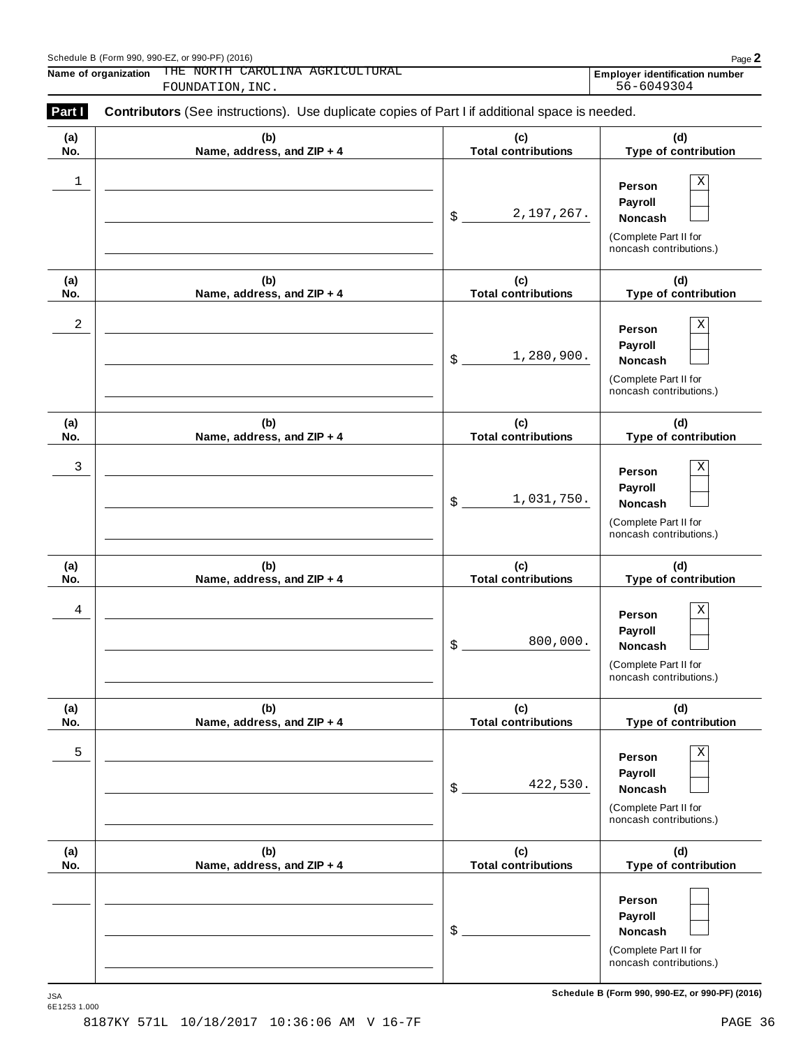Schedule B (Form 990, 990-EZ, or 990-PF) (2016)

**Name of organization** THE NORTH CAROLINA AGRICULTURAL FOUNDATION, INC.

**Employer identification number** 56-6049304

**Part I** **Contributors** (See instructions). Use duplicate copies of Part I if additional space is needed.

| (a) No. | (b) Name, address, and ZIP + 4 | (c) Total contributions | (d) Type of contribution |
|---|---|---|---|
| 1 | | $ 2,197,267. | Person [X] Payroll [ ] Noncash [ ] (Complete Part II for noncash contributions.) |
| 2 | | $ 1,280,900. | Person [X] Payroll [ ] Noncash [ ] (Complete Part II for noncash contributions.) |
| 3 | | $ 1,031,750. | Person [X] Payroll [ ] Noncash [ ] (Complete Part II for noncash contributions.) |
| 4 | | $ 800,000. | Person [X] Payroll [ ] Noncash [ ] (Complete Part II for noncash contributions.) |
| 5 | | $ 422,530. | Person [X] Payroll [ ] Noncash [ ] (Complete Part II for noncash contributions.) |
| | | $ | Person [ ] Payroll [ ] Noncash [ ] (Complete Part II for noncash contributions.) |

JSA
6E1253 1.000

**Schedule B (Form 990, 990-EZ, or 990-PF) (2016)**

8187KY 571L 10/18/2017 10:36:06 AM V 16-7F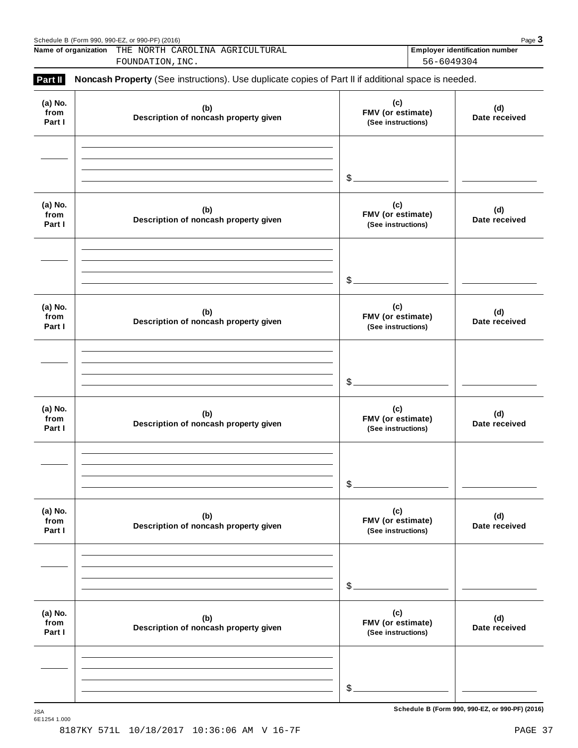Name of organization THE NORTH CAROLINA AGRICULTURAL FOUNDATION, INC.

Employer identification number 56-6049304

**Part II** **Noncash Property** (See instructions). Use duplicate copies of Part II if additional space is needed.

| (a) No. from Part I | (b) Description of noncash property given | (c) FMV (or estimate) (See instructions) | (d) Date received |
|---|---|---|---|
| | | $ | |

| (a) No. from Part I | (b) Description of noncash property given | (c) FMV (or estimate) (See instructions) | (d) Date received |
|---|---|---|---|
| | | $ | |

| (a) No. from Part I | (b) Description of noncash property given | (c) FMV (or estimate) (See instructions) | (d) Date received |
|---|---|---|---|
| | | $ | |

| (a) No. from Part I | (b) Description of noncash property given | (c) FMV (or estimate) (See instructions) | (d) Date received |
|---|---|---|---|
| | | $ | |

| (a) No. from Part I | (b) Description of noncash property given | (c) FMV (or estimate) (See instructions) | (d) Date received |
|---|---|---|---|
| | | $ | |

| (a) No. from Part I | (b) Description of noncash property given | (c) FMV (or estimate) (See instructions) | (d) Date received |
|---|---|---|---|
| | | $ | |

Schedule B (Form 990, 990-EZ, or 990-PF) (2016)

8187KY 571L 10/18/2017 10:36:06 AM V 16-7F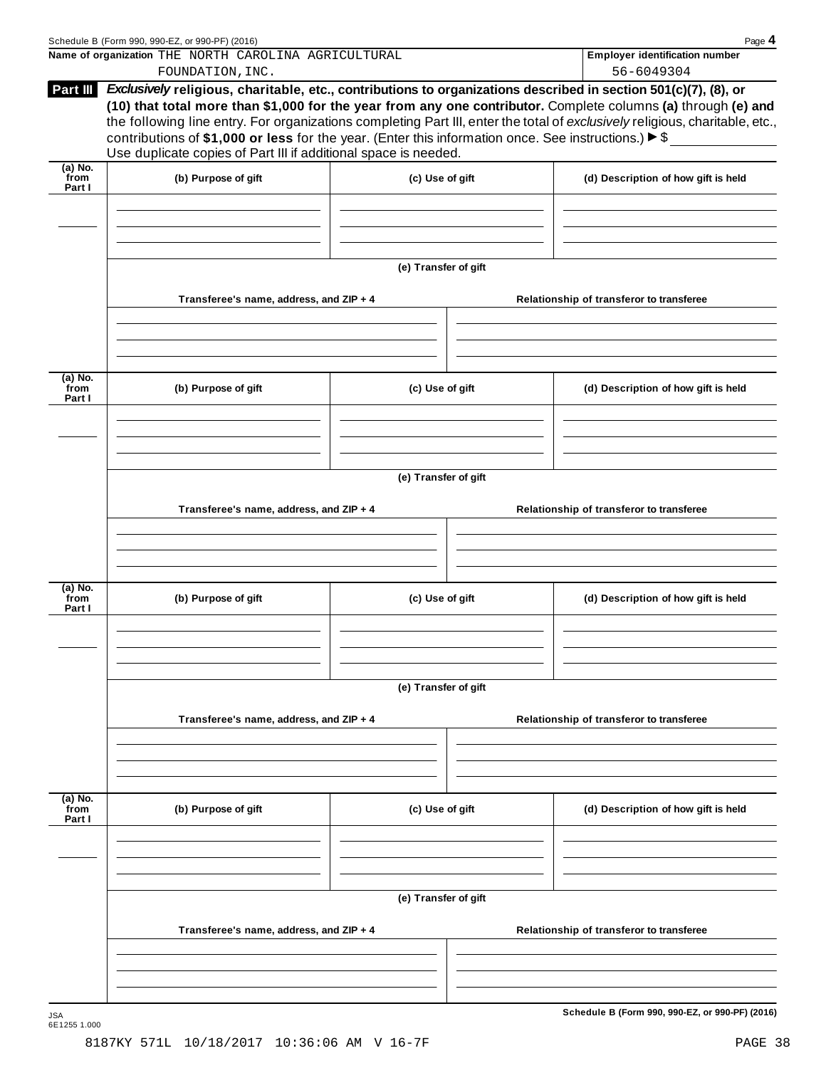**Name of organization** THE NORTH CAROLINA AGRICULTURAL FOUNDATION, INC.

**Employer identification number** 56-6049304

**Part III** ***Exclusively*** **religious, charitable, etc., contributions to organizations described in section 501(c)(7), (8), or (10) that total more than $1,000 for the year from any one contributor.** Complete columns **(a)** through **(e) and** the following line entry. For organizations completing Part III, enter the total of *exclusively* religious, charitable, etc., contributions of **$1,000 or less** for the year. (Enter this information once. See instructions.) ▶ $ ____________

Use duplicate copies of Part III if additional space is needed.

| (a) No. from Part I | (b) Purpose of gift | (c) Use of gift | (d) Description of how gift is held |
|---|---|---|---|
| | | | |

(e) Transfer of gift

| Transferee's name, address, and ZIP + 4 | Relationship of transferor to transferee |
|---|---|
| | |

| (a) No. from Part I | (b) Purpose of gift | (c) Use of gift | (d) Description of how gift is held |
|---|---|---|---|
| | | | |

(e) Transfer of gift

| Transferee's name, address, and ZIP + 4 | Relationship of transferor to transferee |
|---|---|
| | |

| (a) No. from Part I | (b) Purpose of gift | (c) Use of gift | (d) Description of how gift is held |
|---|---|---|---|
| | | | |

(e) Transfer of gift

| Transferee's name, address, and ZIP + 4 | Relationship of transferor to transferee |
|---|---|
| | |

| (a) No. from Part I | (b) Purpose of gift | (c) Use of gift | (d) Description of how gift is held |
|---|---|---|---|
| | | | |

(e) Transfer of gift

| Transferee's name, address, and ZIP + 4 | Relationship of transferor to transferee |
|---|---|
| | |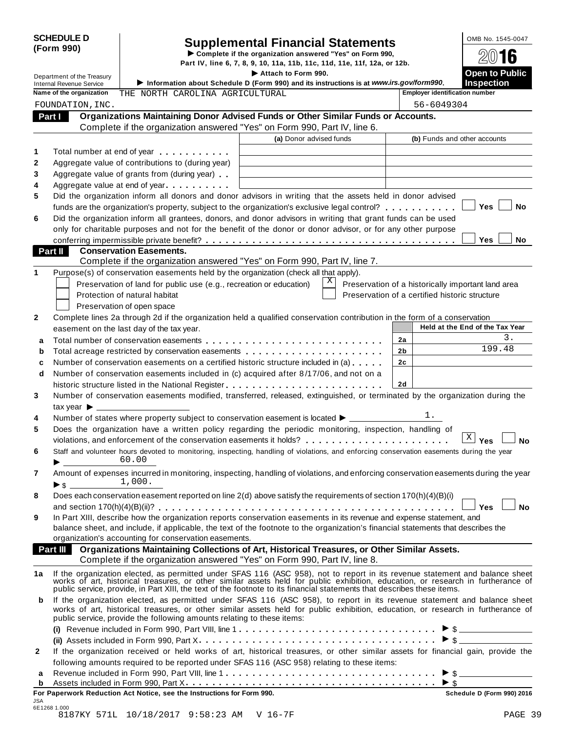**SCHEDULE D (Form 990)**

# Supplemental Financial Statements

► Complete if the organization answered "Yes" on Form 990, Part IV, line 6, 7, 8, 9, 10, 11a, 11b, 11c, 11d, 11e, 11f, 12a, or 12b.

► Attach to Form 990.

► Information about Schedule D (Form 990) and its instructions is at *www.irs.gov/form990*.

Department of the Treasury
Internal Revenue Service

OMB No. 1545-0047

**2016**

**Open to Public Inspection**

**Name of the organization** THE NORTH CAROLINA AGRICULTURAL FOUNDATION,INC.

**Employer identification number** 56-6049304

## Part I Organizations Maintaining Donor Advised Funds or Other Similar Funds or Accounts.

Complete if the organization answered "Yes" on Form 990, Part IV, line 6.

| | | (a) Donor advised funds | (b) Funds and other accounts |
|---|---|---|---|
| 1 | Total number at end of year | | |
| 2 | Aggregate value of contributions to (during year) | | |
| 3 | Aggregate value of grants from (during year) | | |
| 4 | Aggregate value at end of year | | |

5 Did the organization inform all donors and donor advisors in writing that the assets held in donor advised funds are the organization's property, subject to the organization's exclusive legal control? ☐ Yes ☐ No

6 Did the organization inform all grantees, donors, and donor advisors in writing that grant funds can be used only for charitable purposes and not for the benefit of the donor or donor advisor, or for any other purpose conferring impermissible private benefit? ☐ Yes ☐ No

## Part II Conservation Easements.

Complete if the organization answered "Yes" on Form 990, Part IV, line 7.

1 Purpose(s) of conservation easements held by the organization (check all that apply).

- ☐ Preservation of land for public use (e.g., recreation or education)
- ☐ Protection of natural habitat
- ☐ Preservation of open space
- ☒ Preservation of a historically important land area
- ☐ Preservation of a certified historic structure

2 Complete lines 2a through 2d if the organization held a qualified conservation contribution in the form of a conservation easement on the last day of the tax year.

| | | | Held at the End of the Tax Year |
|---|---|---|---|
| a | Total number of conservation easements | 2a | 3. |
| b | Total acreage restricted by conservation easements | 2b | 199.48 |
| c | Number of conservation easements on a certified historic structure included in (a) | 2c | |
| d | Number of conservation easements included in (c) acquired after 8/17/06, and not on a historic structure listed in the National Register | 2d | |

3 Number of conservation easements modified, transferred, released, extinguished, or terminated by the organization during the tax year ►

4 Number of states where property subject to conservation easement is located ► 1.

5 Does the organization have a written policy regarding the periodic monitoring, inspection, handling of violations, and enforcement of the conservation easements it holds? ☒ Yes ☐ No

6 Staff and volunteer hours devoted to monitoring, inspecting, handling of violations, and enforcing conservation easements during the year ► 60.00

7 Amount of expenses incurred in monitoring, inspecting, handling of violations, and enforcing conservation easements during the year ► $ 1,000.

8 Does each conservation easement reported on line 2(d) above satisfy the requirements of section 170(h)(4)(B)(i) and section 170(h)(4)(B)(ii)? ☐ Yes ☐ No

9 In Part XIII, describe how the organization reports conservation easements in its revenue and expense statement, and balance sheet, and include, if applicable, the text of the footnote to the organization's financial statements that describes the organization's accounting for conservation easements.

## Part III Organizations Maintaining Collections of Art, Historical Treasures, or Other Similar Assets.

Complete if the organization answered "Yes" on Form 990, Part IV, line 8.

1a If the organization elected, as permitted under SFAS 116 (ASC 958), not to report in its revenue statement and balance sheet works of art, historical treasures, or other similar assets held for public exhibition, education, or research in furtherance of public service, provide, in Part XIII, the text of the footnote to its financial statements that describes these items.

b If the organization elected, as permitted under SFAS 116 (ASC 958), to report in its revenue statement and balance sheet works of art, historical treasures, or other similar assets held for public exhibition, education, or research in furtherance of public service, provide the following amounts relating to these items:

(i) Revenue included in Form 990, Part VIII, line 1 ► $

(ii) Assets included in Form 990, Part X ► $

2 If the organization received or held works of art, historical treasures, or other similar assets for financial gain, provide the following amounts required to be reported under SFAS 116 (ASC 958) relating to these items:

a Revenue included in Form 990, Part VIII, line 1 ► $

b Assets included in Form 990, Part X ► $

**For Paperwork Reduction Act Notice, see the Instructions for Form 990.** **Schedule D (Form 990) 2016**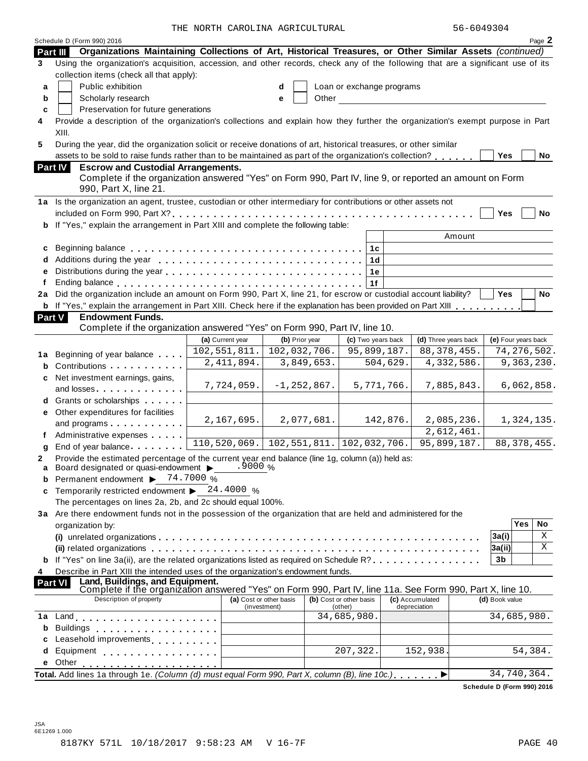THE NORTH CAROLINA AGRICULTURAL 56-6049304

Schedule D (Form 990) 2016 Page **2**

## Part III Organizations Maintaining Collections of Art, Historical Treasures, or Other Similar Assets *(continued)*

**3** Using the organization's acquisition, accession, and other records, check any of the following that are a significant use of its collection items (check all that apply):

- **a** ☐ Public exhibition
- **b** ☐ Scholarly research
- **c** ☐ Preservation for future generations
- **d** ☐ Loan or exchange programs
- **e** ☐ Other

**4** Provide a description of the organization's collections and explain how they further the organization's exempt purpose in Part XIII.

**5** During the year, did the organization solicit or receive donations of art, historical treasures, or other similar assets to be sold to raise funds rather than to be maintained as part of the organization's collection? ☐ Yes ☐ No

## Part IV Escrow and Custodial Arrangements.

Complete if the organization answered "Yes" on Form 990, Part IV, line 9, or reported an amount on Form 990, Part X, line 21.

**1a** Is the organization an agent, trustee, custodian or other intermediary for contributions or other assets not included on Form 990, Part X? ☐ Yes ☐ No

**b** If "Yes," explain the arrangement in Part XIII and complete the following table:

| | | Amount |
|---|---|---|
| **c** Beginning balance | 1c | |
| **d** Additions during the year | 1d | |
| **e** Distributions during the year | 1e | |
| **f** Ending balance | 1f | |

**2a** Did the organization include an amount on Form 990, Part X, line 21, for escrow or custodial account liability? ☐ Yes ☐ No

**b** If "Yes," explain the arrangement in Part XIII. Check here if the explanation has been provided on Part XIII ☐

## Part V Endowment Funds.

Complete if the organization answered "Yes" on Form 990, Part IV, line 10.

| | (a) Current year | (b) Prior year | (c) Two years back | (d) Three years back | (e) Four years back |
|---|---|---|---|---|---|
| **1a** Beginning of year balance | 102,551,811. | 102,032,706. | 95,899,187. | 88,378,455. | 74,276,502. |
| **b** Contributions | 2,411,894. | 3,849,653. | 504,629. | 4,332,586. | 9,363,230. |
| **c** Net investment earnings, gains, and losses | 7,724,059. | -1,252,867. | 5,771,766. | 7,885,843. | 6,062,858. |
| **d** Grants or scholarships | | | | | |
| **e** Other expenditures for facilities and programs | 2,167,695. | 2,077,681. | 142,876. | 2,085,236. | 1,324,135. |
| **f** Administrative expenses | | | | 2,612,461. | |
| **g** End of year balance | 110,520,069. | 102,551,811. | 102,032,706. | 95,899,187. | 88,378,455. |

**2** Provide the estimated percentage of the current year end balance (line 1g, column (a)) held as:

- **a** Board designated or quasi-endowment ▶ .9000 %
- **b** Permanent endowment ▶ 74.7000 %
- **c** Temporarily restricted endowment ▶ 24.4000 %

The percentages on lines 2a, 2b, and 2c should equal 100%.

**3a** Are there endowment funds not in the possession of the organization that are held and administered for the organization by:

| | | Yes | No |
|---|---|---|---|
| **(i)** unrelated organizations | 3a(i) | | X |
| **(ii)** related organizations | 3a(ii) | | X |
| **b** If "Yes" on line 3a(ii), are the related organizations listed as required on Schedule R? | 3b | | |

**4** Describe in Part XIII the intended uses of the organization's endowment funds.

## Part VI Land, Buildings, and Equipment.

Complete if the organization answered "Yes" on Form 990, Part IV, line 11a. See Form 990, Part X, line 10.

| Description of property | (a) Cost or other basis (investment) | (b) Cost or other basis (other) | (c) Accumulated depreciation | (d) Book value |
|---|---|---|---|---|
| **1a** Land | | 34,685,980. | | 34,685,980. |
| **b** Buildings | | | | |
| **c** Leasehold improvements | | | | |
| **d** Equipment | | 207,322. | 152,938. | 54,384. |
| **e** Other | | | | |
| **Total.** Add lines 1a through 1e. *(Column (d) must equal Form 990, Part X, column (B), line 10c.)* ▶ | | | | 34,740,364. |

**Schedule D (Form 990) 2016**

JSA
6E1269 1.000

8187KY 571L 10/18/2017 9:58:23 AM V 16-7F PAGE 40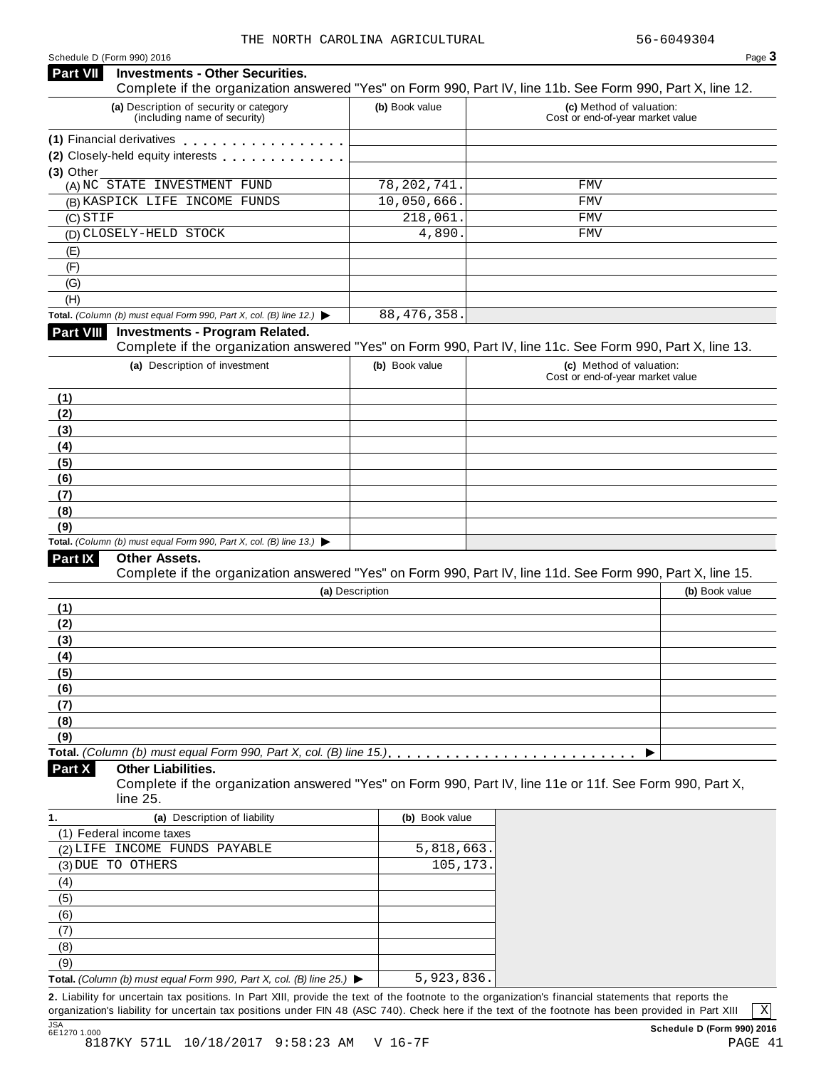THE NORTH CAROLINA AGRICULTURAL 56-6049304

Schedule D (Form 990) 2016

## Part VII Investments - Other Securities.

Complete if the organization answered "Yes" on Form 990, Part IV, line 11b. See Form 990, Part X, line 12.

| (a) Description of security or category (including name of security) | (b) Book value | (c) Method of valuation: Cost or end-of-year market value |
|---|---|---|
| (1) Financial derivatives | | |
| (2) Closely-held equity interests | | |
| (3) Other | | |
| (A) NC STATE INVESTMENT FUND | 78,202,741. | FMV |
| (B) KASPICK LIFE INCOME FUNDS | 10,050,666. | FMV |
| (C) STIF | 218,061. | FMV |
| (D) CLOSELY-HELD STOCK | 4,890. | FMV |
| (E) | | |
| (F) | | |
| (G) | | |
| (H) | | |
| **Total.** *(Column (b) must equal Form 990, Part X, col. (B) line 12.)* ▶ | 88,476,358. | |

## Part VIII Investments - Program Related.

Complete if the organization answered "Yes" on Form 990, Part IV, line 11c. See Form 990, Part X, line 13.

| (a) Description of investment | (b) Book value | (c) Method of valuation: Cost or end-of-year market value |
|---|---|---|
| (1) | | |
| (2) | | |
| (3) | | |
| (4) | | |
| (5) | | |
| (6) | | |
| (7) | | |
| (8) | | |
| (9) | | |
| **Total.** *(Column (b) must equal Form 990, Part X, col. (B) line 13.)* ▶ | | |

## Part IX Other Assets.

Complete if the organization answered "Yes" on Form 990, Part IV, line 11d. See Form 990, Part X, line 15.

| (a) Description | (b) Book value |
|---|---|
| (1) | |
| (2) | |
| (3) | |
| (4) | |
| (5) | |
| (6) | |
| (7) | |
| (8) | |
| (9) | |
| **Total.** *(Column (b) must equal Form 990, Part X, col. (B) line 15.)* ▶ | |

## Part X Other Liabilities.

Complete if the organization answered "Yes" on Form 990, Part IV, line 11e or 11f. See Form 990, Part X, line 25.

| 1. (a) Description of liability | (b) Book value |
|---|---|
| (1) Federal income taxes | |
| (2) LIFE INCOME FUNDS PAYABLE | 5,818,663. |
| (3) DUE TO OTHERS | 105,173. |
| (4) | |
| (5) | |
| (6) | |
| (7) | |
| (8) | |
| (9) | |
| **Total.** *(Column (b) must equal Form 990, Part X, col. (B) line 25.)* ▶ | 5,923,836. |

**2.** Liability for uncertain tax positions. In Part XIII, provide the text of the footnote to the organization's financial statements that reports the organization's liability for uncertain tax positions under FIN 48 (ASC 740). Check here if the text of the footnote has been provided in Part XIII [X]

Schedule D (Form 990) 2016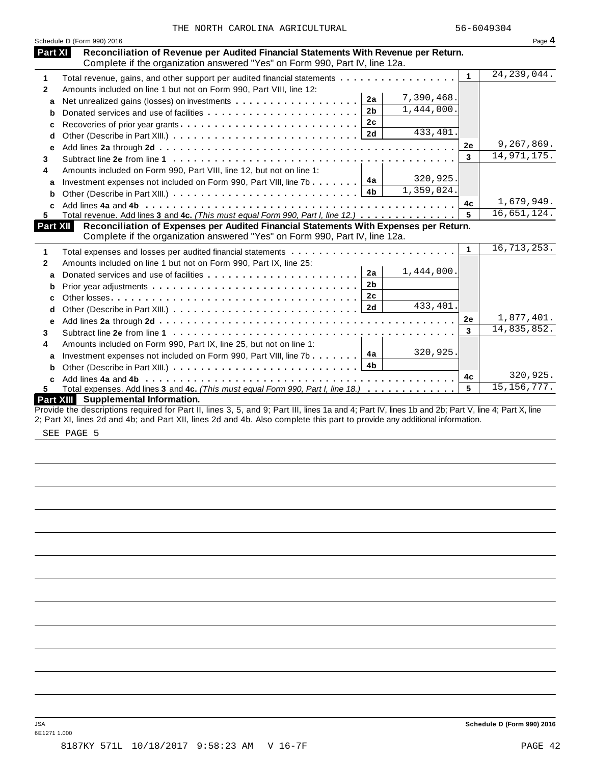THE NORTH CAROLINA AGRICULTURAL 56-6049304

Schedule D (Form 990) 2016 Page **4**

## Part XI Reconciliation of Revenue per Audited Financial Statements With Revenue per Return.

Complete if the organization answered "Yes" on Form 990, Part IV, line 12a.

| | | | | | |
|---|---|---|---|---|---|
| **1** | Total revenue, gains, and other support per audited financial statements | | | 1 | 24,239,044. |
| **2** | Amounts included on line 1 but not on Form 990, Part VIII, line 12: | | | | |
| **a** | Net unrealized gains (losses) on investments | 2a | 7,390,468. | | |
| **b** | Donated services and use of facilities | 2b | 1,444,000. | | |
| **c** | Recoveries of prior year grants | 2c | | | |
| **d** | Other (Describe in Part XIII.) | 2d | 433,401. | | |
| **e** | Add lines **2a** through **2d** | | | 2e | 9,267,869. |
| **3** | Subtract line **2e** from line **1** | | | 3 | 14,971,175. |
| **4** | Amounts included on Form 990, Part VIII, line 12, but not on line 1: | | | | |
| **a** | Investment expenses not included on Form 990, Part VIII, line 7b | 4a | 320,925. | | |
| **b** | Other (Describe in Part XIII.) | 4b | 1,359,024. | | |
| **c** | Add lines **4a** and **4b** | | | 4c | 1,679,949. |
| **5** | Total revenue. Add lines **3** and **4c.** *(This must equal Form 990, Part I, line 12.)* | | | 5 | 16,651,124. |

## Part XII Reconciliation of Expenses per Audited Financial Statements With Expenses per Return.

Complete if the organization answered "Yes" on Form 990, Part IV, line 12a.

| | | | | | |
|---|---|---|---|---|---|
| **1** | Total expenses and losses per audited financial statements | | | 1 | 16,713,253. |
| **2** | Amounts included on line 1 but not on Form 990, Part IX, line 25: | | | | |
| **a** | Donated services and use of facilities | 2a | 1,444,000. | | |
| **b** | Prior year adjustments | 2b | | | |
| **c** | Other losses | 2c | | | |
| **d** | Other (Describe in Part XIII.) | 2d | 433,401. | | |
| **e** | Add lines **2a** through **2d** | | | 2e | 1,877,401. |
| **3** | Subtract line **2e** from line **1** | | | 3 | 14,835,852. |
| **4** | Amounts included on Form 990, Part IX, line 25, but not on line 1: | | | | |
| **a** | Investment expenses not included on Form 990, Part VIII, line 7b | 4a | 320,925. | | |
| **b** | Other (Describe in Part XIII.) | 4b | | | |
| **c** | Add lines **4a** and **4b** | | | 4c | 320,925. |
| **5** | Total expenses. Add lines **3** and **4c.** *(This must equal Form 990, Part I, line 18.)* | | | 5 | 15,156,777. |

## Part XIII Supplemental Information.

Provide the descriptions required for Part II, lines 3, 5, and 9; Part III, lines 1a and 4; Part IV, lines 1b and 2b; Part V, line 4; Part X, line 2; Part XI, lines 2d and 4b; and Part XII, lines 2d and 4b. Also complete this part to provide any additional information.

SEE PAGE 5

JSA
6E1271 1.000

**Schedule D (Form 990) 2016**

8187KY 571L 10/18/2017 9:58:23 AM V 16-7F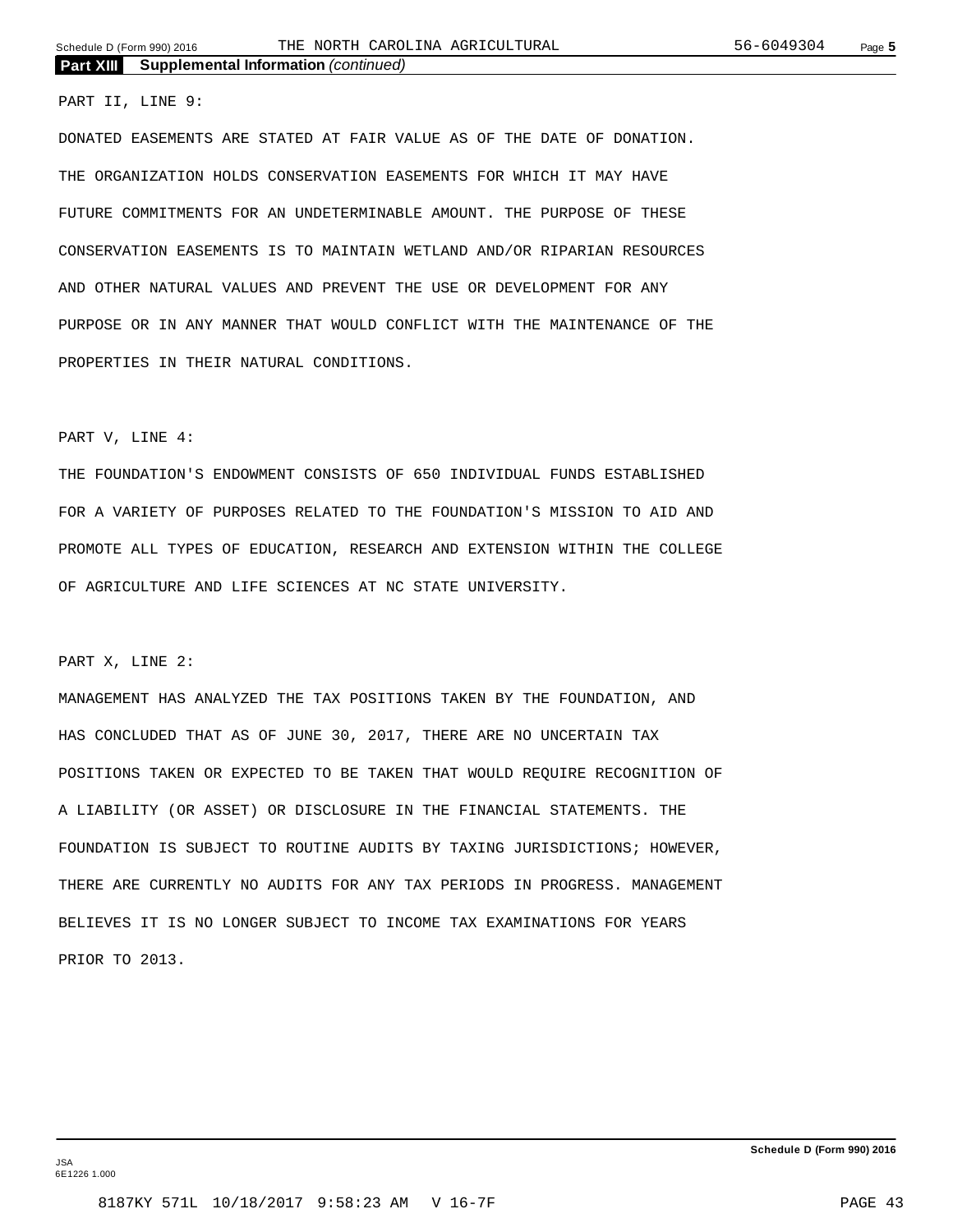## Part XIII Supplemental Information *(continued)*

PART II, LINE 9:

DONATED EASEMENTS ARE STATED AT FAIR VALUE AS OF THE DATE OF DONATION. THE ORGANIZATION HOLDS CONSERVATION EASEMENTS FOR WHICH IT MAY HAVE FUTURE COMMITMENTS FOR AN UNDETERMINABLE AMOUNT. THE PURPOSE OF THESE CONSERVATION EASEMENTS IS TO MAINTAIN WETLAND AND/OR RIPARIAN RESOURCES AND OTHER NATURAL VALUES AND PREVENT THE USE OR DEVELOPMENT FOR ANY PURPOSE OR IN ANY MANNER THAT WOULD CONFLICT WITH THE MAINTENANCE OF THE PROPERTIES IN THEIR NATURAL CONDITIONS.

PART V, LINE 4:

THE FOUNDATION'S ENDOWMENT CONSISTS OF 650 INDIVIDUAL FUNDS ESTABLISHED FOR A VARIETY OF PURPOSES RELATED TO THE FOUNDATION'S MISSION TO AID AND PROMOTE ALL TYPES OF EDUCATION, RESEARCH AND EXTENSION WITHIN THE COLLEGE OF AGRICULTURE AND LIFE SCIENCES AT NC STATE UNIVERSITY.

PART X, LINE 2:

MANAGEMENT HAS ANALYZED THE TAX POSITIONS TAKEN BY THE FOUNDATION, AND HAS CONCLUDED THAT AS OF JUNE 30, 2017, THERE ARE NO UNCERTAIN TAX POSITIONS TAKEN OR EXPECTED TO BE TAKEN THAT WOULD REQUIRE RECOGNITION OF A LIABILITY (OR ASSET) OR DISCLOSURE IN THE FINANCIAL STATEMENTS. THE FOUNDATION IS SUBJECT TO ROUTINE AUDITS BY TAXING JURISDICTIONS; HOWEVER, THERE ARE CURRENTLY NO AUDITS FOR ANY TAX PERIODS IN PROGRESS. MANAGEMENT BELIEVES IT IS NO LONGER SUBJECT TO INCOME TAX EXAMINATIONS FOR YEARS PRIOR TO 2013.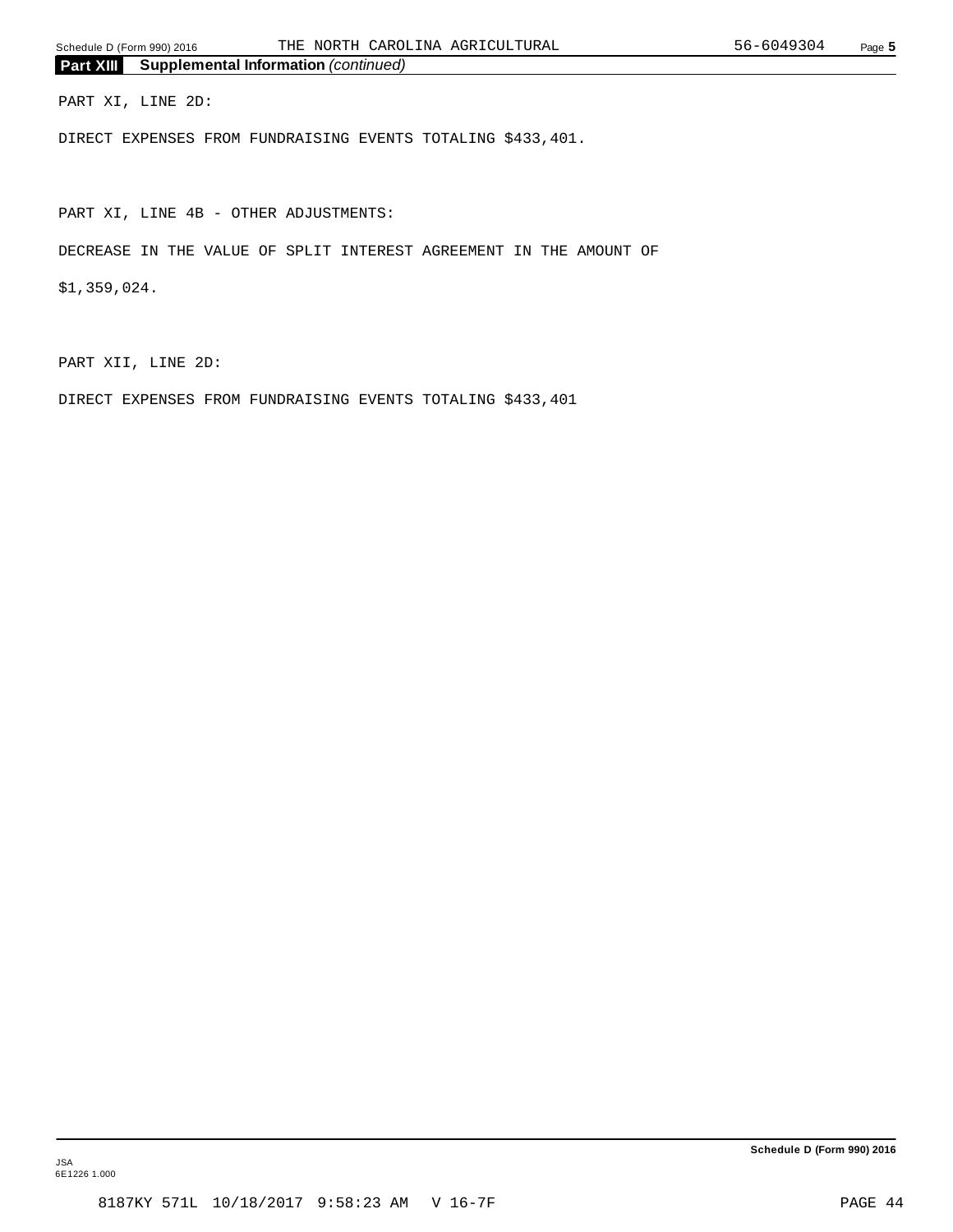**Part XIII Supplemental Information** *(continued)*

PART XI, LINE 2D:

DIRECT EXPENSES FROM FUNDRAISING EVENTS TOTALING $433,401.

PART XI, LINE 4B - OTHER ADJUSTMENTS:

DECREASE IN THE VALUE OF SPLIT INTEREST AGREEMENT IN THE AMOUNT OF $1,359,024.

PART XII, LINE 2D:

DIRECT EXPENSES FROM FUNDRAISING EVENTS TOTALING $433,401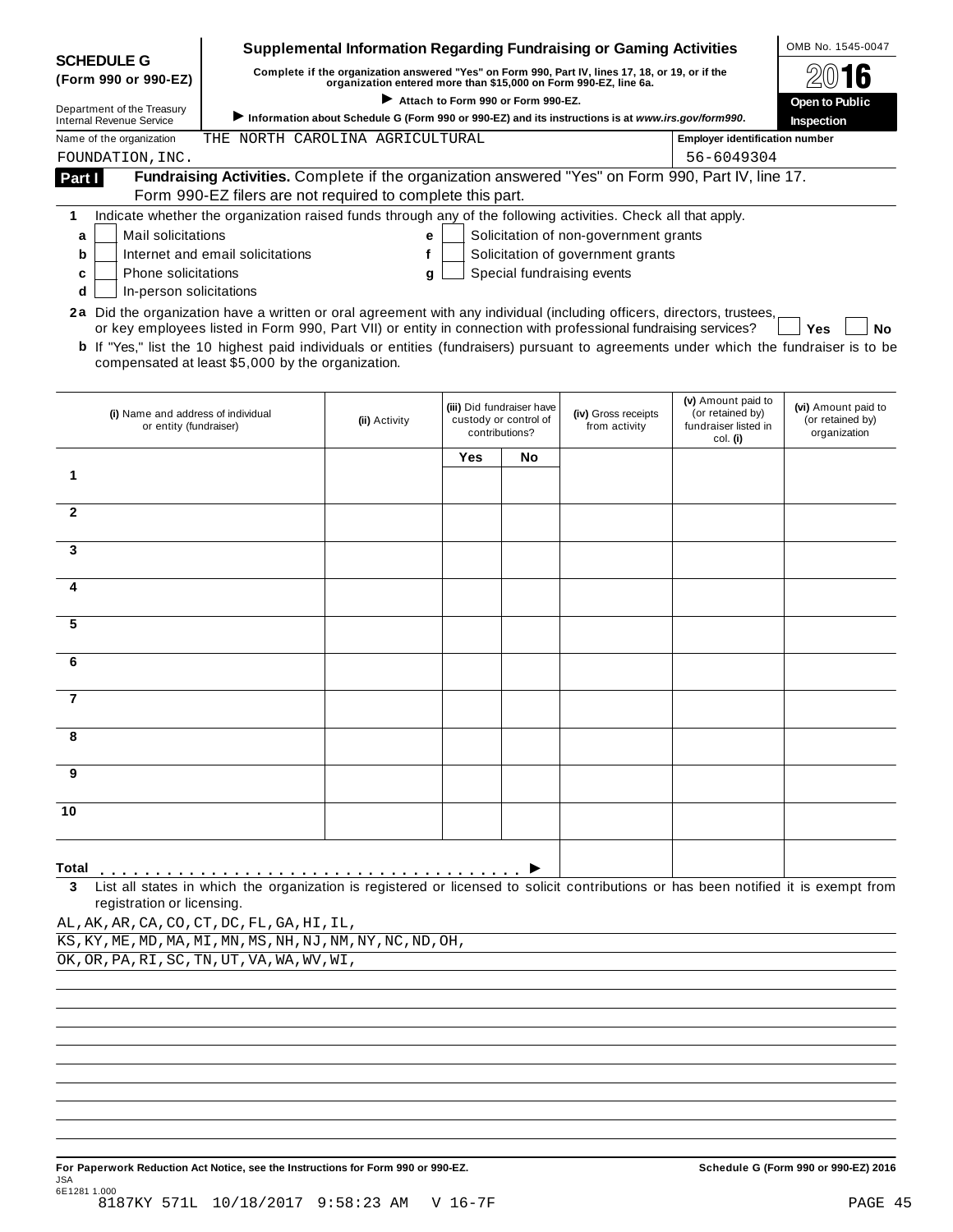# SCHEDULE G (Form 990 or 990-EZ)

Department of the Treasury
Internal Revenue Service

## Supplemental Information Regarding Fundraising or Gaming Activities

**Complete if the organization answered "Yes" on Form 990, Part IV, lines 17, 18, or 19, or if the organization entered more than $15,000 on Form 990-EZ, line 6a.**

▶ **Attach to Form 990 or Form 990-EZ.**

▶ **Information about Schedule G (Form 990 or 990-EZ) and its instructions is at www.irs.gov/form990.**

OMB No. 1545-0047

**2016**

**Open to Public Inspection**

Name of the organization: THE NORTH CAROLINA AGRICULTURAL FOUNDATION, INC.

Employer identification number: 56-6049304

### Part I — Fundraising Activities. Complete if the organization answered "Yes" on Form 990, Part IV, line 17. Form 990-EZ filers are not required to complete this part.

**1** Indicate whether the organization raised funds through any of the following activities. Check all that apply.

- **a** ☐ Mail solicitations
- **b** ☐ Internet and email solicitations
- **c** ☐ Phone solicitations
- **d** ☐ In-person solicitations
- **e** ☐ Solicitation of non-government grants
- **f** ☐ Solicitation of government grants
- **g** ☐ Special fundraising events

**2a** Did the organization have a written or oral agreement with any individual (including officers, directors, trustees, or key employees listed in Form 990, Part VII) or entity in connection with professional fundraising services? ☐ **Yes** ☐ **No**

**b** If "Yes," list the 10 highest paid individuals or entities (fundraisers) pursuant to agreements under which the fundraiser is to be compensated at least $5,000 by the organization.

| | (i) Name and address of individual or entity (fundraiser) | (ii) Activity | (iii) Did fundraiser have custody or control of contributions? | | (iv) Gross receipts from activity | (v) Amount paid to (or retained by) fundraiser listed in col. (i) | (vi) Amount paid to (or retained by) organization |
|---|---|---|---|---|---|---|---|
| | | | Yes | No | | | |
| 1 | | | | | | | |
| 2 | | | | | | | |
| 3 | | | | | | | |
| 4 | | | | | | | |
| 5 | | | | | | | |
| 6 | | | | | | | |
| 7 | | | | | | | |
| 8 | | | | | | | |
| 9 | | | | | | | |
| 10 | | | | | | | |
| **Total** ▶ | | | | | | | |

**3** List all states in which the organization is registered or licensed to solicit contributions or has been notified it is exempt from registration or licensing.

AL,AK,AR,CA,CO,CT,DC,FL,GA,HI,IL,
KS,KY,ME,MD,MA,MI,MN,MS,NH,NJ,NM,NY,NC,ND,OH,
OK,OR,PA,RI,SC,TN,UT,VA,WA,WV,WI,

**For Paperwork Reduction Act Notice, see the Instructions for Form 990 or 990-EZ.**

**Schedule G (Form 990 or 990-EZ) 2016**

JSA
6E1281 1.000
8187KY 571L 10/18/2017 9:58:23 AM V 16-7F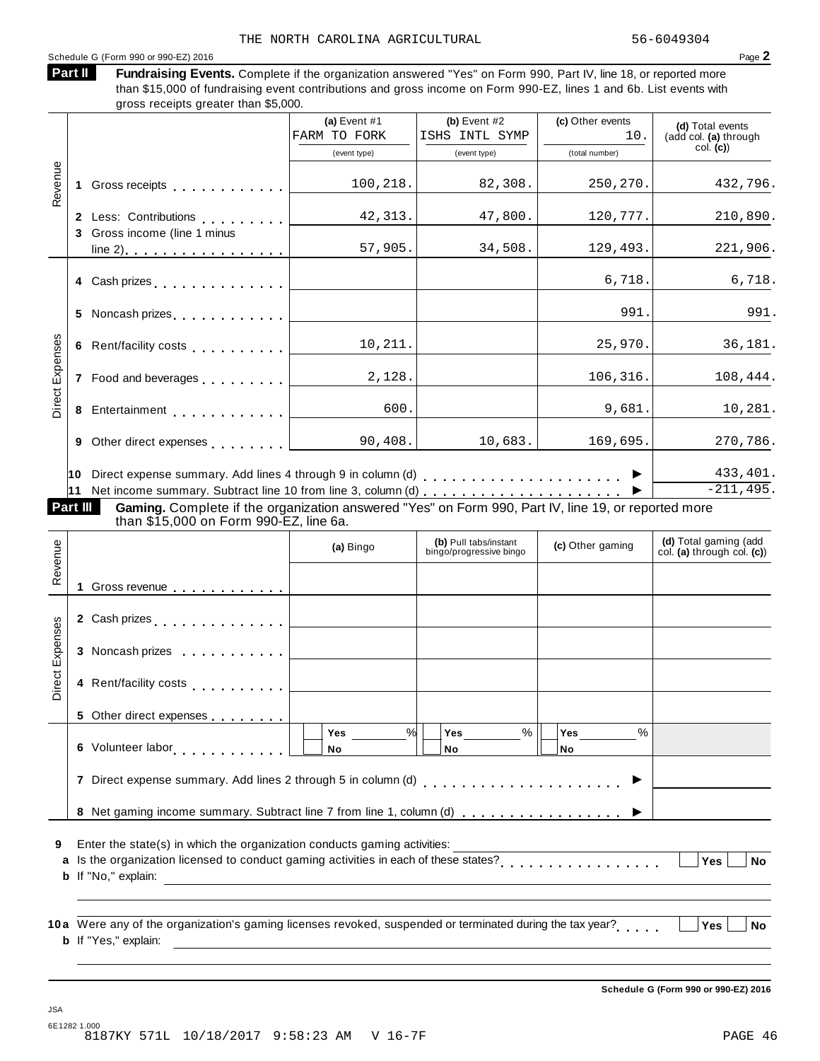THE NORTH CAROLINA AGRICULTURAL 56-6049304

Schedule G (Form 990 or 990-EZ) 2016

## Part II Fundraising Events.

**Fundraising Events.** Complete if the organization answered "Yes" on Form 990, Part IV, line 18, or reported more than $15,000 of fundraising event contributions and gross income on Form 990-EZ, lines 1 and 6b. List events with gross receipts greater than $5,000.

| | | (a) Event #1 FARM TO FORK (event type) | (b) Event #2 ISHS INTL SYMP (event type) | (c) Other events 10. (total number) | (d) Total events (add col. (a) through col. (c)) |
|---|---|---|---|---|---|
| Revenue | 1 Gross receipts | 100,218. | 82,308. | 250,270. | 432,796. |
| | 2 Less: Contributions | 42,313. | 47,800. | 120,777. | 210,890. |
| | 3 Gross income (line 1 minus line 2) | 57,905. | 34,508. | 129,493. | 221,906. |
| Direct Expenses | 4 Cash prizes | | | 6,718. | 6,718. |
| | 5 Noncash prizes | | | 991. | 991. |
| | 6 Rent/facility costs | 10,211. | | 25,970. | 36,181. |
| | 7 Food and beverages | 2,128. | | 106,316. | 108,444. |
| | 8 Entertainment | 600. | | 9,681. | 10,281. |
| | 9 Other direct expenses | 90,408. | 10,683. | 169,695. | 270,786. |
| | 10 Direct expense summary. Add lines 4 through 9 in column (d) | | | | 433,401. |
| | 11 Net income summary. Subtract line 10 from line 3, column (d) | | | | -211,495. |

## Part III Gaming.

**Gaming.** Complete if the organization answered "Yes" on Form 990, Part IV, line 19, or reported more than $15,000 on Form 990-EZ, line 6a.

| | | (a) Bingo | (b) Pull tabs/instant bingo/progressive bingo | (c) Other gaming | (d) Total gaming (add col. (a) through col. (c)) |
|---|---|---|---|---|---|
| Revenue | 1 Gross revenue | | | | |
| Direct Expenses | 2 Cash prizes | | | | |
| | 3 Noncash prizes | | | | |
| | 4 Rent/facility costs | | | | |
| | 5 Other direct expenses | | | | |
| | 6 Volunteer labor | Yes ___ % No | Yes ___ % No | Yes ___ % No | |
| | 7 Direct expense summary. Add lines 2 through 5 in column (d) | | | | |
| | 8 Net gaming income summary. Subtract line 7 from line 1, column (d) | | | | |

9 Enter the state(s) in which the organization conducts gaming activities: ______

a Is the organization licensed to conduct gaming activities in each of these states? Yes No

b If "No," explain: ______

10a Were any of the organization's gaming licenses revoked, suspended or terminated during the tax year? Yes No

b If "Yes," explain: ______

Schedule G (Form 990 or 990-EZ) 2016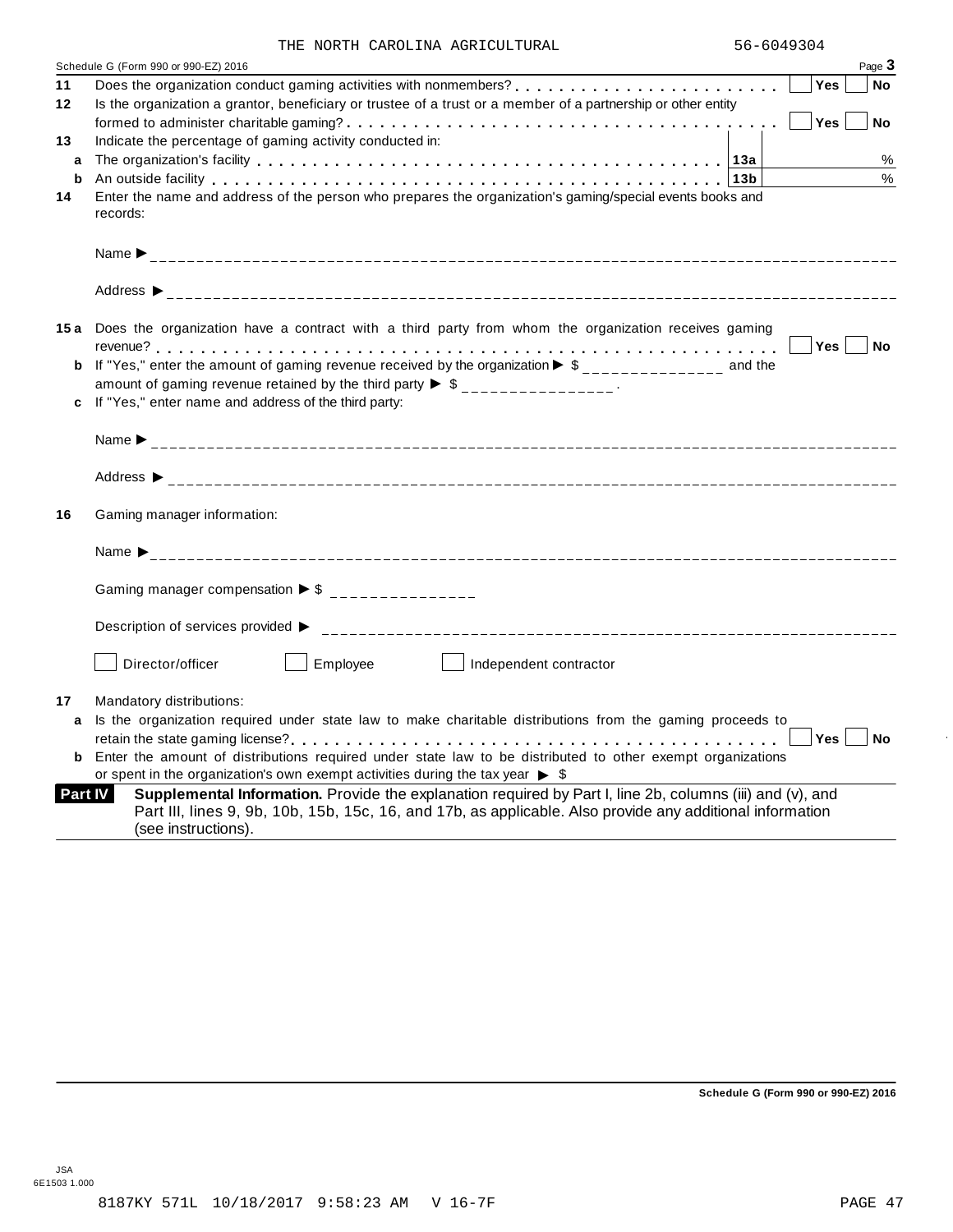THE NORTH CAROLINA AGRICULTURAL 56-6049304

Schedule G (Form 990 or 990-EZ) 2016 Page **3**

**11** Does the organization conduct gaming activities with nonmembers? . . . . . . . . . . . . . . . . . . . . . . . ☐ **Yes** ☐ **No**

**12** Is the organization a grantor, beneficiary or trustee of a trust or a member of a partnership or other entity formed to administer charitable gaming? . . . . . . . . . . . . . . . . . . . . . . . . . . . . . . . . . . . . . ☐ **Yes** ☐ **No**

**13** Indicate the percentage of gaming activity conducted in:

| | | | |
|---|---|---|---|
| **a** | The organization's facility . . . . . . . . . . . . . . . . . . . . . . . . . . . . . . . . . . . . . . | **13a** | % |
| **b** | An outside facility . . . . . . . . . . . . . . . . . . . . . . . . . . . . . . . . . . . . . . . . . . | **13b** | % |

**14** Enter the name and address of the person who prepares the organization's gaming/special events books and records:

Name ▶ ______________________________

Address ▶ ______________________________

**15a** Does the organization have a contract with a third party from whom the organization receives gaming revenue? . . . . . . . . . . . . . . . . . . . . . . . . . . . . . . . . . . . . . . . . . . . . . . . . . . . . . . . . . . ☐ **Yes** ☐ **No**

**b** If "Yes," enter the amount of gaming revenue received by the organization ▶ $ _______________ and the amount of gaming revenue retained by the third party ▶ $ _______________ .

**c** If "Yes," enter name and address of the third party:

Name ▶ ______________________________

Address ▶ ______________________________

**16** Gaming manager information:

Name ▶ ______________________________

Gaming manager compensation ▶ $ _______________

Description of services provided ▶ ______________________________

☐ Director/officer ☐ Employee ☐ Independent contractor

**17** Mandatory distributions:

**a** Is the organization required under state law to make charitable distributions from the gaming proceeds to retain the state gaming license? . . . . . . . . . . . . . . . . . . . . . . . . . . . . . . . . . . . . . . . . . ☐ **Yes** ☐ **No**

**b** Enter the amount of distributions required under state law to be distributed to other exempt organizations or spent in the organization's own exempt activities during the tax year ▶ $

**Part IV** **Supplemental Information.** Provide the explanation required by Part I, line 2b, columns (iii) and (v), and Part III, lines 9, 9b, 10b, 15b, 15c, 16, and 17b, as applicable. Also provide any additional information (see instructions).

**Schedule G (Form 990 or 990-EZ) 2016**

JSA
6E1503 1.000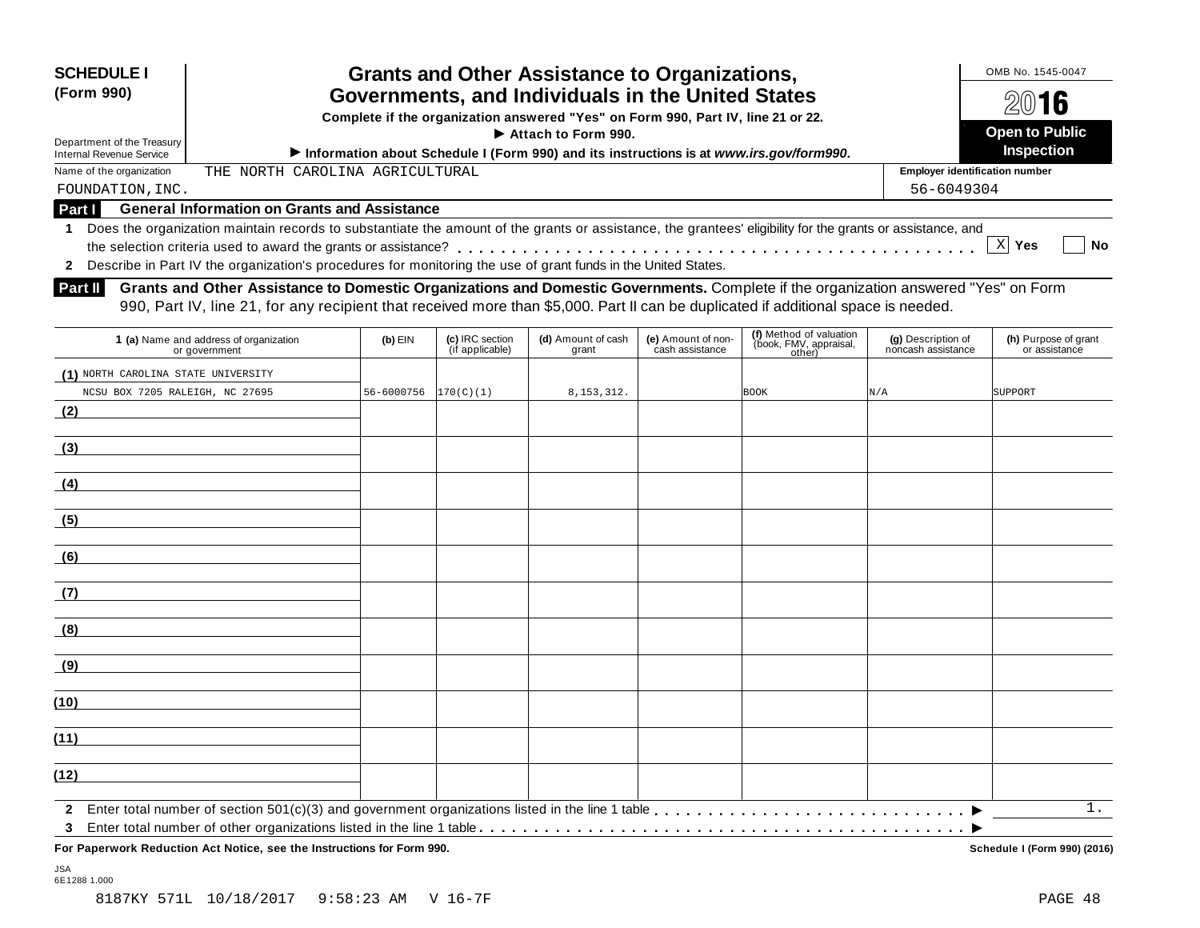**SCHEDULE I (Form 990)**

Department of the Treasury
Internal Revenue Service

# Grants and Other Assistance to Organizations, Governments, and Individuals in the United States

**Complete if the organization answered "Yes" on Form 990, Part IV, line 21 or 22.**

**▶ Attach to Form 990.**

**▶ Information about Schedule I (Form 990) and its instructions is at *www.irs.gov/form990*.**

OMB No. 1545-0047

**2016**

**Open to Public Inspection**

Name of the organization: THE NORTH CAROLINA AGRICULTURAL FOUNDATION,INC.

Employer identification number: 56-6049304

## Part I General Information on Grants and Assistance

1 Does the organization maintain records to substantiate the amount of the grants or assistance, the grantees' eligibility for the grants or assistance, and the selection criteria used to award the grants or assistance? . . . . . [X] Yes [ ] No

2 Describe in Part IV the organization's procedures for monitoring the use of grant funds in the United States.

## Part II Grants and Other Assistance to Domestic Organizations and Domestic Governments.

Complete if the organization answered "Yes" on Form 990, Part IV, line 21, for any recipient that received more than $5,000. Part II can be duplicated if additional space is needed.

| 1 (a) Name and address of organization or government | (b) EIN | (c) IRC section (if applicable) | (d) Amount of cash grant | (e) Amount of non-cash assistance | (f) Method of valuation (book, FMV, appraisal, other) | (g) Description of noncash assistance | (h) Purpose of grant or assistance |
|---|---|---|---|---|---|---|---|
| (1) NORTH CAROLINA STATE UNIVERSITY NCSU BOX 7205 RALEIGH, NC 27695 | 56-6000756 | 170(C)(1) | 8,153,312. | | BOOK | N/A | SUPPORT |
| (2) | | | | | | | |
| (3) | | | | | | | |
| (4) | | | | | | | |
| (5) | | | | | | | |
| (6) | | | | | | | |
| (7) | | | | | | | |
| (8) | | | | | | | |
| (9) | | | | | | | |
| (10) | | | | | | | |
| (11) | | | | | | | |
| (12) | | | | | | | |

2 Enter total number of section 501(c)(3) and government organizations listed in the line 1 table . . . . . ▶ 1.

3 Enter total number of other organizations listed in the line 1 table . . . . . ▶

**For Paperwork Reduction Act Notice, see the Instructions for Form 990.**

**Schedule I (Form 990) (2016)**

JSA
6E1288 1.000

8187KY 571L 10/18/2017 9:58:23 AM V 16-7F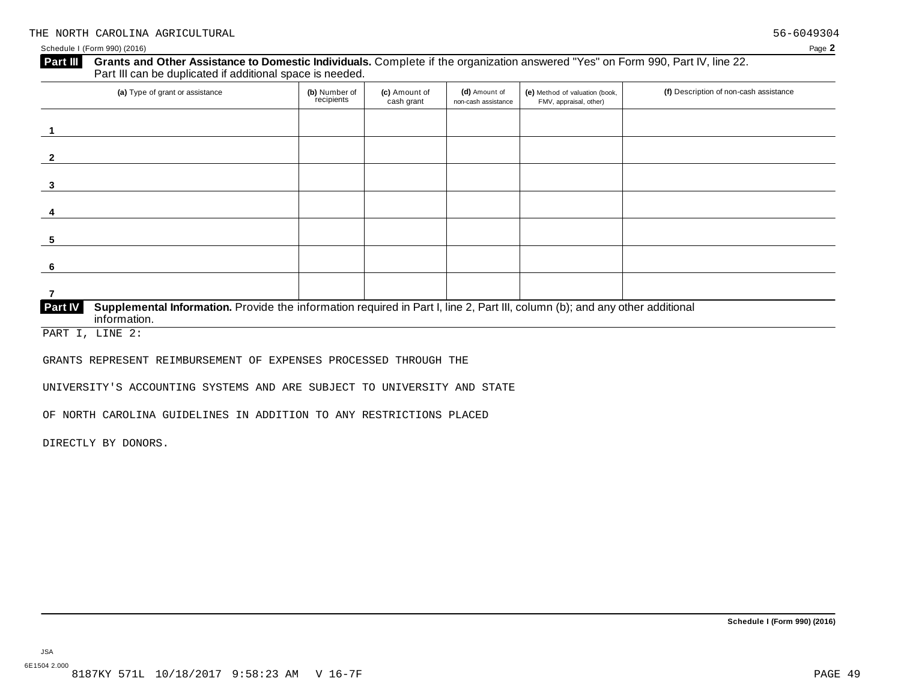THE NORTH CAROLINA AGRICULTURAL 56-6049304

Schedule I (Form 990) (2016) Page **2**

**Part III** **Grants and Other Assistance to Domestic Individuals.** Complete if the organization answered "Yes" on Form 990, Part IV, line 22. Part III can be duplicated if additional space is needed.

| (a) Type of grant or assistance | (b) Number of recipients | (c) Amount of cash grant | (d) Amount of non-cash assistance | (e) Method of valuation (book, FMV, appraisal, other) | (f) Description of non-cash assistance |
|---|---|---|---|---|---|
| 1 | | | | | |
| 2 | | | | | |
| 3 | | | | | |
| 4 | | | | | |
| 5 | | | | | |
| 6 | | | | | |
| 7 | | | | | |

**Part IV** **Supplemental Information.** Provide the information required in Part I, line 2, Part III, column (b); and any other additional information.

PART I, LINE 2:

GRANTS REPRESENT REIMBURSEMENT OF EXPENSES PROCESSED THROUGH THE

UNIVERSITY'S ACCOUNTING SYSTEMS AND ARE SUBJECT TO UNIVERSITY AND STATE

OF NORTH CAROLINA GUIDELINES IN ADDITION TO ANY RESTRICTIONS PLACED

DIRECTLY BY DONORS.

**Schedule I (Form 990) (2016)**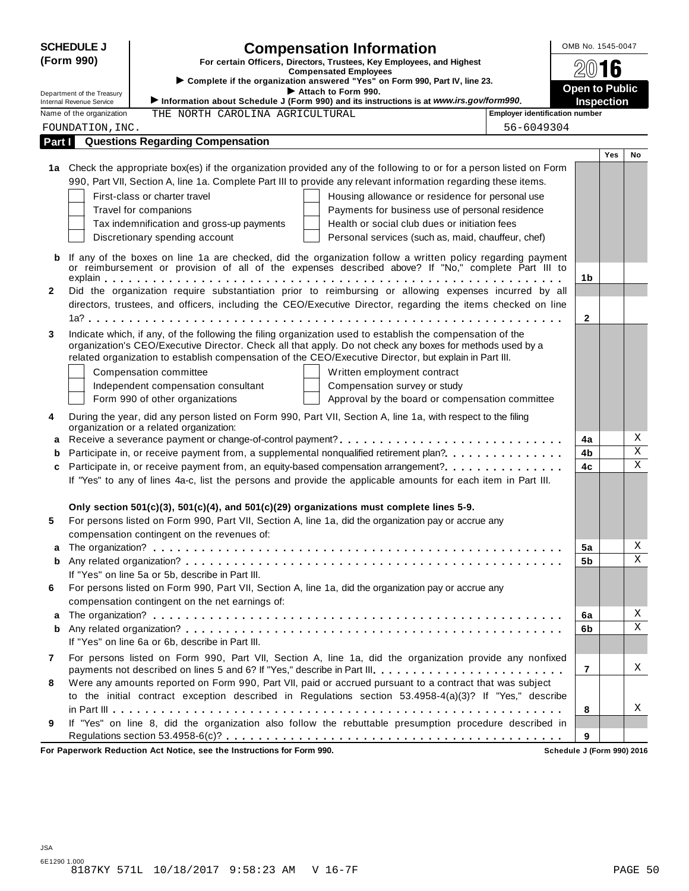**SCHEDULE J (Form 990)**

# Compensation Information

**For certain Officers, Directors, Trustees, Key Employees, and Highest Compensated Employees**

► Complete if the organization answered "Yes" on Form 990, Part IV, line 23.

► Attach to Form 990.

► Information about Schedule J (Form 990) and its instructions is at *www.irs.gov/form990*.

Department of the Treasury
Internal Revenue Service

OMB No. 1545-0047

2016

**Open to Public Inspection**

Name of the organization: THE NORTH CAROLINA AGRICULTURAL FOUNDATION, INC.

Employer identification number: 56-6049304

## Part I Questions Regarding Compensation

| | | | Yes | No |
|---|---|---|---|---|
| **1a** | Check the appropriate box(es) if the organization provided any of the following to or for a person listed on Form 990, Part VII, Section A, line 1a. Complete Part III to provide any relevant information regarding these items.<br>☐ First-class or charter travel ☐ Housing allowance or residence for personal use<br>☐ Travel for companions ☐ Payments for business use of personal residence<br>☐ Tax indemnification and gross-up payments ☐ Health or social club dues or initiation fees<br>☐ Discretionary spending account ☐ Personal services (such as, maid, chauffeur, chef) | | | |
| **b** | If any of the boxes on line 1a are checked, did the organization follow a written policy regarding payment or reimbursement or provision of all of the expenses described above? If "No," complete Part III to explain | 1b | | |
| **2** | Did the organization require substantiation prior to reimbursing or allowing expenses incurred by all directors, trustees, and officers, including the CEO/Executive Director, regarding the items checked on line 1a? | 2 | | |
| **3** | Indicate which, if any, of the following the filing organization used to establish the compensation of the organization's CEO/Executive Director. Check all that apply. Do not check any boxes for methods used by a related organization to establish compensation of the CEO/Executive Director, but explain in Part III.<br>☐ Compensation committee ☐ Written employment contract<br>☐ Independent compensation consultant ☐ Compensation survey or study<br>☐ Form 990 of other organizations ☐ Approval by the board or compensation committee | | | |
| **4** | During the year, did any person listed on Form 990, Part VII, Section A, line 1a, with respect to the filing organization or a related organization: | | | |
| **a** | Receive a severance payment or change-of-control payment? | 4a | | X |
| **b** | Participate in, or receive payment from, a supplemental nonqualified retirement plan? | 4b | | X |
| **c** | Participate in, or receive payment from, an equity-based compensation arrangement? | 4c | | X |
| | If "Yes" to any of lines 4a-c, list the persons and provide the applicable amounts for each item in Part III. | | | |
| | **Only section 501(c)(3), 501(c)(4), and 501(c)(29) organizations must complete lines 5-9.** | | | |
| **5** | For persons listed on Form 990, Part VII, Section A, line 1a, did the organization pay or accrue any compensation contingent on the revenues of: | | | |
| **a** | The organization? | 5a | | X |
| **b** | Any related organization? | 5b | | X |
| | If "Yes" on line 5a or 5b, describe in Part III. | | | |
| **6** | For persons listed on Form 990, Part VII, Section A, line 1a, did the organization pay or accrue any compensation contingent on the net earnings of: | | | |
| **a** | The organization? | 6a | | X |
| **b** | Any related organization? | 6b | | X |
| | If "Yes" on line 6a or 6b, describe in Part III. | | | |
| **7** | For persons listed on Form 990, Part VII, Section A, line 1a, did the organization provide any nonfixed payments not described on lines 5 and 6? If "Yes," describe in Part III. | 7 | | X |
| **8** | Were any amounts reported on Form 990, Part VII, paid or accrued pursuant to a contract that was subject to the initial contract exception described in Regulations section 53.4958-4(a)(3)? If "Yes," describe in Part III | 8 | | X |
| **9** | If "Yes" on line 8, did the organization also follow the rebuttable presumption procedure described in Regulations section 53.4958-6(c)? | 9 | | |

**For Paperwork Reduction Act Notice, see the Instructions for Form 990.** **Schedule J (Form 990) 2016**

JSA
6E1290 1.000
8187KY 571L 10/18/2017 9:58:23 AM V 16-7F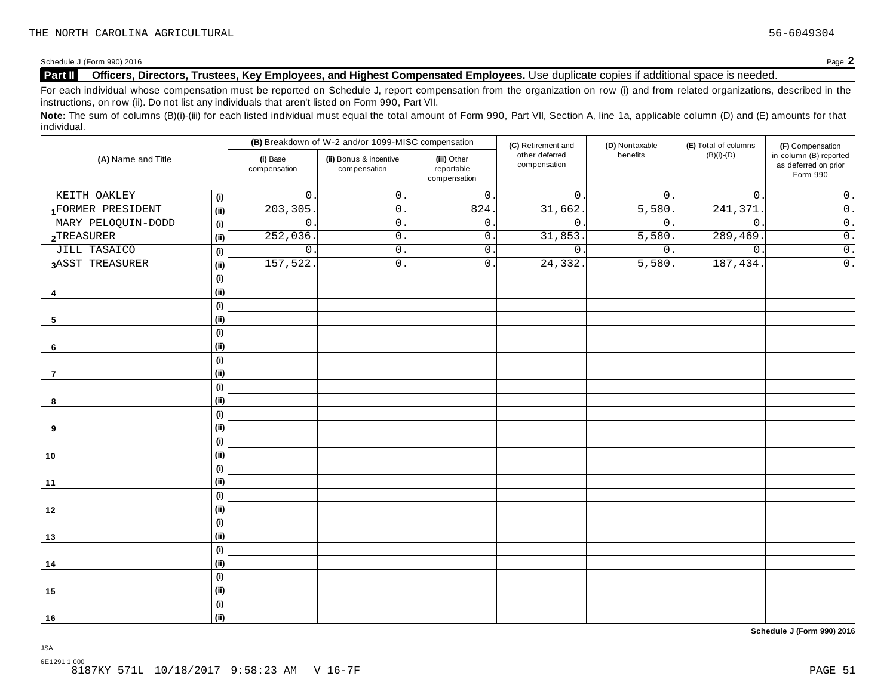THE NORTH CAROLINA AGRICULTURAL 56-6049304

Schedule J (Form 990) 2016 Page **2**

**Part II** **Officers, Directors, Trustees, Key Employees, and Highest Compensated Employees.** Use duplicate copies if additional space is needed.

For each individual whose compensation must be reported on Schedule J, report compensation from the organization on row (i) and from related organizations, described in the instructions, on row (ii). Do not list any individuals that aren't listed on Form 990, Part VII.

**Note:** The sum of columns (B)(i)-(iii) for each listed individual must equal the total amount of Form 990, Part VII, Section A, line 1a, applicable column (D) and (E) amounts for that individual.

| (A) Name and Title | | (B) Breakdown of W-2 and/or 1099-MISC compensation | | | (C) Retirement and other deferred compensation | (D) Nontaxable benefits | (E) Total of columns (B)(i)-(D) | (F) Compensation in column (B) reported as deferred on prior Form 990 |
|---|---|---|---|---|---|---|---|---|
| | | (i) Base compensation | (ii) Bonus & incentive compensation | (iii) Other reportable compensation | | | | |
| 1 KEITH OAKLEY | (i) | 0. | 0. | 0. | 0. | 0. | 0. | 0. |
| FORMER PRESIDENT | (ii) | 203,305. | 0. | 824. | 31,662. | 5,580. | 241,371. | 0. |
| 2 MARY PELOQUIN-DODD | (i) | 0. | 0. | 0. | 0. | 0. | 0. | 0. |
| TREASURER | (ii) | 252,036. | 0. | 0. | 31,853. | 5,580. | 289,469. | 0. |
| 3 JILL TASAICO | (i) | 0. | 0. | 0. | 0. | 0. | 0. | 0. |
| ASST TREASURER | (ii) | 157,522. | 0. | 0. | 24,332. | 5,580. | 187,434. | 0. |
| 4 | (i) | | | | | | | |
| | (ii) | | | | | | | |
| 5 | (i) | | | | | | | |
| | (ii) | | | | | | | |
| 6 | (i) | | | | | | | |
| | (ii) | | | | | | | |
| 7 | (i) | | | | | | | |
| | (ii) | | | | | | | |
| 8 | (i) | | | | | | | |
| | (ii) | | | | | | | |
| 9 | (i) | | | | | | | |
| | (ii) | | | | | | | |
| 10 | (i) | | | | | | | |
| | (ii) | | | | | | | |
| 11 | (i) | | | | | | | |
| | (ii) | | | | | | | |
| 12 | (i) | | | | | | | |
| | (ii) | | | | | | | |
| 13 | (i) | | | | | | | |
| | (ii) | | | | | | | |
| 14 | (i) | | | | | | | |
| | (ii) | | | | | | | |
| 15 | (i) | | | | | | | |
| | (ii) | | | | | | | |
| 16 | (i) | | | | | | | |
| | (ii) | | | | | | | |

**Schedule J (Form 990) 2016**

JSA

6E1291 1.000
8187KY 571L 10/18/2017 9:58:23 AM V 16-7F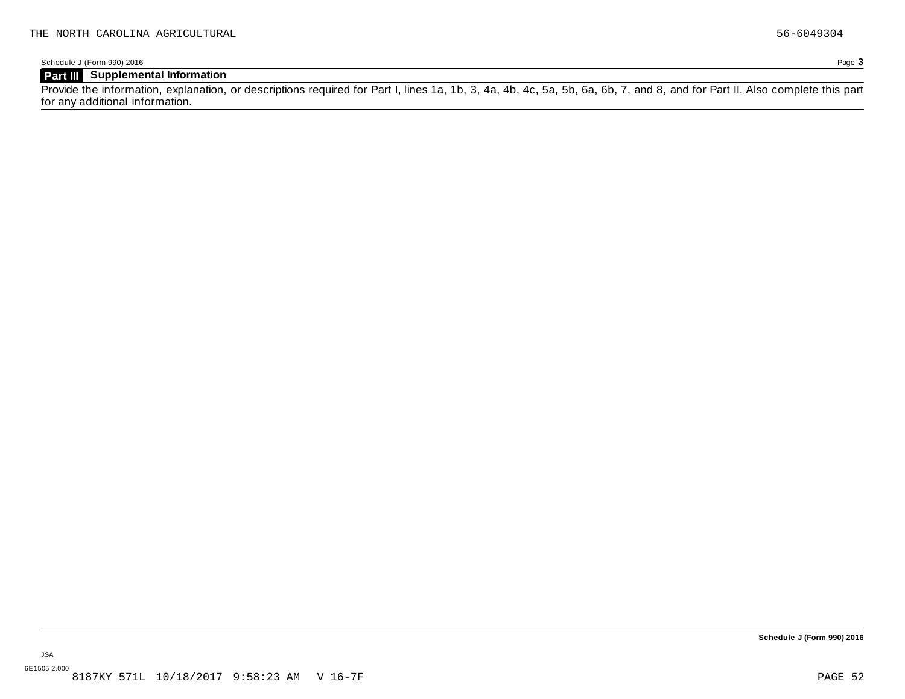THE NORTH CAROLINA AGRICULTURAL 56-6049304

Schedule J (Form 990) 2016

**Part III Supplemental Information**

Provide the information, explanation, or descriptions required for Part I, lines 1a, 1b, 3, 4a, 4b, 4c, 5a, 5b, 6a, 6b, 7, and 8, and for Part II. Also complete this part for any additional information.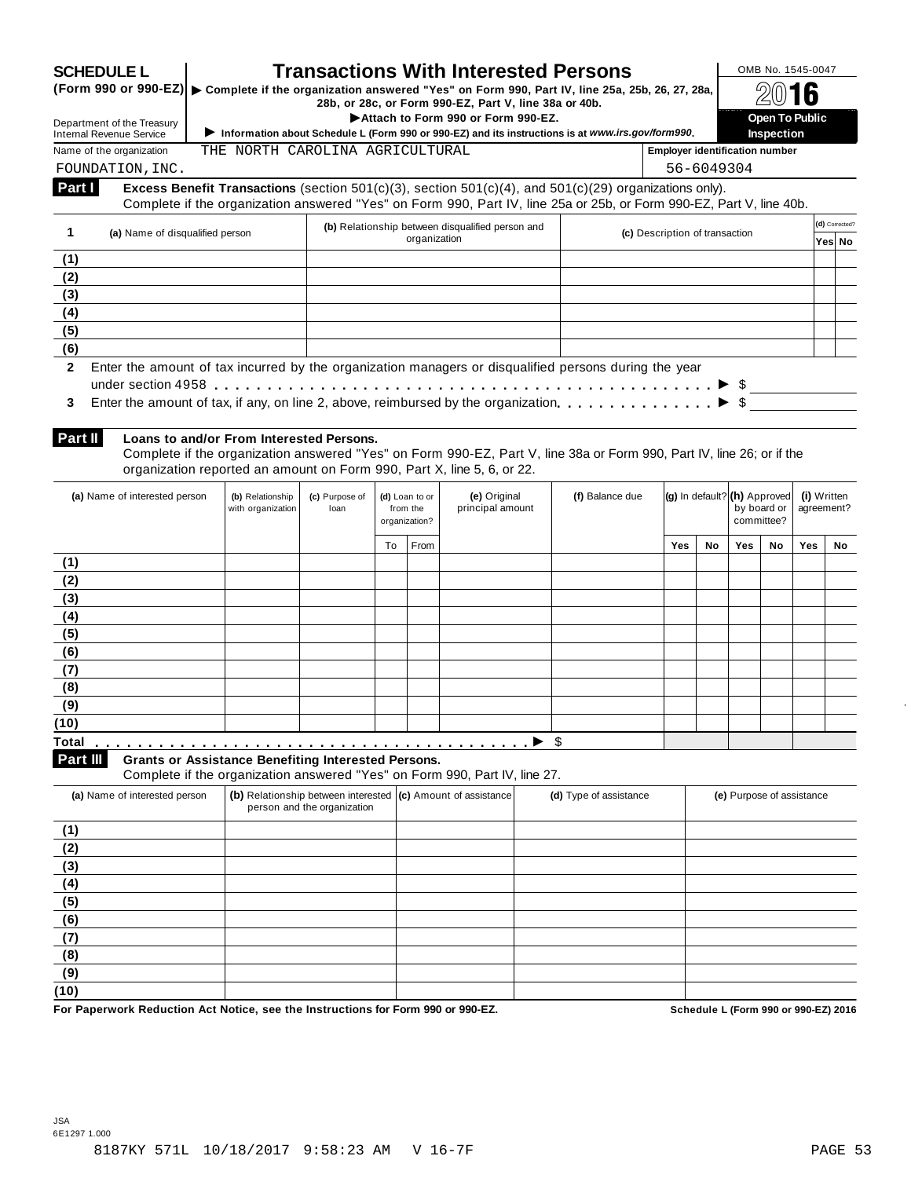**SCHEDULE L**
**(Form 990 or 990-EZ)**

Department of the Treasury
Internal Revenue Service

# Transactions With Interested Persons

▶ **Complete if the organization answered "Yes" on Form 990, Part IV, line 25a, 25b, 26, 27, 28a, 28b, or 28c, or Form 990-EZ, Part V, line 38a or 40b.**
▶ **Attach to Form 990 or Form 990-EZ.**
▶ **Information about Schedule L (Form 990 or 990-EZ) and its instructions is at** ***www.irs.gov/form990.***

OMB No. 1545-0047

**2016**

**Open To Public Inspection**

Name of the organization: THE NORTH CAROLINA AGRICULTURAL FOUNDATION, INC.

**Employer identification number:** 56-6049304

## Part I — Excess Benefit Transactions (section 501(c)(3), section 501(c)(4), and 501(c)(29) organizations only).

Complete if the organization answered "Yes" on Form 990, Part IV, line 25a or 25b, or Form 990-EZ, Part V, line 40b.

| 1 | (a) Name of disqualified person | (b) Relationship between disqualified person and organization | (c) Description of transaction | (d) Corrected? Yes | No |
|---|---|---|---|---|---|
| (1) | | | | | |
| (2) | | | | | |
| (3) | | | | | |
| (4) | | | | | |
| (5) | | | | | |
| (6) | | | | | |

**2** Enter the amount of tax incurred by the organization managers or disqualified persons during the year under section 4958 . . . . . ▶ $

**3** Enter the amount of tax, if any, on line 2, above, reimbursed by the organization . . . . . ▶ $

## Part II — Loans to and/or From Interested Persons.

Complete if the organization answered "Yes" on Form 990-EZ, Part V, line 38a or Form 990, Part IV, line 26; or if the organization reported an amount on Form 990, Part X, line 5, 6, or 22.

| | (a) Name of interested person | (b) Relationship with organization | (c) Purpose of loan | (d) Loan to or from the organization? | | (e) Original principal amount | (f) Balance due | (g) In default? | | (h) Approved by board or committee? | | (i) Written agreement? | |
|---|---|---|---|---|---|---|---|---|---|---|---|---|---|
| | | | | To | From | | | Yes | No | Yes | No | Yes | No |
| (1) | | | | | | | | | | | | | |
| (2) | | | | | | | | | | | | | |
| (3) | | | | | | | | | | | | | |
| (4) | | | | | | | | | | | | | |
| (5) | | | | | | | | | | | | | |
| (6) | | | | | | | | | | | | | |
| (7) | | | | | | | | | | | | | |
| (8) | | | | | | | | | | | | | |
| (9) | | | | | | | | | | | | | |
| (10) | | | | | | | | | | | | | |
| **Total** . . . . . ▶ | | | | | | | $ | | | | | | |

## Part III — Grants or Assistance Benefiting Interested Persons.

Complete if the organization answered "Yes" on Form 990, Part IV, line 27.

| | (a) Name of interested person | (b) Relationship between interested person and the organization | (c) Amount of assistance | (d) Type of assistance | (e) Purpose of assistance |
|---|---|---|---|---|---|
| (1) | | | | | |
| (2) | | | | | |
| (3) | | | | | |
| (4) | | | | | |
| (5) | | | | | |
| (6) | | | | | |
| (7) | | | | | |
| (8) | | | | | |
| (9) | | | | | |
| (10) | | | | | |

**For Paperwork Reduction Act Notice, see the Instructions for Form 990 or 990-EZ.** **Schedule L (Form 990 or 990-EZ) 2016**

JSA
6E1297 1.000
8187KY 571L 10/18/2017 9:58:23 AM V 16-7F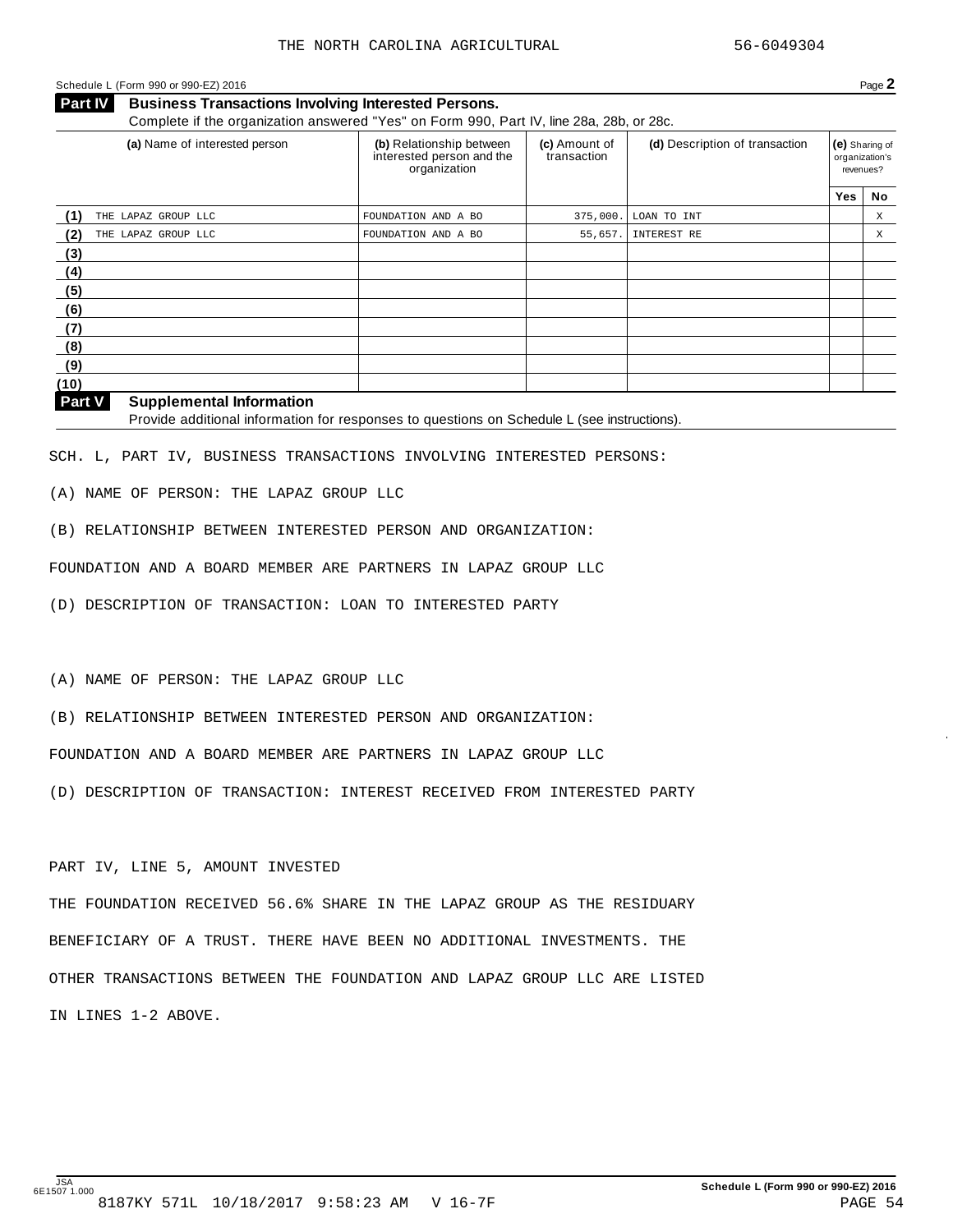THE NORTH CAROLINA AGRICULTURAL 56-6049304

Schedule L (Form 990 or 990-EZ) 2016 Page **2**

## Part IV Business Transactions Involving Interested Persons.

Complete if the organization answered "Yes" on Form 990, Part IV, line 28a, 28b, or 28c.

| | (a) Name of interested person | (b) Relationship between interested person and the organization | (c) Amount of transaction | (d) Description of transaction | (e) Sharing of organization's revenues? | |
|---|---|---|---|---|---|---|
| | | | | | Yes | No |
| (1) | THE LAPAZ GROUP LLC | FOUNDATION AND A BO | 375,000. | LOAN TO INT | | X |
| (2) | THE LAPAZ GROUP LLC | FOUNDATION AND A BO | 55,657. | INTEREST RE | | X |
| (3) | | | | | | |
| (4) | | | | | | |
| (5) | | | | | | |
| (6) | | | | | | |
| (7) | | | | | | |
| (8) | | | | | | |
| (9) | | | | | | |
| (10) | | | | | | |

## Part V Supplemental Information

Provide additional information for responses to questions on Schedule L (see instructions).

SCH. L, PART IV, BUSINESS TRANSACTIONS INVOLVING INTERESTED PERSONS:

(A) NAME OF PERSON: THE LAPAZ GROUP LLC

(B) RELATIONSHIP BETWEEN INTERESTED PERSON AND ORGANIZATION:

FOUNDATION AND A BOARD MEMBER ARE PARTNERS IN LAPAZ GROUP LLC

(D) DESCRIPTION OF TRANSACTION: LOAN TO INTERESTED PARTY

(A) NAME OF PERSON: THE LAPAZ GROUP LLC

(B) RELATIONSHIP BETWEEN INTERESTED PERSON AND ORGANIZATION:

FOUNDATION AND A BOARD MEMBER ARE PARTNERS IN LAPAZ GROUP LLC

(D) DESCRIPTION OF TRANSACTION: INTEREST RECEIVED FROM INTERESTED PARTY

PART IV, LINE 5, AMOUNT INVESTED

THE FOUNDATION RECEIVED 56.6% SHARE IN THE LAPAZ GROUP AS THE RESIDUARY

BENEFICIARY OF A TRUST. THERE HAVE BEEN NO ADDITIONAL INVESTMENTS. THE

OTHER TRANSACTIONS BETWEEN THE FOUNDATION AND LAPAZ GROUP LLC ARE LISTED

IN LINES 1-2 ABOVE.

JSA 6E1507 1.000 Schedule L (Form 990 or 990-EZ) 2016

8187KY 571L 10/18/2017 9:58:23 AM V 16-7F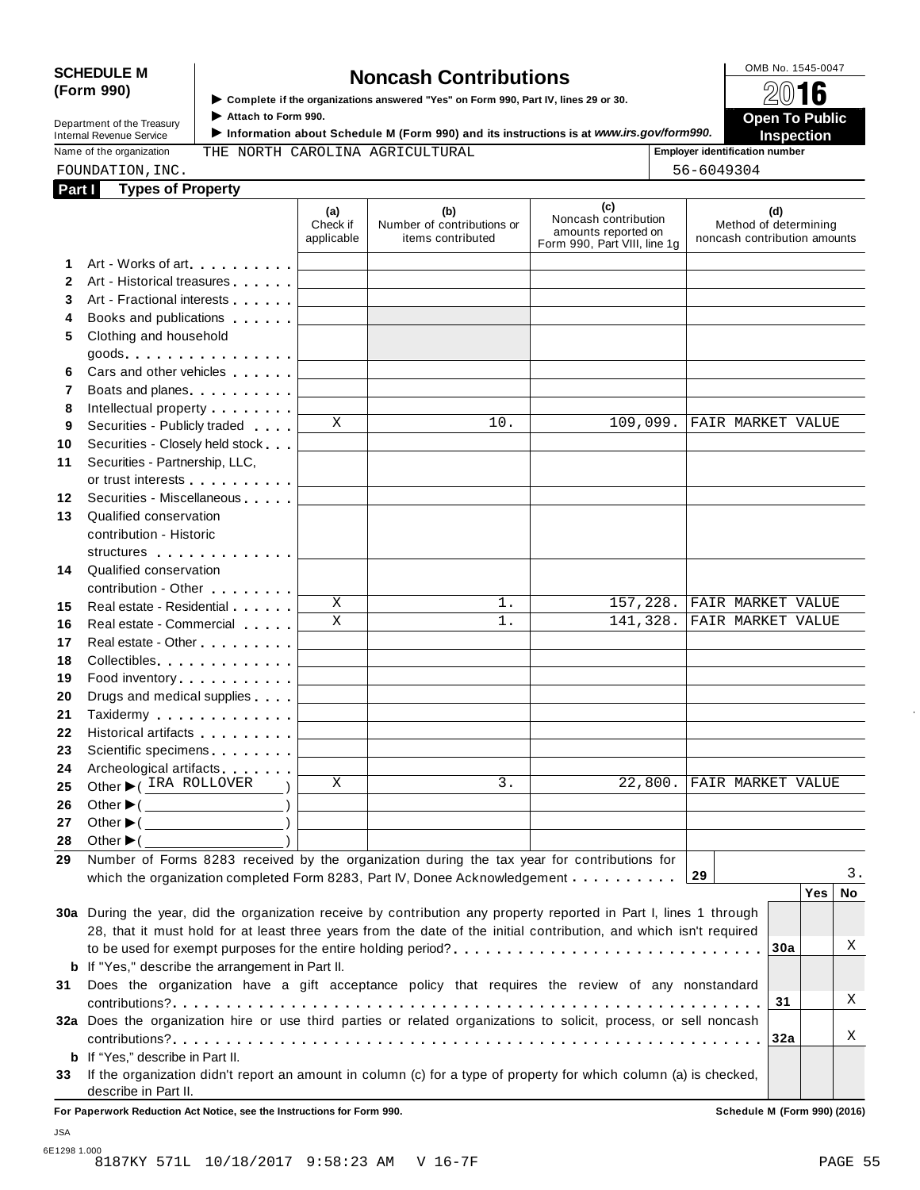**SCHEDULE M (Form 990)**

Department of the Treasury
Internal Revenue Service

# Noncash Contributions

▶ Complete if the organizations answered "Yes" on Form 990, Part IV, lines 29 or 30.
▶ Attach to Form 990.
▶ Information about Schedule M (Form 990) and its instructions is at *www.irs.gov/form990*.

OMB No. 1545-0047
**2016**
**Open To Public Inspection**

Name of the organization: THE NORTH CAROLINA AGRICULTURAL FOUNDATION, INC.

Employer identification number: 56-6049304

## Part I Types of Property

| | | (a) Check if applicable | (b) Number of contributions or items contributed | (c) Noncash contribution amounts reported on Form 990, Part VIII, line 1g | (d) Method of determining noncash contribution amounts |
|---|---|---|---|---|---|
| 1 | Art - Works of art | | | | |
| 2 | Art - Historical treasures | | | | |
| 3 | Art - Fractional interests | | | | |
| 4 | Books and publications | | | | |
| 5 | Clothing and household goods | | | | |
| 6 | Cars and other vehicles | | | | |
| 7 | Boats and planes | | | | |
| 8 | Intellectual property | | | | |
| 9 | Securities - Publicly traded | X | 10. | 109,099. | FAIR MARKET VALUE |
| 10 | Securities - Closely held stock | | | | |
| 11 | Securities - Partnership, LLC, or trust interests | | | | |
| 12 | Securities - Miscellaneous | | | | |
| 13 | Qualified conservation contribution - Historic structures | | | | |
| 14 | Qualified conservation contribution - Other | | | | |
| 15 | Real estate - Residential | X | 1. | 157,228. | FAIR MARKET VALUE |
| 16 | Real estate - Commercial | X | 1. | 141,328. | FAIR MARKET VALUE |
| 17 | Real estate - Other | | | | |
| 18 | Collectibles | | | | |
| 19 | Food inventory | | | | |
| 20 | Drugs and medical supplies | | | | |
| 21 | Taxidermy | | | | |
| 22 | Historical artifacts | | | | |
| 23 | Scientific specimens | | | | |
| 24 | Archeological artifacts | | | | |
| 25 | Other ▶ ( IRA ROLLOVER ) | X | 3. | 22,800. | FAIR MARKET VALUE |
| 26 | Other ▶ ( ) | | | | |
| 27 | Other ▶ ( ) | | | | |
| 28 | Other ▶ ( ) | | | | |

**29** Number of Forms 8283 received by the organization during the tax year for contributions for which the organization completed Form 8283, Part IV, Donee Acknowledgement . . . **29** 3.

| | | | Yes | No |
|---|---|---|---|---|
| **30a** | During the year, did the organization receive by contribution any property reported in Part I, lines 1 through 28, that it must hold for at least three years from the date of the initial contribution, and which isn't required to be used for exempt purposes for the entire holding period? | 30a | | X |
| **b** | If "Yes," describe the arrangement in Part II. | | | |
| **31** | Does the organization have a gift acceptance policy that requires the review of any nonstandard contributions? | 31 | | X |
| **32a** | Does the organization hire or use third parties or related organizations to solicit, process, or sell noncash contributions? | 32a | | X |
| **b** | If "Yes," describe in Part II. | | | |
| **33** | If the organization didn't report an amount in column (c) for a type of property for which column (a) is checked, describe in Part II. | | | |

**For Paperwork Reduction Act Notice, see the Instructions for Form 990.** **Schedule M (Form 990) (2016)**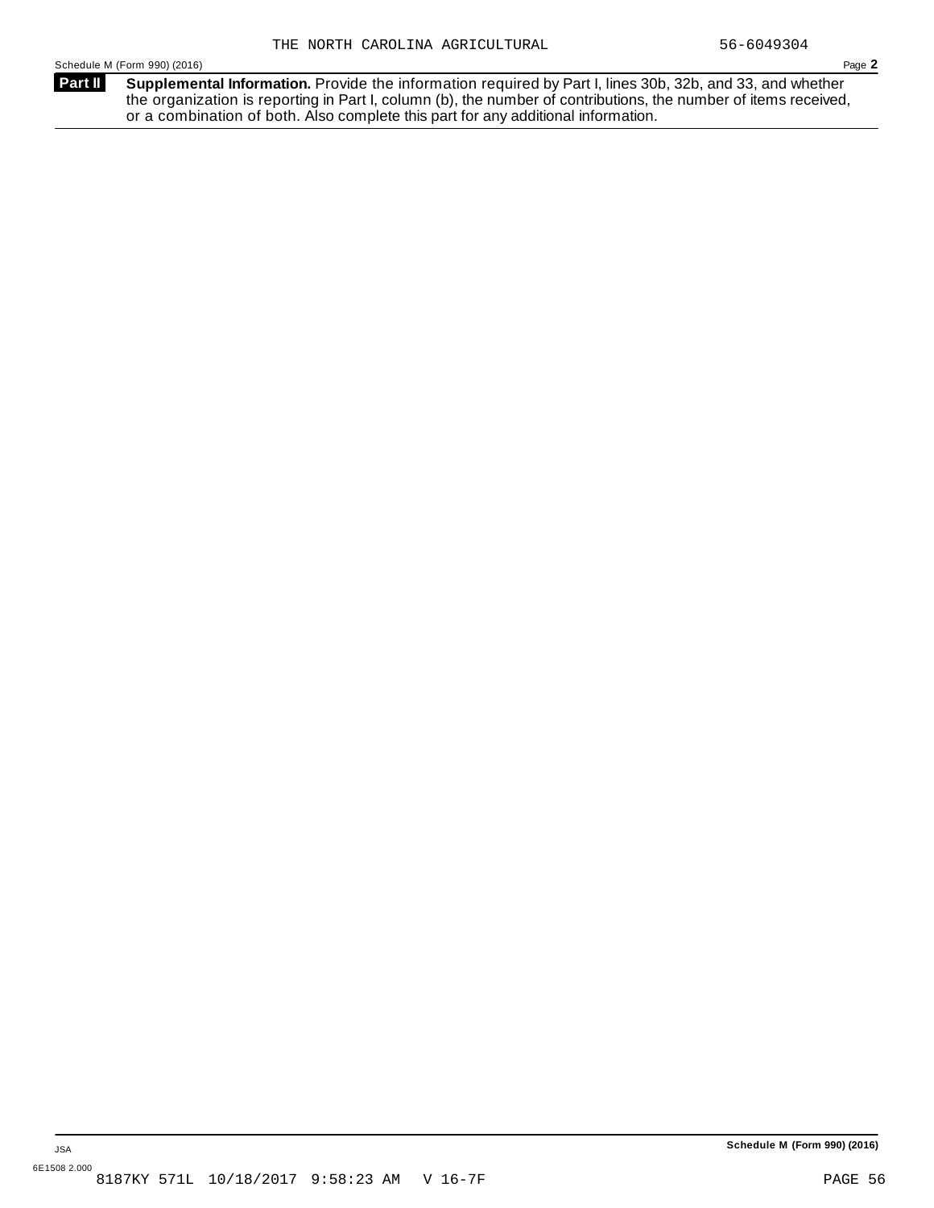THE NORTH CAROLINA AGRICULTURAL 56-6049304

Schedule M (Form 990) (2016)

**Part II** **Supplemental Information.** Provide the information required by Part I, lines 30b, 32b, and 33, and whether the organization is reporting in Part I, column (b), the number of contributions, the number of items received, or a combination of both. Also complete this part for any additional information.

**Schedule M (Form 990) (2016)**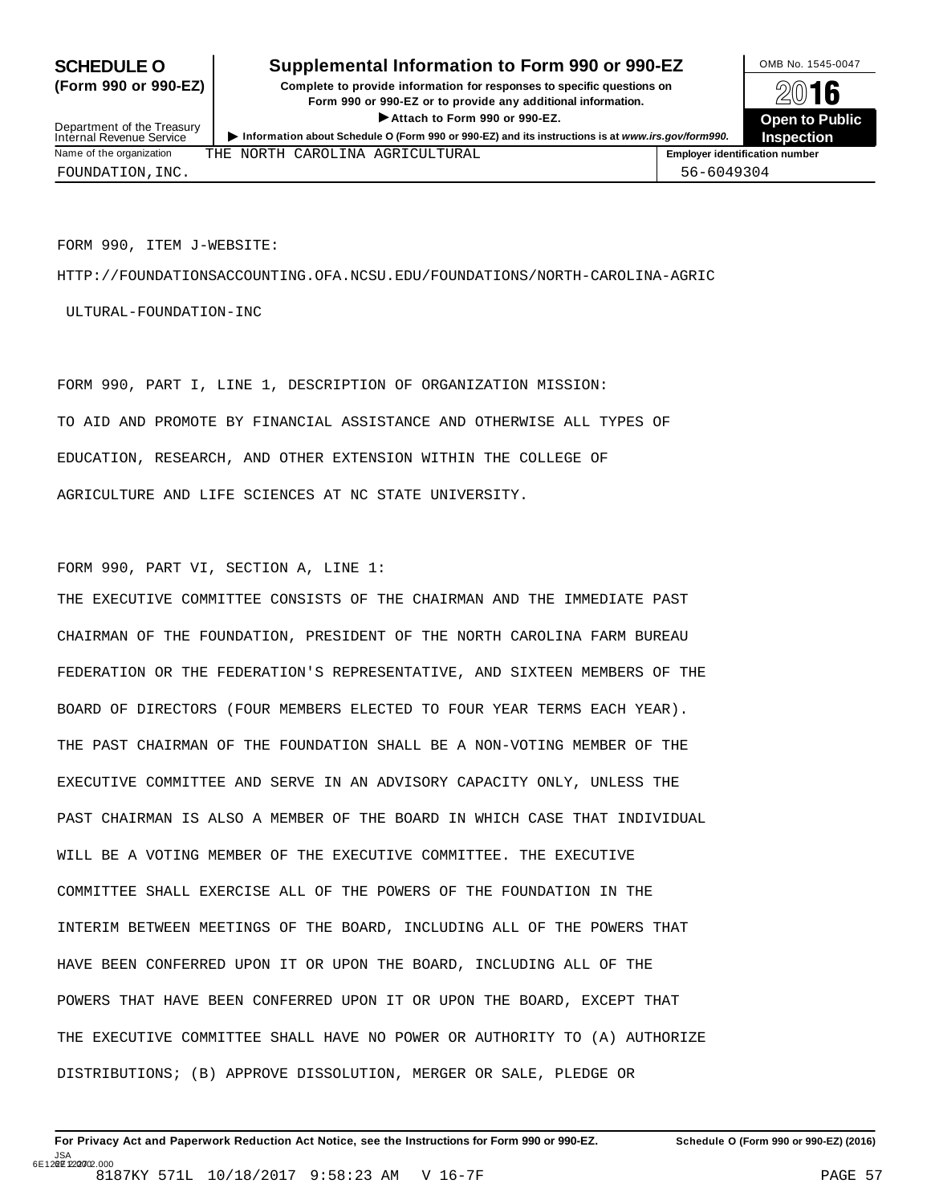**SCHEDULE O (Form 990 or 990-EZ)**

Department of the Treasury
Internal Revenue Service

# Supplemental Information to Form 990 or 990-EZ

**Complete to provide information for responses to specific questions on Form 990 or 990-EZ or to provide any additional information.**

**▶ Attach to Form 990 or 990-EZ.**

**▶ Information about Schedule O (Form 990 or 990-EZ) and its instructions is at *www.irs.gov/form990*.**

OMB No. 1545-0047

**2016**

**Open to Public Inspection**

| Name of the organization | Employer identification number |
|---|---|
| THE NORTH CAROLINA AGRICULTURAL FOUNDATION,INC. | 56-6049304 |

FORM 990, ITEM J-WEBSITE:

HTTP://FOUNDATIONSACCOUNTING.OFA.NCSU.EDU/FOUNDATIONS/NORTH-CAROLINA-AGRICULTURAL-FOUNDATION-INC

FORM 990, PART I, LINE 1, DESCRIPTION OF ORGANIZATION MISSION:

TO AID AND PROMOTE BY FINANCIAL ASSISTANCE AND OTHERWISE ALL TYPES OF EDUCATION, RESEARCH, AND OTHER EXTENSION WITHIN THE COLLEGE OF AGRICULTURE AND LIFE SCIENCES AT NC STATE UNIVERSITY.

FORM 990, PART VI, SECTION A, LINE 1:

THE EXECUTIVE COMMITTEE CONSISTS OF THE CHAIRMAN AND THE IMMEDIATE PAST CHAIRMAN OF THE FOUNDATION, PRESIDENT OF THE NORTH CAROLINA FARM BUREAU FEDERATION OR THE FEDERATION'S REPRESENTATIVE, AND SIXTEEN MEMBERS OF THE BOARD OF DIRECTORS (FOUR MEMBERS ELECTED TO FOUR YEAR TERMS EACH YEAR). THE PAST CHAIRMAN OF THE FOUNDATION SHALL BE A NON-VOTING MEMBER OF THE EXECUTIVE COMMITTEE AND SERVE IN AN ADVISORY CAPACITY ONLY, UNLESS THE PAST CHAIRMAN IS ALSO A MEMBER OF THE BOARD IN WHICH CASE THAT INDIVIDUAL WILL BE A VOTING MEMBER OF THE EXECUTIVE COMMITTEE. THE EXECUTIVE COMMITTEE SHALL EXERCISE ALL OF THE POWERS OF THE FOUNDATION IN THE INTERIM BETWEEN MEETINGS OF THE BOARD, INCLUDING ALL OF THE POWERS THAT HAVE BEEN CONFERRED UPON IT OR UPON THE BOARD, INCLUDING ALL OF THE POWERS THAT HAVE BEEN CONFERRED UPON IT OR UPON THE BOARD, EXCEPT THAT THE EXECUTIVE COMMITTEE SHALL HAVE NO POWER OR AUTHORITY TO (A) AUTHORIZE DISTRIBUTIONS; (B) APPROVE DISSOLUTION, MERGER OR SALE, PLEDGE OR

**For Privacy Act and Paperwork Reduction Act Notice, see the Instructions for Form 990 or 990-EZ.** **Schedule O (Form 990 or 990-EZ) (2016)**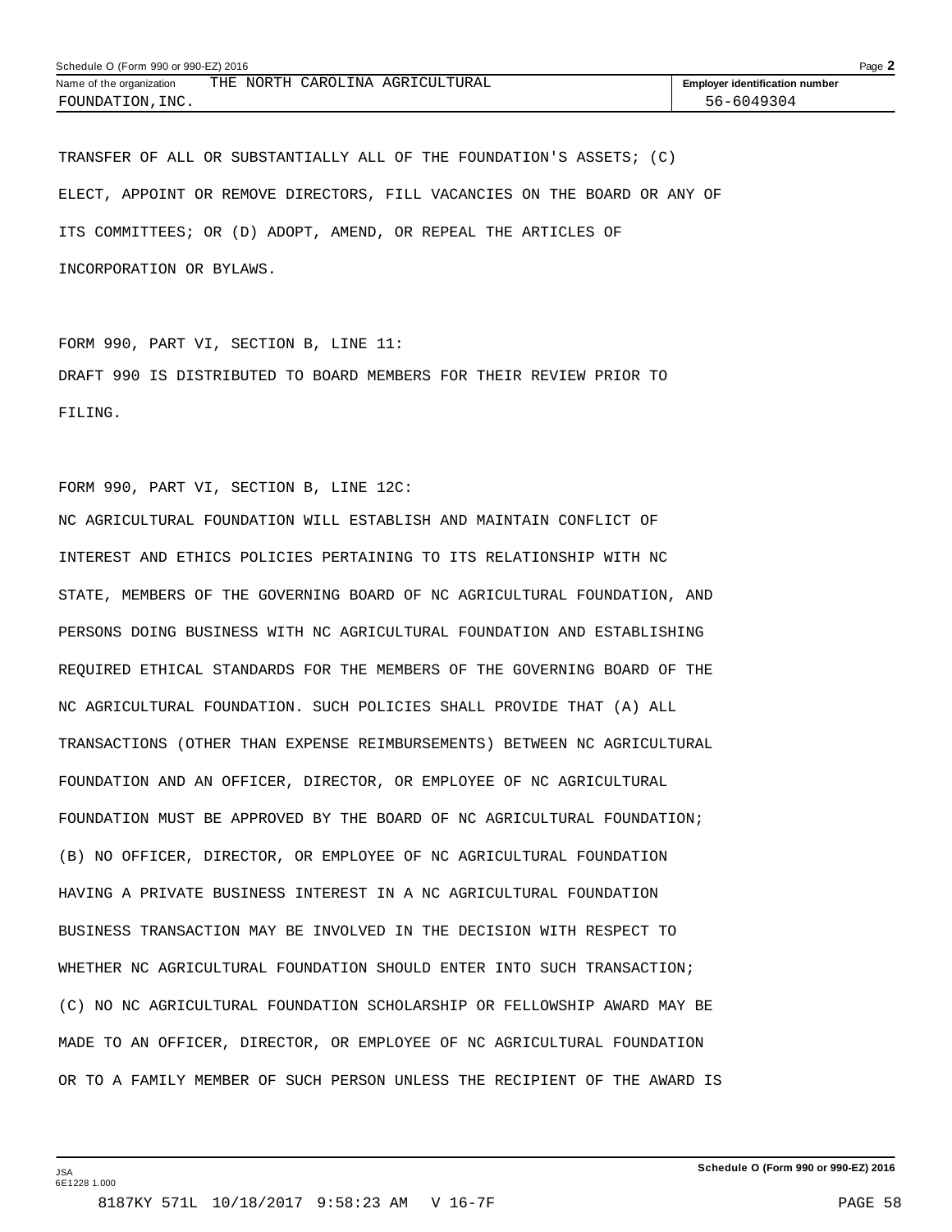TRANSFER OF ALL OR SUBSTANTIALLY ALL OF THE FOUNDATION'S ASSETS; (C) ELECT, APPOINT OR REMOVE DIRECTORS, FILL VACANCIES ON THE BOARD OR ANY OF ITS COMMITTEES; OR (D) ADOPT, AMEND, OR REPEAL THE ARTICLES OF INCORPORATION OR BYLAWS.

FORM 990, PART VI, SECTION B, LINE 11:
DRAFT 990 IS DISTRIBUTED TO BOARD MEMBERS FOR THEIR REVIEW PRIOR TO FILING.

FORM 990, PART VI, SECTION B, LINE 12C:
NC AGRICULTURAL FOUNDATION WILL ESTABLISH AND MAINTAIN CONFLICT OF INTEREST AND ETHICS POLICIES PERTAINING TO ITS RELATIONSHIP WITH NC STATE, MEMBERS OF THE GOVERNING BOARD OF NC AGRICULTURAL FOUNDATION, AND PERSONS DOING BUSINESS WITH NC AGRICULTURAL FOUNDATION AND ESTABLISHING REQUIRED ETHICAL STANDARDS FOR THE MEMBERS OF THE GOVERNING BOARD OF THE NC AGRICULTURAL FOUNDATION. SUCH POLICIES SHALL PROVIDE THAT (A) ALL TRANSACTIONS (OTHER THAN EXPENSE REIMBURSEMENTS) BETWEEN NC AGRICULTURAL FOUNDATION AND AN OFFICER, DIRECTOR, OR EMPLOYEE OF NC AGRICULTURAL FOUNDATION MUST BE APPROVED BY THE BOARD OF NC AGRICULTURAL FOUNDATION; (B) NO OFFICER, DIRECTOR, OR EMPLOYEE OF NC AGRICULTURAL FOUNDATION HAVING A PRIVATE BUSINESS INTEREST IN A NC AGRICULTURAL FOUNDATION BUSINESS TRANSACTION MAY BE INVOLVED IN THE DECISION WITH RESPECT TO WHETHER NC AGRICULTURAL FOUNDATION SHOULD ENTER INTO SUCH TRANSACTION; (C) NO NC AGRICULTURAL FOUNDATION SCHOLARSHIP OR FELLOWSHIP AWARD MAY BE MADE TO AN OFFICER, DIRECTOR, OR EMPLOYEE OF NC AGRICULTURAL FOUNDATION OR TO A FAMILY MEMBER OF SUCH PERSON UNLESS THE RECIPIENT OF THE AWARD IS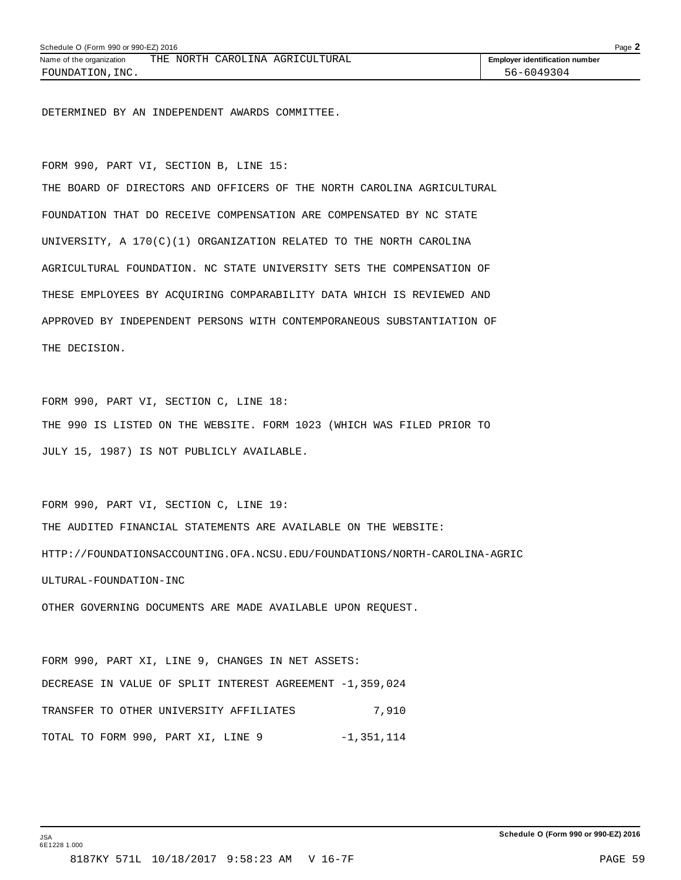DETERMINED BY AN INDEPENDENT AWARDS COMMITTEE.

FORM 990, PART VI, SECTION B, LINE 15:

THE BOARD OF DIRECTORS AND OFFICERS OF THE NORTH CAROLINA AGRICULTURAL FOUNDATION THAT DO RECEIVE COMPENSATION ARE COMPENSATED BY NC STATE UNIVERSITY, A 170(C)(1) ORGANIZATION RELATED TO THE NORTH CAROLINA AGRICULTURAL FOUNDATION. NC STATE UNIVERSITY SETS THE COMPENSATION OF THESE EMPLOYEES BY ACQUIRING COMPARABILITY DATA WHICH IS REVIEWED AND APPROVED BY INDEPENDENT PERSONS WITH CONTEMPORANEOUS SUBSTANTIATION OF THE DECISION.

FORM 990, PART VI, SECTION C, LINE 18:

THE 990 IS LISTED ON THE WEBSITE. FORM 1023 (WHICH WAS FILED PRIOR TO JULY 15, 1987) IS NOT PUBLICLY AVAILABLE.

FORM 990, PART VI, SECTION C, LINE 19:

THE AUDITED FINANCIAL STATEMENTS ARE AVAILABLE ON THE WEBSITE:

HTTP://FOUNDATIONSACCOUNTING.OFA.NCSU.EDU/FOUNDATIONS/NORTH-CAROLINA-AGRICULTURAL-FOUNDATION-INC

OTHER GOVERNING DOCUMENTS ARE MADE AVAILABLE UPON REQUEST.

FORM 990, PART XI, LINE 9, CHANGES IN NET ASSETS:

| | |
|---|---|
| DECREASE IN VALUE OF SPLIT INTEREST AGREEMENT | -1,359,024 |
| TRANSFER TO OTHER UNIVERSITY AFFILIATES | 7,910 |
| TOTAL TO FORM 990, PART XI, LINE 9 | -1,351,114 |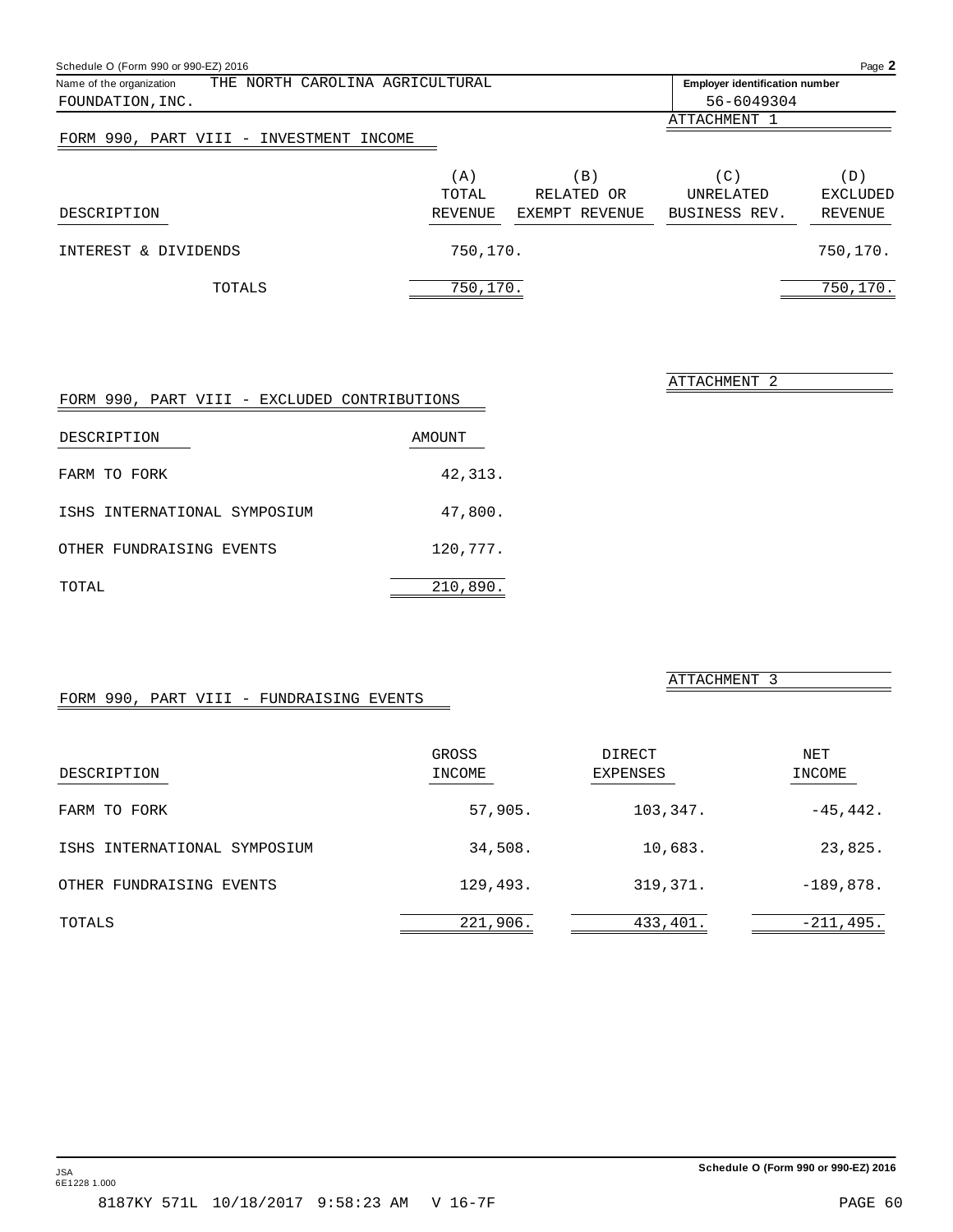Name of the organization THE NORTH CAROLINA AGRICULTURAL FOUNDATION,INC.

Employer identification number 56-6049304

ATTACHMENT 1

## FORM 990, PART VIII - INVESTMENT INCOME

| DESCRIPTION | (A) TOTAL REVENUE | (B) RELATED OR EXEMPT REVENUE | (C) UNRELATED BUSINESS REV. | (D) EXCLUDED REVENUE |
|---|---|---|---|---|
| INTEREST & DIVIDENDS | 750,170. | | | 750,170. |
| TOTALS | 750,170. | | | 750,170. |

ATTACHMENT 2

## FORM 990, PART VIII - EXCLUDED CONTRIBUTIONS

| DESCRIPTION | AMOUNT |
|---|---|
| FARM TO FORK | 42,313. |
| ISHS INTERNATIONAL SYMPOSIUM | 47,800. |
| OTHER FUNDRAISING EVENTS | 120,777. |
| TOTAL | 210,890. |

ATTACHMENT 3

## FORM 990, PART VIII - FUNDRAISING EVENTS

| DESCRIPTION | GROSS INCOME | DIRECT EXPENSES | NET INCOME |
|---|---|---|---|
| FARM TO FORK | 57,905. | 103,347. | -45,442. |
| ISHS INTERNATIONAL SYMPOSIUM | 34,508. | 10,683. | 23,825. |
| OTHER FUNDRAISING EVENTS | 129,493. | 319,371. | -189,878. |
| TOTALS | 221,906. | 433,401. | -211,495. |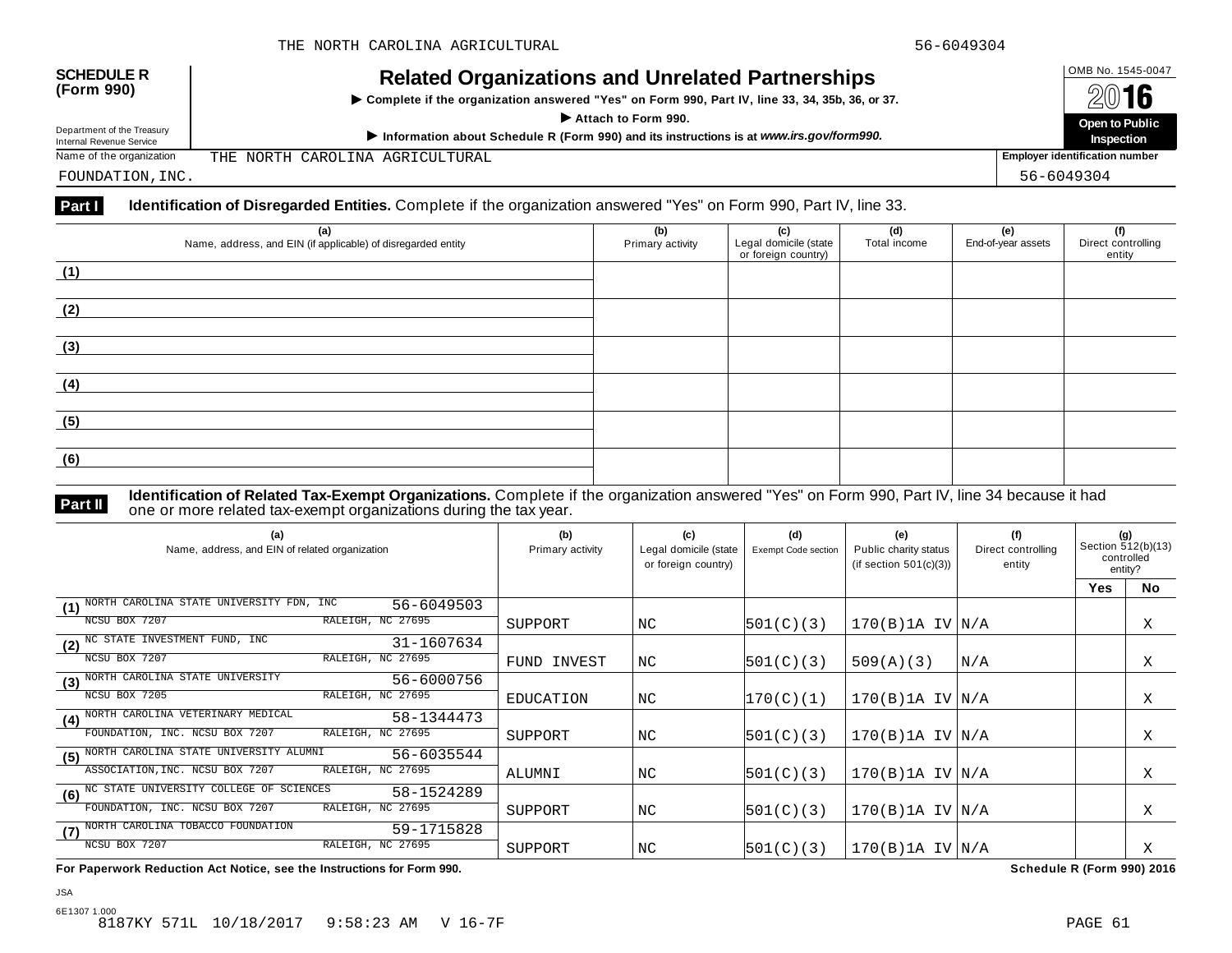THE NORTH CAROLINA AGRICULTURAL 56-6049304

**SCHEDULE R (Form 990)**

Department of the Treasury
Internal Revenue Service

# Related Organizations and Unrelated Partnerships

▶ Complete if the organization answered "Yes" on Form 990, Part IV, line 33, 34, 35b, 36, or 37.

▶ Attach to Form 990.

▶ Information about Schedule R (Form 990) and its instructions is at *www.irs.gov/form990.*

OMB No. 1545-0047

**2016**

**Open to Public Inspection**

Name of the organization: THE NORTH CAROLINA AGRICULTURAL FOUNDATION,INC.

Employer identification number: 56-6049304

**Part I** **Identification of Disregarded Entities.** Complete if the organization answered "Yes" on Form 990, Part IV, line 33.

| (a) Name, address, and EIN (if applicable) of disregarded entity | (b) Primary activity | (c) Legal domicile (state or foreign country) | (d) Total income | (e) End-of-year assets | (f) Direct controlling entity |
|---|---|---|---|---|---|
| (1) | | | | | |
| (2) | | | | | |
| (3) | | | | | |
| (4) | | | | | |
| (5) | | | | | |
| (6) | | | | | |

**Part II** **Identification of Related Tax-Exempt Organizations.** Complete if the organization answered "Yes" on Form 990, Part IV, line 34 because it had one or more related tax-exempt organizations during the tax year.

| (a) Name, address, and EIN of related organization | (b) Primary activity | (c) Legal domicile (state or foreign country) | (d) Exempt Code section | (e) Public charity status (if section 501(c)(3)) | (f) Direct controlling entity | (g) Section 512(b)(13) controlled entity? Yes | No |
|---|---|---|---|---|---|---|---|
| (1) NORTH CAROLINA STATE UNIVERSITY FDN, INC 56-6049503 NCSU BOX 7207 RALEIGH, NC 27695 | SUPPORT | NC | 501(C)(3) | 170(B)1A IV | N/A | | X |
| (2) NC STATE INVESTMENT FUND, INC 31-1607634 NCSU BOX 7207 RALEIGH, NC 27695 | FUND INVEST | NC | 501(C)(3) | 509(A)(3) | N/A | | X |
| (3) NORTH CAROLINA STATE UNIVERSITY 56-6000756 NCSU BOX 7205 RALEIGH, NC 27695 | EDUCATION | NC | 170(C)(1) | 170(B)1A IV | N/A | | X |
| (4) NORTH CAROLINA VETERINARY MEDICAL FOUNDATION, INC. NCSU BOX 7207 RALEIGH, NC 27695 58-1344473 | SUPPORT | NC | 501(C)(3) | 170(B)1A IV | N/A | | X |
| (5) NORTH CAROLINA STATE UNIVERSITY ALUMNI ASSOCIATION,INC. NCSU BOX 7207 RALEIGH, NC 27695 56-6035544 | ALUMNI | NC | 501(C)(3) | 170(B)1A IV | N/A | | X |
| (6) NC STATE UNIVERSITY COLLEGE OF SCIENCES FOUNDATION, INC. NCSU BOX 7207 RALEIGH, NC 27695 58-1524289 | SUPPORT | NC | 501(C)(3) | 170(B)1A IV | N/A | | X |
| (7) NORTH CAROLINA TOBACCO FOUNDATION 59-1715828 NCSU BOX 7207 RALEIGH, NC 27695 | SUPPORT | NC | 501(C)(3) | 170(B)1A IV | N/A | | X |

**For Paperwork Reduction Act Notice, see the Instructions for Form 990.** **Schedule R (Form 990) 2016**

JSA
6E1307 1.000
8187KY 571L 10/18/2017 9:58:23 AM V 16-7F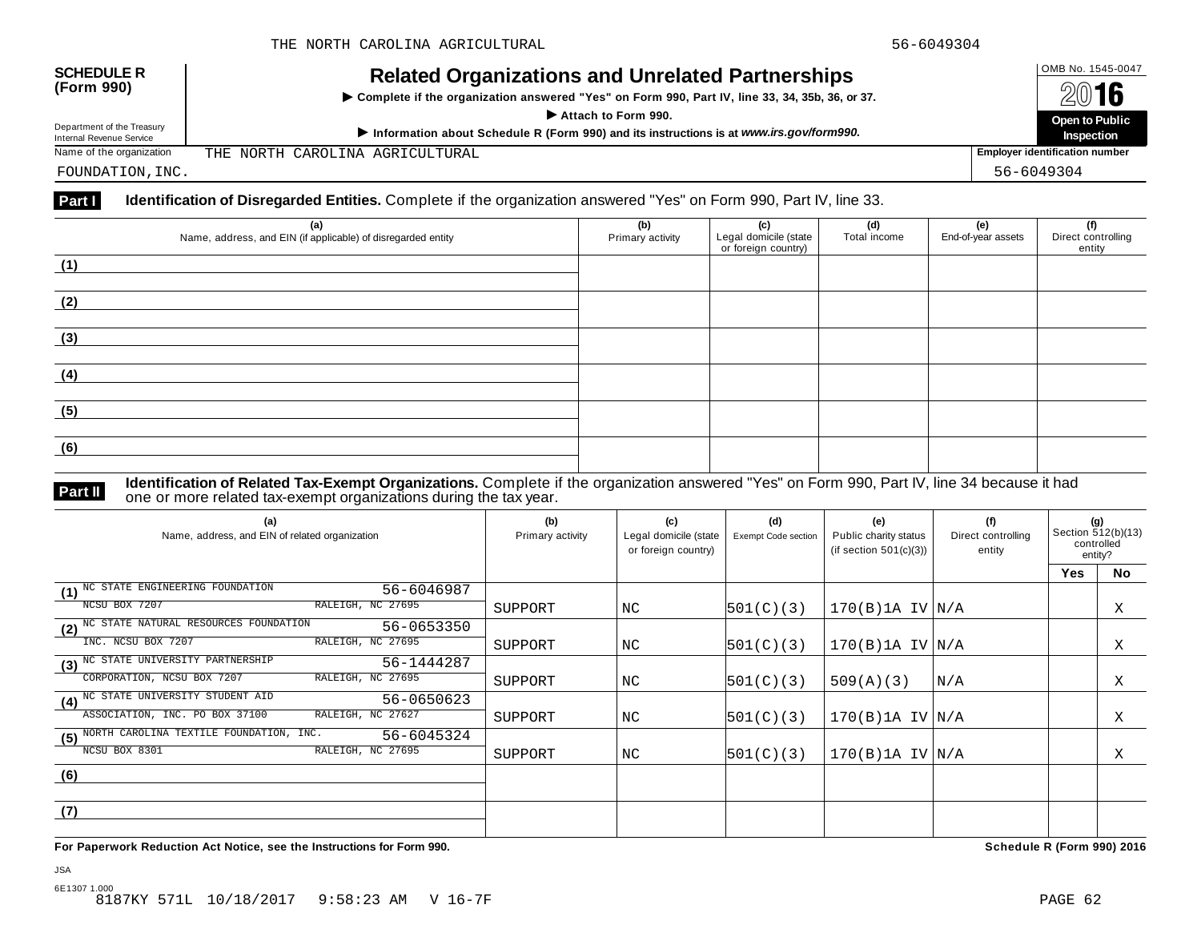**SCHEDULE R (Form 990)**

Department of the Treasury
Internal Revenue Service

# Related Organizations and Unrelated Partnerships

▶ Complete if the organization answered "Yes" on Form 990, Part IV, line 33, 34, 35b, 36, or 37.

▶ Attach to Form 990.

▶ Information about Schedule R (Form 990) and its instructions is at *www.irs.gov/form990.*

OMB No. 1545-0047

2016

Open to Public Inspection

Name of the organization: THE NORTH CAROLINA AGRICULTURAL FOUNDATION,INC.

Employer identification number: 56-6049304

**Part I** **Identification of Disregarded Entities.** Complete if the organization answered "Yes" on Form 990, Part IV, line 33.

| (a) Name, address, and EIN (if applicable) of disregarded entity | (b) Primary activity | (c) Legal domicile (state or foreign country) | (d) Total income | (e) End-of-year assets | (f) Direct controlling entity |
|---|---|---|---|---|---|
| (1) | | | | | |
| (2) | | | | | |
| (3) | | | | | |
| (4) | | | | | |
| (5) | | | | | |
| (6) | | | | | |

**Part II** **Identification of Related Tax-Exempt Organizations.** Complete if the organization answered "Yes" on Form 990, Part IV, line 34 because it had one or more related tax-exempt organizations during the tax year.

| (a) Name, address, and EIN of related organization | (b) Primary activity | (c) Legal domicile (state or foreign country) | (d) Exempt Code section | (e) Public charity status (if section 501(c)(3)) | (f) Direct controlling entity | (g) Section 512(b)(13) controlled entity? Yes | No |
|---|---|---|---|---|---|---|---|
| (1) NC STATE ENGINEERING FOUNDATION 56-6046987 NCSU BOX 7207 RALEIGH, NC 27695 | SUPPORT | NC | 501(C)(3) | 170(B)1A IV | N/A | | X |
| (2) NC STATE NATURAL RESOURCES FOUNDATION 56-0653350 INC. NCSU BOX 7207 RALEIGH, NC 27695 | SUPPORT | NC | 501(C)(3) | 170(B)1A IV | N/A | | X |
| (3) NC STATE UNIVERSITY PARTNERSHIP 56-1444287 CORPORATION, NCSU BOX 7207 RALEIGH, NC 27695 | SUPPORT | NC | 501(C)(3) | 509(A)(3) | N/A | | X |
| (4) NC STATE UNIVERSITY STUDENT AID 56-0650623 ASSOCIATION, INC. PO BOX 37100 RALEIGH, NC 27627 | SUPPORT | NC | 501(C)(3) | 170(B)1A IV | N/A | | X |
| (5) NORTH CAROLINA TEXTILE FOUNDATION, INC. 56-6045324 NCSU BOX 8301 RALEIGH, NC 27695 | SUPPORT | NC | 501(C)(3) | 170(B)1A IV | N/A | | X |
| (6) | | | | | | | |
| (7) | | | | | | | |

**For Paperwork Reduction Act Notice, see the Instructions for Form 990.** **Schedule R (Form 990) 2016**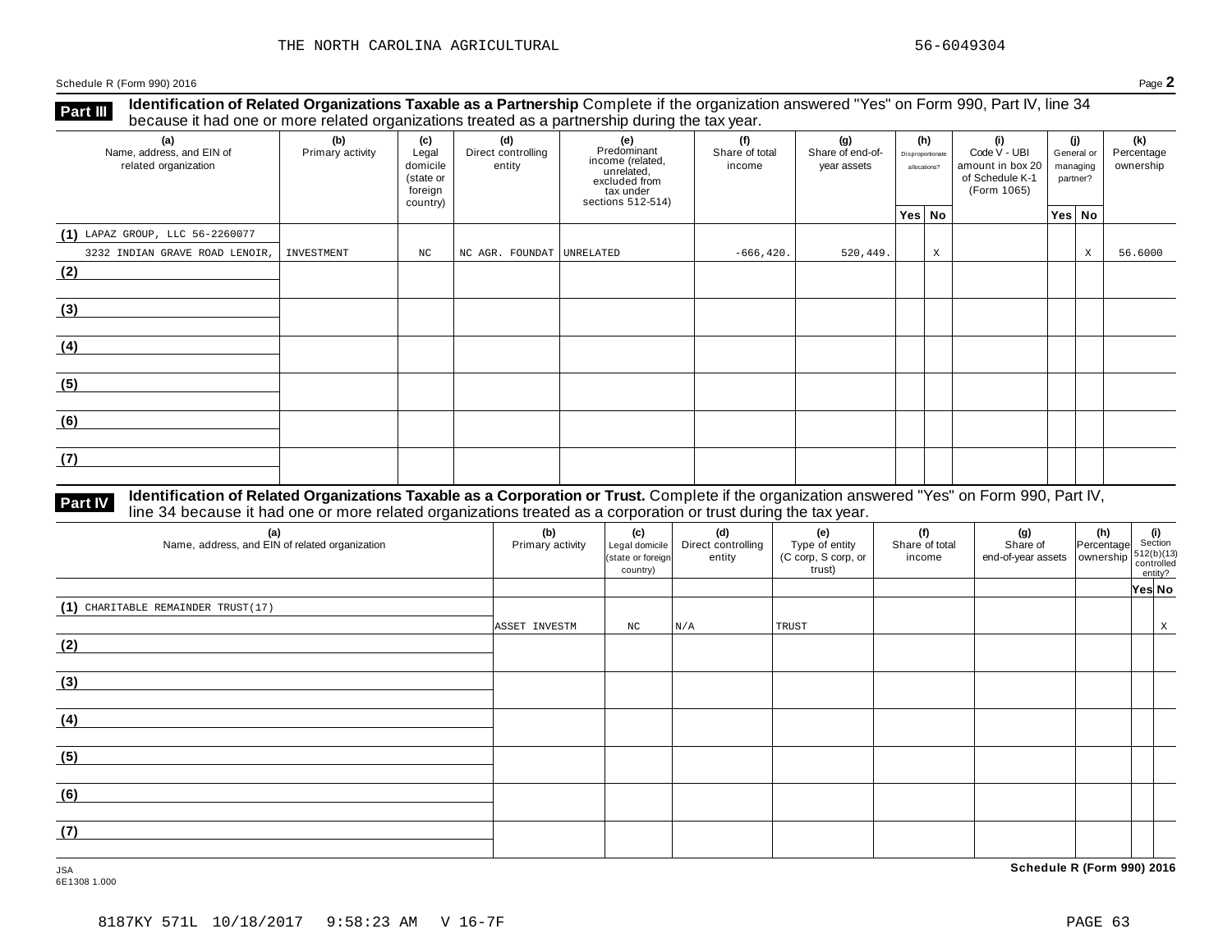THE NORTH CAROLINA AGRICULTURAL 56-6049304

Schedule R (Form 990) 2016 Page **2**

**Part III** **Identification of Related Organizations Taxable as a Partnership** Complete if the organization answered "Yes" on Form 990, Part IV, line 34 because it had one or more related organizations treated as a partnership during the tax year.

| (a) Name, address, and EIN of related organization | (b) Primary activity | (c) Legal domicile (state or foreign country) | (d) Direct controlling entity | (e) Predominant income (related, unrelated, excluded from tax under sections 512-514) | (f) Share of total income | (g) Share of end-of-year assets | (h) Disproportionate allocations? Yes | (h) No | (i) Code V - UBI amount in box 20 of Schedule K-1 (Form 1065) | (j) General or managing partner? Yes | (j) No | (k) Percentage ownership |
|---|---|---|---|---|---|---|---|---|---|---|---|---|
| (1) LAPAZ GROUP, LLC 56-2260077 3232 INDIAN GRAVE ROAD LENOIR, | INVESTMENT | NC | NC AGR. FOUNDAT | UNRELATED | -666,420. | 520,449. | | X | | | X | 56.6000 |
| (2) | | | | | | | | | | | | |
| (3) | | | | | | | | | | | | |
| (4) | | | | | | | | | | | | |
| (5) | | | | | | | | | | | | |
| (6) | | | | | | | | | | | | |
| (7) | | | | | | | | | | | | |

**Part IV** **Identification of Related Organizations Taxable as a Corporation or Trust.** Complete if the organization answered "Yes" on Form 990, Part IV, line 34 because it had one or more related organizations treated as a corporation or trust during the tax year.

| (a) Name, address, and EIN of related organization | (b) Primary activity | (c) Legal domicile (state or foreign country) | (d) Direct controlling entity | (e) Type of entity (C corp, S corp, or trust) | (f) Share of total income | (g) Share of end-of-year assets | (h) Percentage ownership | (i) Section 512(b)(13) controlled entity? Yes | (i) No |
|---|---|---|---|---|---|---|---|---|---|
| (1) CHARITABLE REMAINDER TRUST(17) | ASSET INVESTM | NC | N/A | TRUST | | | | | X |
| (2) | | | | | | | | | |
| (3) | | | | | | | | | |
| (4) | | | | | | | | | |
| (5) | | | | | | | | | |
| (6) | | | | | | | | | |
| (7) | | | | | | | | | |

JSA
6E1308 1.000

**Schedule R (Form 990) 2016**

8187KY 571L 10/18/2017 9:58:23 AM V 16-7F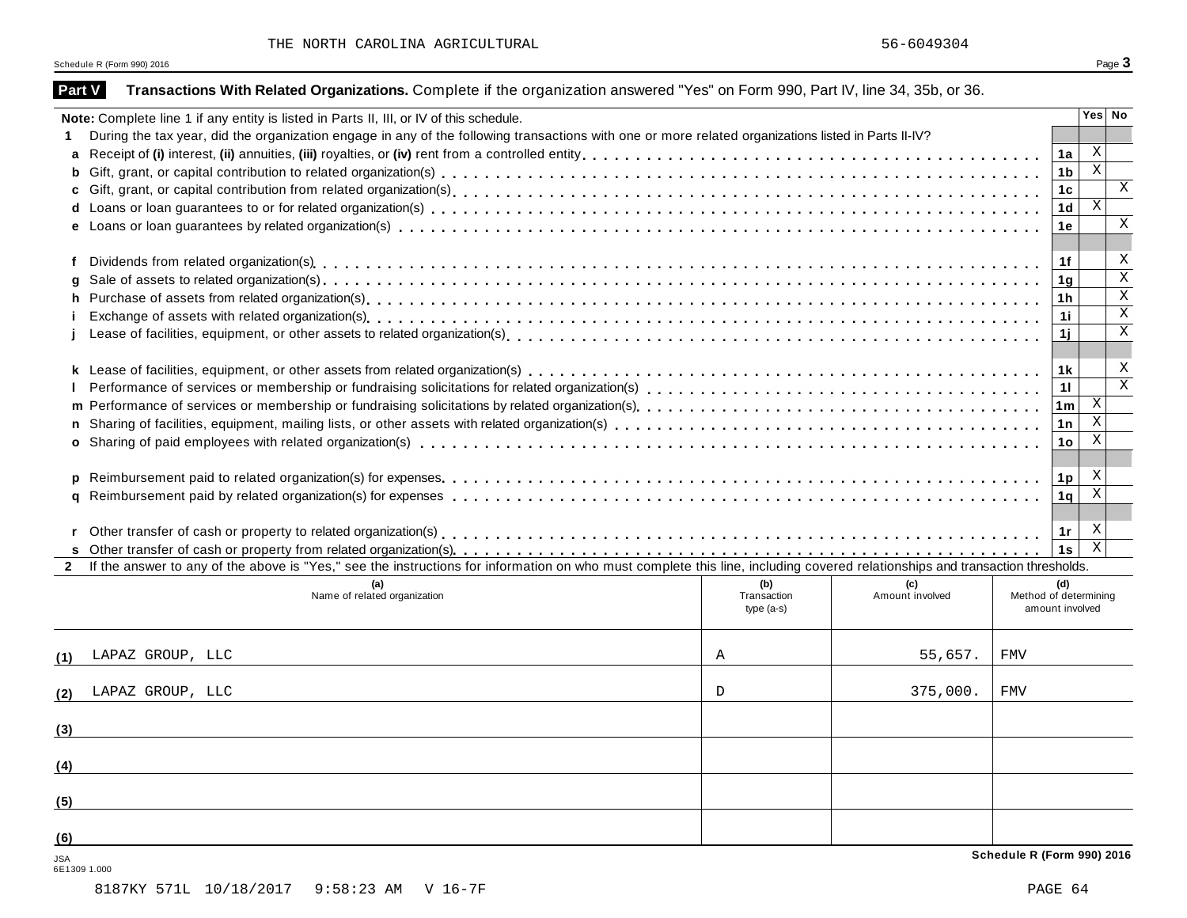THE NORTH CAROLINA AGRICULTURAL 56-6049304

Schedule R (Form 990) 2016

## Part V Transactions With Related Organizations. Complete if the organization answered "Yes" on Form 990, Part IV, line 34, 35b, or 36.

| Note: Complete line 1 if any entity is listed in Parts II, III, or IV of this schedule. | | Yes | No |
|---|---|---|---|
| **1** During the tax year, did the organization engage in any of the following transactions with one or more related organizations listed in Parts II-IV? | | | |
| **a** Receipt of **(i)** interest, **(ii)** annuities, **(iii)** royalties, or **(iv)** rent from a controlled entity | 1a | X | |
| **b** Gift, grant, or capital contribution to related organization(s) | 1b | X | |
| **c** Gift, grant, or capital contribution from related organization(s) | 1c | | X |
| **d** Loans or loan guarantees to or for related organization(s) | 1d | X | |
| **e** Loans or loan guarantees by related organization(s) | 1e | | X |
| **f** Dividends from related organization(s) | 1f | | X |
| **g** Sale of assets to related organization(s) | 1g | | X |
| **h** Purchase of assets from related organization(s) | 1h | | X |
| **i** Exchange of assets with related organization(s) | 1i | | X |
| **j** Lease of facilities, equipment, or other assets to related organization(s) | 1j | | X |
| **k** Lease of facilities, equipment, or other assets from related organization(s) | 1k | | X |
| **l** Performance of services or membership or fundraising solicitations for related organization(s) | 1l | | X |
| **m** Performance of services or membership or fundraising solicitations by related organization(s) | 1m | X | |
| **n** Sharing of facilities, equipment, mailing lists, or other assets with related organization(s) | 1n | X | |
| **o** Sharing of paid employees with related organization(s) | 1o | X | |
| **p** Reimbursement paid to related organization(s) for expenses | 1p | X | |
| **q** Reimbursement paid by related organization(s) for expenses | 1q | X | |
| **r** Other transfer of cash or property to related organization(s) | 1r | X | |
| **s** Other transfer of cash or property from related organization(s) | 1s | X | |

**2** If the answer to any of the above is "Yes," see the instructions for information on who must complete this line, including covered relationships and transaction thresholds.

| | (a) Name of related organization | (b) Transaction type (a-s) | (c) Amount involved | (d) Method of determining amount involved |
|---|---|---|---|---|
| (1) | LAPAZ GROUP, LLC | A | 55,657. | FMV |
| (2) | LAPAZ GROUP, LLC | D | 375,000. | FMV |
| (3) | | | | |
| (4) | | | | |
| (5) | | | | |
| (6) | | | | |

Schedule R (Form 990) 2016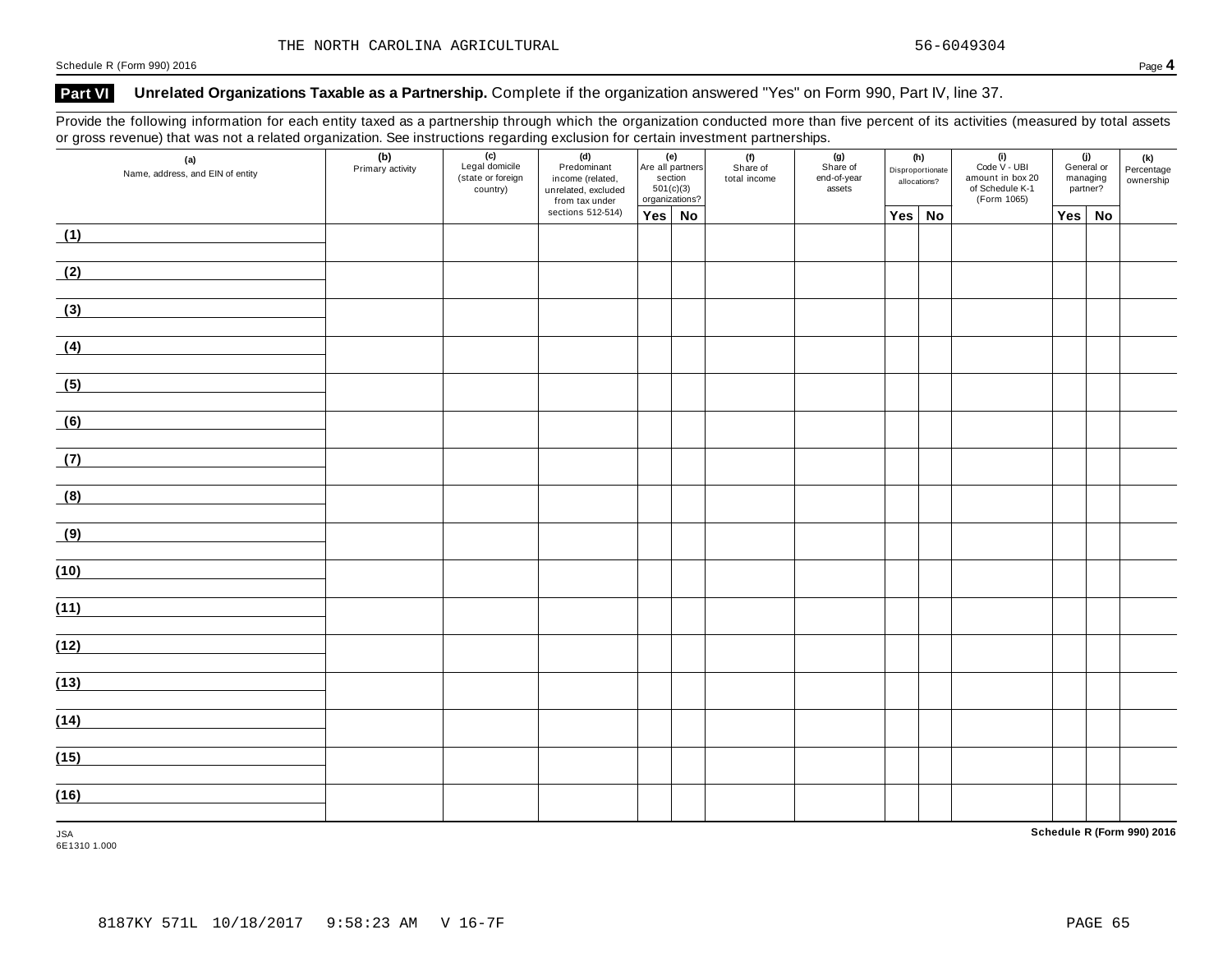THE NORTH CAROLINA AGRICULTURAL 56-6049304

Schedule R (Form 990) 2016 Page **4**

## Part VI Unrelated Organizations Taxable as a Partnership. Complete if the organization answered "Yes" on Form 990, Part IV, line 37.

Provide the following information for each entity taxed as a partnership through which the organization conducted more than five percent of its activities (measured by total assets or gross revenue) that was not a related organization. See instructions regarding exclusion for certain investment partnerships.

| (a) Name, address, and EIN of entity | (b) Primary activity | (c) Legal domicile (state or foreign country) | (d) Predominant income (related, unrelated, excluded from tax under sections 512-514) | (e) Are all partners section 501(c)(3) organizations? | | (f) Share of total income | (g) Share of end-of-year assets | (h) Disproportionate allocations? | | (i) Code V - UBI amount in box 20 of Schedule K-1 (Form 1065) | (j) General or managing partner? | | (k) Percentage ownership |
|---|---|---|---|---|---|---|---|---|---|---|---|---|---|
| | | | | Yes | No | | | Yes | No | | Yes | No | |
| (1) | | | | | | | | | | | | | |
| (2) | | | | | | | | | | | | | |
| (3) | | | | | | | | | | | | | |
| (4) | | | | | | | | | | | | | |
| (5) | | | | | | | | | | | | | |
| (6) | | | | | | | | | | | | | |
| (7) | | | | | | | | | | | | | |
| (8) | | | | | | | | | | | | | |
| (9) | | | | | | | | | | | | | |
| (10) | | | | | | | | | | | | | |
| (11) | | | | | | | | | | | | | |
| (12) | | | | | | | | | | | | | |
| (13) | | | | | | | | | | | | | |
| (14) | | | | | | | | | | | | | |
| (15) | | | | | | | | | | | | | |
| (16) | | | | | | | | | | | | | |

JSA
6E1310 1.000

**Schedule R (Form 990) 2016**

8187KY 571L 10/18/2017 9:58:23 AM V 16-7F PAGE 65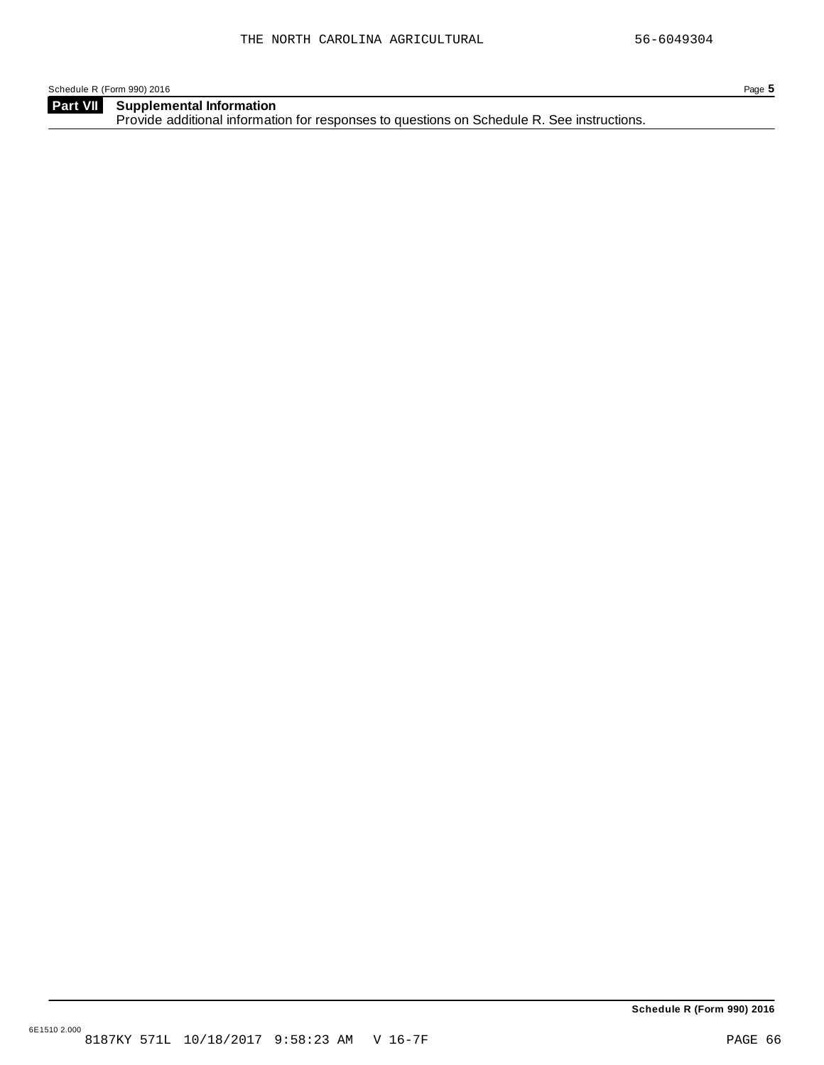## Part VII Supplemental Information

Provide additional information for responses to questions on Schedule R. See instructions.